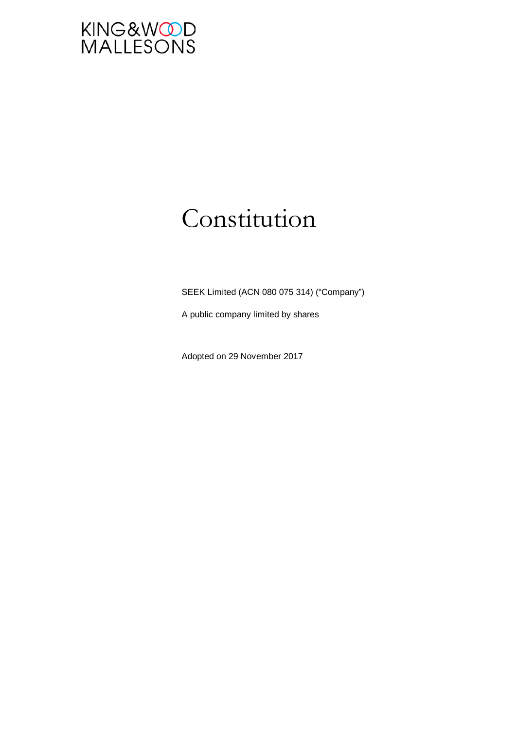KING&WOOD
MALLESONS

# Constitution

SEEK Limited (ACN 080 075 314) ("Company")

A public company limited by shares

Adopted on 29 November 2017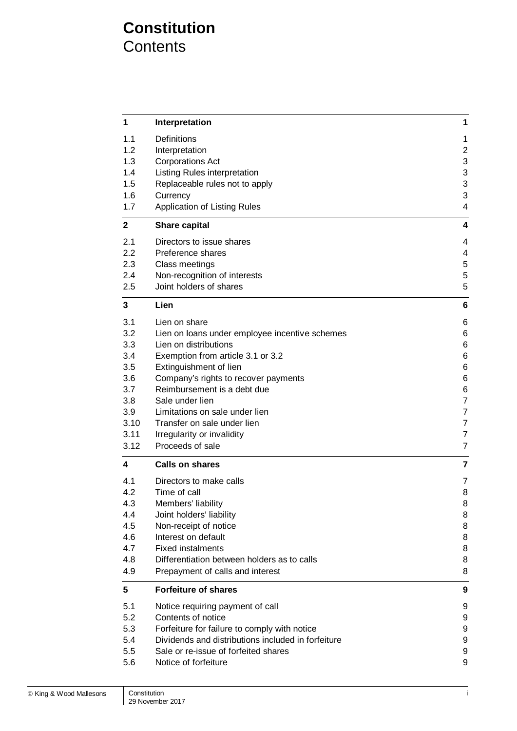# Constitution
## Contents

| | | |
|---|---|---|
| **1** | **Interpretation** | **1** |
| 1.1 | Definitions | 1 |
| 1.2 | Interpretation | 2 |
| 1.3 | Corporations Act | 3 |
| 1.4 | Listing Rules interpretation | 3 |
| 1.5 | Replaceable rules not to apply | 3 |
| 1.6 | Currency | 3 |
| 1.7 | Application of Listing Rules | 4 |
| **2** | **Share capital** | **4** |
| 2.1 | Directors to issue shares | 4 |
| 2.2 | Preference shares | 4 |
| 2.3 | Class meetings | 5 |
| 2.4 | Non-recognition of interests | 5 |
| 2.5 | Joint holders of shares | 5 |
| **3** | **Lien** | **6** |
| 3.1 | Lien on share | 6 |
| 3.2 | Lien on loans under employee incentive schemes | 6 |
| 3.3 | Lien on distributions | 6 |
| 3.4 | Exemption from article 3.1 or 3.2 | 6 |
| 3.5 | Extinguishment of lien | 6 |
| 3.6 | Company's rights to recover payments | 6 |
| 3.7 | Reimbursement is a debt due | 6 |
| 3.8 | Sale under lien | 7 |
| 3.9 | Limitations on sale under lien | 7 |
| 3.10 | Transfer on sale under lien | 7 |
| 3.11 | Irregularity or invalidity | 7 |
| 3.12 | Proceeds of sale | 7 |
| **4** | **Calls on shares** | **7** |
| 4.1 | Directors to make calls | 7 |
| 4.2 | Time of call | 8 |
| 4.3 | Members' liability | 8 |
| 4.4 | Joint holders' liability | 8 |
| 4.5 | Non-receipt of notice | 8 |
| 4.6 | Interest on default | 8 |
| 4.7 | Fixed instalments | 8 |
| 4.8 | Differentiation between holders as to calls | 8 |
| 4.9 | Prepayment of calls and interest | 8 |
| **5** | **Forfeiture of shares** | **9** |
| 5.1 | Notice requiring payment of call | 9 |
| 5.2 | Contents of notice | 9 |
| 5.3 | Forfeiture for failure to comply with notice | 9 |
| 5.4 | Dividends and distributions included in forfeiture | 9 |
| 5.5 | Sale or re-issue of forfeited shares | 9 |
| 5.6 | Notice of forfeiture | 9 |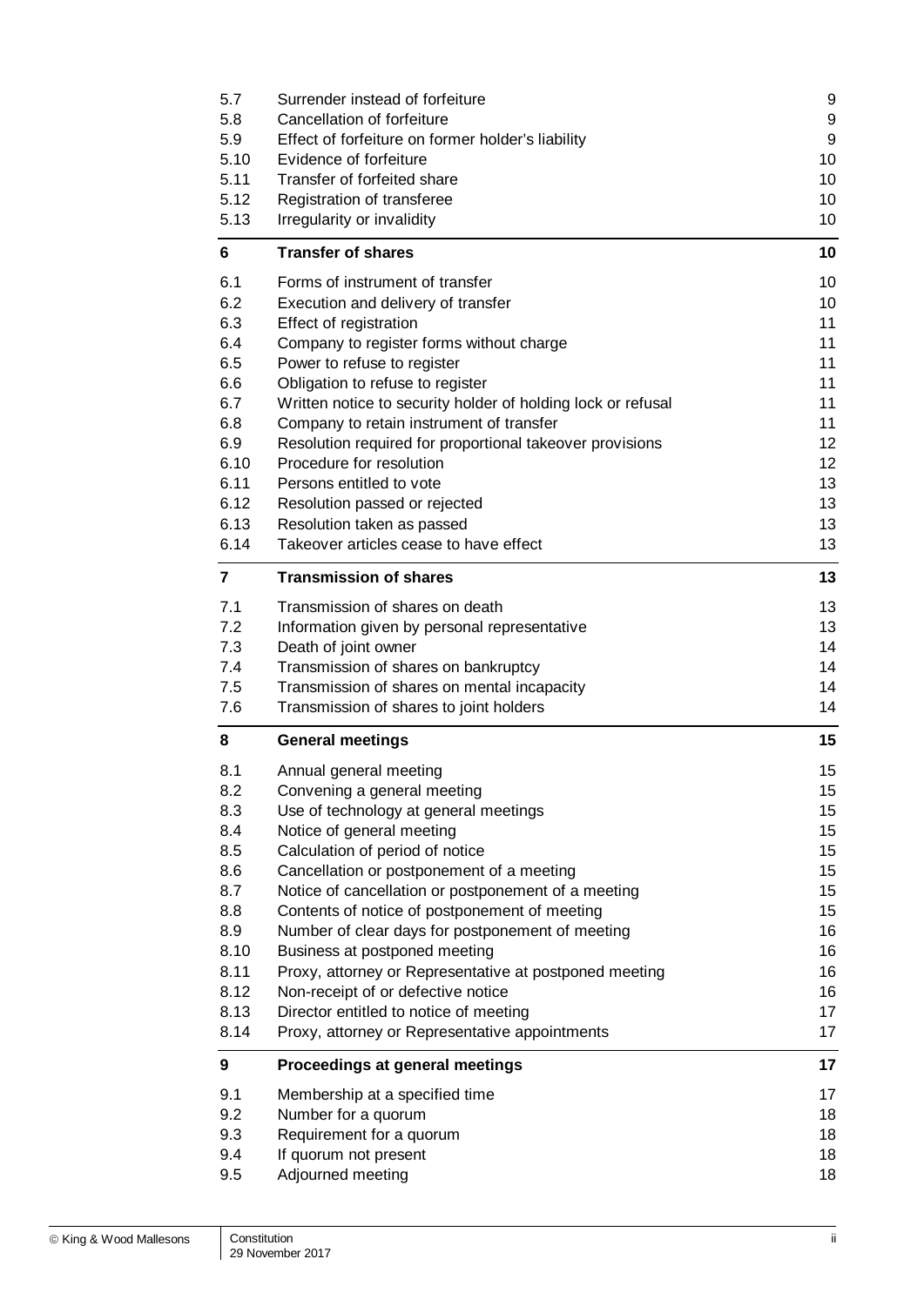| | | |
|---|---|---|
| 5.7 | Surrender instead of forfeiture | 9 |
| 5.8 | Cancellation of forfeiture | 9 |
| 5.9 | Effect of forfeiture on former holder's liability | 9 |
| 5.10 | Evidence of forfeiture | 10 |
| 5.11 | Transfer of forfeited share | 10 |
| 5.12 | Registration of transferee | 10 |
| 5.13 | Irregularity or invalidity | 10 |
| **6** | **Transfer of shares** | **10** |
| 6.1 | Forms of instrument of transfer | 10 |
| 6.2 | Execution and delivery of transfer | 10 |
| 6.3 | Effect of registration | 11 |
| 6.4 | Company to register forms without charge | 11 |
| 6.5 | Power to refuse to register | 11 |
| 6.6 | Obligation to refuse to register | 11 |
| 6.7 | Written notice to security holder of holding lock or refusal | 11 |
| 6.8 | Company to retain instrument of transfer | 11 |
| 6.9 | Resolution required for proportional takeover provisions | 12 |
| 6.10 | Procedure for resolution | 12 |
| 6.11 | Persons entitled to vote | 13 |
| 6.12 | Resolution passed or rejected | 13 |
| 6.13 | Resolution taken as passed | 13 |
| 6.14 | Takeover articles cease to have effect | 13 |
| **7** | **Transmission of shares** | **13** |
| 7.1 | Transmission of shares on death | 13 |
| 7.2 | Information given by personal representative | 13 |
| 7.3 | Death of joint owner | 14 |
| 7.4 | Transmission of shares on bankruptcy | 14 |
| 7.5 | Transmission of shares on mental incapacity | 14 |
| 7.6 | Transmission of shares to joint holders | 14 |
| **8** | **General meetings** | **15** |
| 8.1 | Annual general meeting | 15 |
| 8.2 | Convening a general meeting | 15 |
| 8.3 | Use of technology at general meetings | 15 |
| 8.4 | Notice of general meeting | 15 |
| 8.5 | Calculation of period of notice | 15 |
| 8.6 | Cancellation or postponement of a meeting | 15 |
| 8.7 | Notice of cancellation or postponement of a meeting | 15 |
| 8.8 | Contents of notice of postponement of meeting | 15 |
| 8.9 | Number of clear days for postponement of meeting | 16 |
| 8.10 | Business at postponed meeting | 16 |
| 8.11 | Proxy, attorney or Representative at postponed meeting | 16 |
| 8.12 | Non-receipt of or defective notice | 16 |
| 8.13 | Director entitled to notice of meeting | 17 |
| 8.14 | Proxy, attorney or Representative appointments | 17 |
| **9** | **Proceedings at general meetings** | **17** |
| 9.1 | Membership at a specified time | 17 |
| 9.2 | Number for a quorum | 18 |
| 9.3 | Requirement for a quorum | 18 |
| 9.4 | If quorum not present | 18 |
| 9.5 | Adjourned meeting | 18 |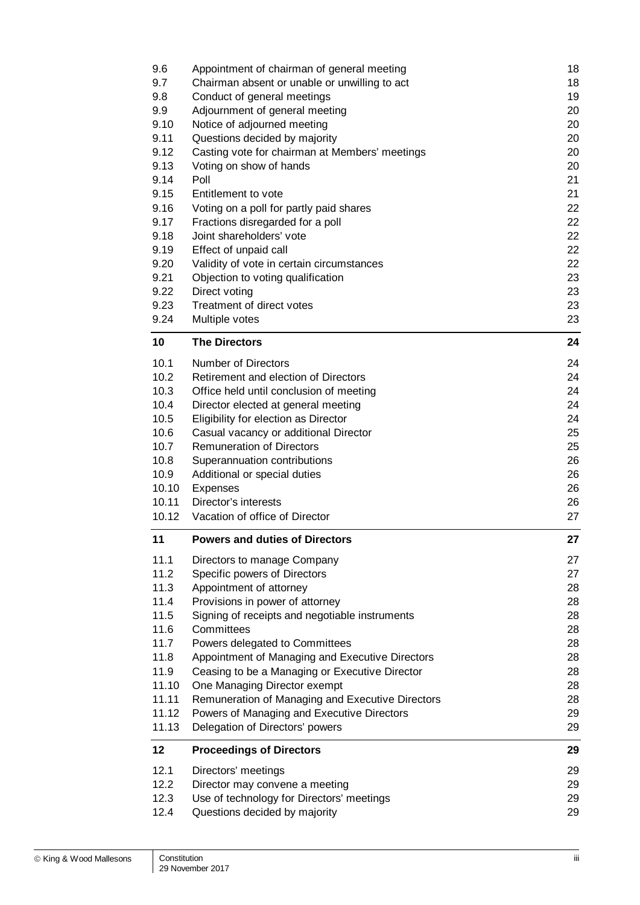| | | |
|---|---|---|
| 9.6 | Appointment of chairman of general meeting | 18 |
| 9.7 | Chairman absent or unable or unwilling to act | 18 |
| 9.8 | Conduct of general meetings | 19 |
| 9.9 | Adjournment of general meeting | 20 |
| 9.10 | Notice of adjourned meeting | 20 |
| 9.11 | Questions decided by majority | 20 |
| 9.12 | Casting vote for chairman at Members' meetings | 20 |
| 9.13 | Voting on show of hands | 20 |
| 9.14 | Poll | 21 |
| 9.15 | Entitlement to vote | 21 |
| 9.16 | Voting on a poll for partly paid shares | 22 |
| 9.17 | Fractions disregarded for a poll | 22 |
| 9.18 | Joint shareholders' vote | 22 |
| 9.19 | Effect of unpaid call | 22 |
| 9.20 | Validity of vote in certain circumstances | 22 |
| 9.21 | Objection to voting qualification | 23 |
| 9.22 | Direct voting | 23 |
| 9.23 | Treatment of direct votes | 23 |
| 9.24 | Multiple votes | 23 |
| **10** | **The Directors** | **24** |
| 10.1 | Number of Directors | 24 |
| 10.2 | Retirement and election of Directors | 24 |
| 10.3 | Office held until conclusion of meeting | 24 |
| 10.4 | Director elected at general meeting | 24 |
| 10.5 | Eligibility for election as Director | 24 |
| 10.6 | Casual vacancy or additional Director | 25 |
| 10.7 | Remuneration of Directors | 25 |
| 10.8 | Superannuation contributions | 26 |
| 10.9 | Additional or special duties | 26 |
| 10.10 | Expenses | 26 |
| 10.11 | Director's interests | 26 |
| 10.12 | Vacation of office of Director | 27 |
| **11** | **Powers and duties of Directors** | **27** |
| 11.1 | Directors to manage Company | 27 |
| 11.2 | Specific powers of Directors | 27 |
| 11.3 | Appointment of attorney | 28 |
| 11.4 | Provisions in power of attorney | 28 |
| 11.5 | Signing of receipts and negotiable instruments | 28 |
| 11.6 | Committees | 28 |
| 11.7 | Powers delegated to Committees | 28 |
| 11.8 | Appointment of Managing and Executive Directors | 28 |
| 11.9 | Ceasing to be a Managing or Executive Director | 28 |
| 11.10 | One Managing Director exempt | 28 |
| 11.11 | Remuneration of Managing and Executive Directors | 28 |
| 11.12 | Powers of Managing and Executive Directors | 29 |
| 11.13 | Delegation of Directors' powers | 29 |
| **12** | **Proceedings of Directors** | **29** |
| 12.1 | Directors' meetings | 29 |
| 12.2 | Director may convene a meeting | 29 |
| 12.3 | Use of technology for Directors' meetings | 29 |
| 12.4 | Questions decided by majority | 29 |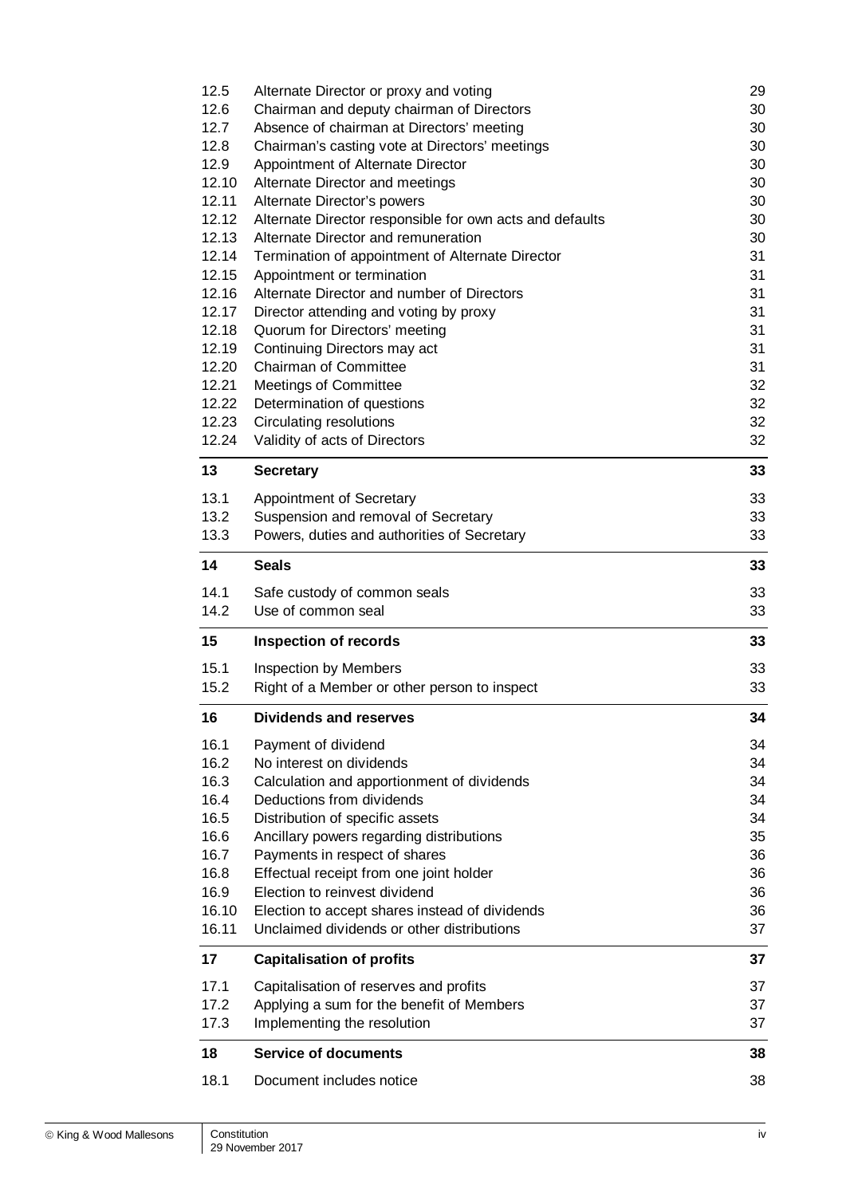| | | |
|---|---|---|
| 12.5 | Alternate Director or proxy and voting | 29 |
| 12.6 | Chairman and deputy chairman of Directors | 30 |
| 12.7 | Absence of chairman at Directors' meeting | 30 |
| 12.8 | Chairman's casting vote at Directors' meetings | 30 |
| 12.9 | Appointment of Alternate Director | 30 |
| 12.10 | Alternate Director and meetings | 30 |
| 12.11 | Alternate Director's powers | 30 |
| 12.12 | Alternate Director responsible for own acts and defaults | 30 |
| 12.13 | Alternate Director and remuneration | 30 |
| 12.14 | Termination of appointment of Alternate Director | 31 |
| 12.15 | Appointment or termination | 31 |
| 12.16 | Alternate Director and number of Directors | 31 |
| 12.17 | Director attending and voting by proxy | 31 |
| 12.18 | Quorum for Directors' meeting | 31 |
| 12.19 | Continuing Directors may act | 31 |
| 12.20 | Chairman of Committee | 31 |
| 12.21 | Meetings of Committee | 32 |
| 12.22 | Determination of questions | 32 |
| 12.23 | Circulating resolutions | 32 |
| 12.24 | Validity of acts of Directors | 32 |
| **13** | **Secretary** | **33** |
| 13.1 | Appointment of Secretary | 33 |
| 13.2 | Suspension and removal of Secretary | 33 |
| 13.3 | Powers, duties and authorities of Secretary | 33 |
| **14** | **Seals** | **33** |
| 14.1 | Safe custody of common seals | 33 |
| 14.2 | Use of common seal | 33 |
| **15** | **Inspection of records** | **33** |
| 15.1 | Inspection by Members | 33 |
| 15.2 | Right of a Member or other person to inspect | 33 |
| **16** | **Dividends and reserves** | **34** |
| 16.1 | Payment of dividend | 34 |
| 16.2 | No interest on dividends | 34 |
| 16.3 | Calculation and apportionment of dividends | 34 |
| 16.4 | Deductions from dividends | 34 |
| 16.5 | Distribution of specific assets | 34 |
| 16.6 | Ancillary powers regarding distributions | 35 |
| 16.7 | Payments in respect of shares | 36 |
| 16.8 | Effectual receipt from one joint holder | 36 |
| 16.9 | Election to reinvest dividend | 36 |
| 16.10 | Election to accept shares instead of dividends | 36 |
| 16.11 | Unclaimed dividends or other distributions | 37 |
| **17** | **Capitalisation of profits** | **37** |
| 17.1 | Capitalisation of reserves and profits | 37 |
| 17.2 | Applying a sum for the benefit of Members | 37 |
| 17.3 | Implementing the resolution | 37 |
| **18** | **Service of documents** | **38** |
| 18.1 | Document includes notice | 38 |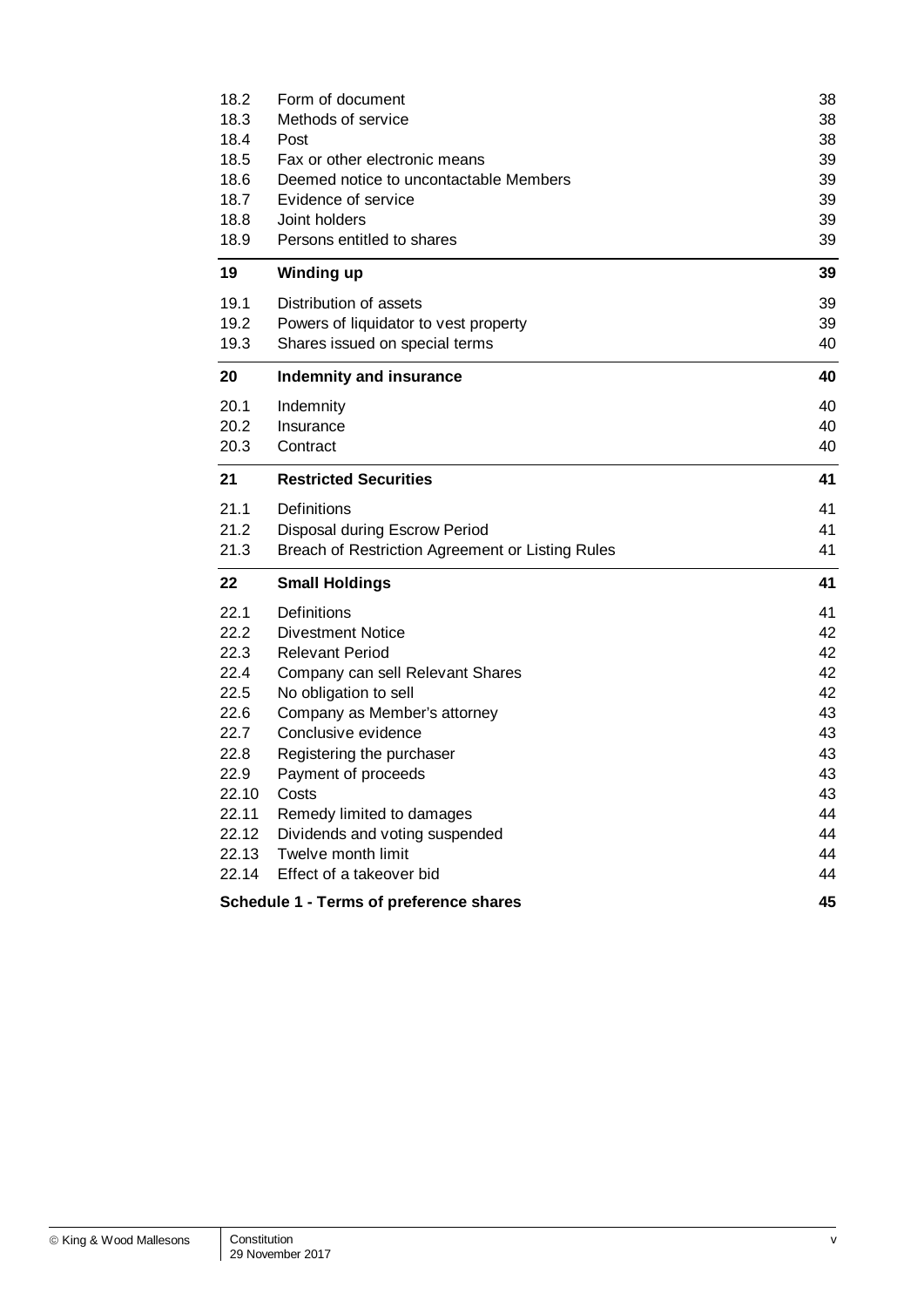| | | |
|---|---|---|
| 18.2 | Form of document | 38 |
| 18.3 | Methods of service | 38 |
| 18.4 | Post | 38 |
| 18.5 | Fax or other electronic means | 39 |
| 18.6 | Deemed notice to uncontactable Members | 39 |
| 18.7 | Evidence of service | 39 |
| 18.8 | Joint holders | 39 |
| 18.9 | Persons entitled to shares | 39 |
| **19** | **Winding up** | **39** |
| 19.1 | Distribution of assets | 39 |
| 19.2 | Powers of liquidator to vest property | 39 |
| 19.3 | Shares issued on special terms | 40 |
| **20** | **Indemnity and insurance** | **40** |
| 20.1 | Indemnity | 40 |
| 20.2 | Insurance | 40 |
| 20.3 | Contract | 40 |
| **21** | **Restricted Securities** | **41** |
| 21.1 | Definitions | 41 |
| 21.2 | Disposal during Escrow Period | 41 |
| 21.3 | Breach of Restriction Agreement or Listing Rules | 41 |
| **22** | **Small Holdings** | **41** |
| 22.1 | Definitions | 41 |
| 22.2 | Divestment Notice | 42 |
| 22.3 | Relevant Period | 42 |
| 22.4 | Company can sell Relevant Shares | 42 |
| 22.5 | No obligation to sell | 42 |
| 22.6 | Company as Member's attorney | 43 |
| 22.7 | Conclusive evidence | 43 |
| 22.8 | Registering the purchaser | 43 |
| 22.9 | Payment of proceeds | 43 |
| 22.10 | Costs | 43 |
| 22.11 | Remedy limited to damages | 44 |
| 22.12 | Dividends and voting suspended | 44 |
| 22.13 | Twelve month limit | 44 |
| 22.14 | Effect of a takeover bid | 44 |
| **Schedule 1 - Terms of preference shares** | | **45** |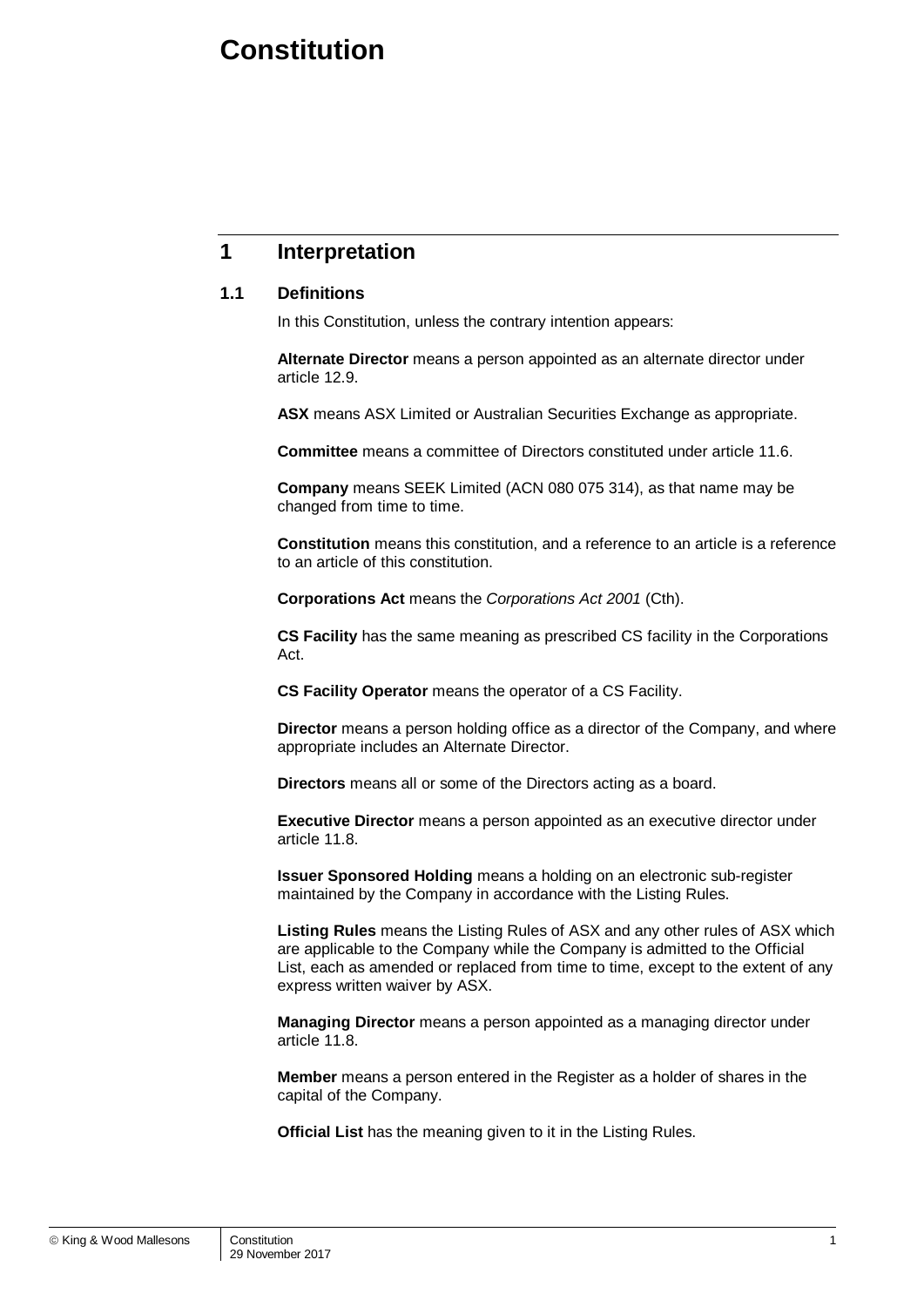# Constitution

## 1 Interpretation

### 1.1 Definitions

In this Constitution, unless the contrary intention appears:

**Alternate Director** means a person appointed as an alternate director under article 12.9.

**ASX** means ASX Limited or Australian Securities Exchange as appropriate.

**Committee** means a committee of Directors constituted under article 11.6.

**Company** means SEEK Limited (ACN 080 075 314), as that name may be changed from time to time.

**Constitution** means this constitution, and a reference to an article is a reference to an article of this constitution.

**Corporations Act** means the *Corporations Act 2001* (Cth).

**CS Facility** has the same meaning as prescribed CS facility in the Corporations Act.

**CS Facility Operator** means the operator of a CS Facility.

**Director** means a person holding office as a director of the Company, and where appropriate includes an Alternate Director.

**Directors** means all or some of the Directors acting as a board.

**Executive Director** means a person appointed as an executive director under article 11.8.

**Issuer Sponsored Holding** means a holding on an electronic sub-register maintained by the Company in accordance with the Listing Rules.

**Listing Rules** means the Listing Rules of ASX and any other rules of ASX which are applicable to the Company while the Company is admitted to the Official List, each as amended or replaced from time to time, except to the extent of any express written waiver by ASX.

**Managing Director** means a person appointed as a managing director under article 11.8.

**Member** means a person entered in the Register as a holder of shares in the capital of the Company.

**Official List** has the meaning given to it in the Listing Rules.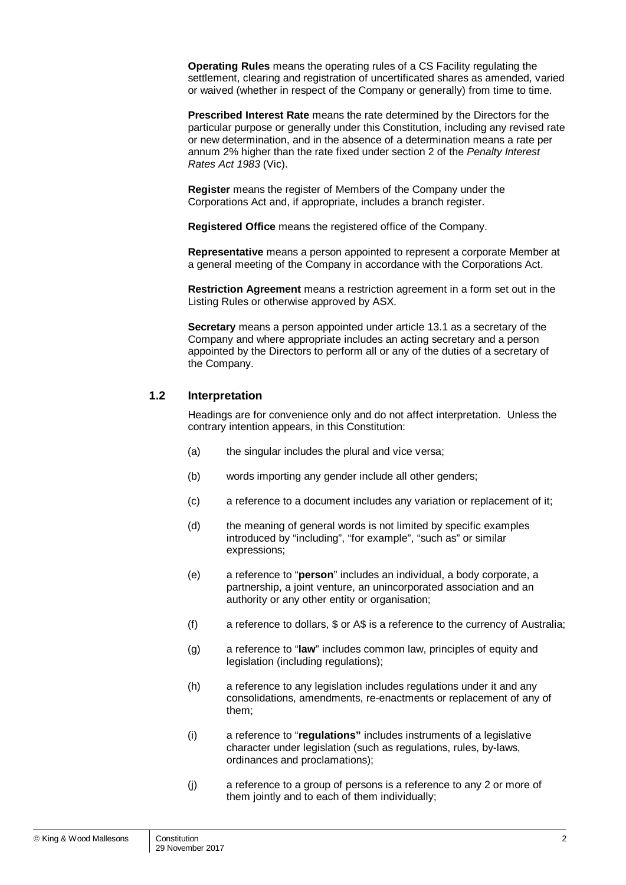**Operating Rules** means the operating rules of a CS Facility regulating the settlement, clearing and registration of uncertificated shares as amended, varied or waived (whether in respect of the Company or generally) from time to time.

**Prescribed Interest Rate** means the rate determined by the Directors for the particular purpose or generally under this Constitution, including any revised rate or new determination, and in the absence of a determination means a rate per annum 2% higher than the rate fixed under section 2 of the *Penalty Interest Rates Act 1983* (Vic).

**Register** means the register of Members of the Company under the Corporations Act and, if appropriate, includes a branch register.

**Registered Office** means the registered office of the Company.

**Representative** means a person appointed to represent a corporate Member at a general meeting of the Company in accordance with the Corporations Act.

**Restriction Agreement** means a restriction agreement in a form set out in the Listing Rules or otherwise approved by ASX.

**Secretary** means a person appointed under article 13.1 as a secretary of the Company and where appropriate includes an acting secretary and a person appointed by the Directors to perform all or any of the duties of a secretary of the Company.

### 1.2 Interpretation

Headings are for convenience only and do not affect interpretation. Unless the contrary intention appears, in this Constitution:

(a) the singular includes the plural and vice versa;

(b) words importing any gender include all other genders;

(c) a reference to a document includes any variation or replacement of it;

(d) the meaning of general words is not limited by specific examples introduced by "including", "for example", "such as" or similar expressions;

(e) a reference to "**person**" includes an individual, a body corporate, a partnership, a joint venture, an unincorporated association and an authority or any other entity or organisation;

(f) a reference to dollars, $ or A$ is a reference to the currency of Australia;

(g) a reference to "**law**" includes common law, principles of equity and legislation (including regulations);

(h) a reference to any legislation includes regulations under it and any consolidations, amendments, re-enactments or replacement of any of them;

(i) a reference to "**regulations"** includes instruments of a legislative character under legislation (such as regulations, rules, by-laws, ordinances and proclamations);

(j) a reference to a group of persons is a reference to any 2 or more of them jointly and to each of them individually;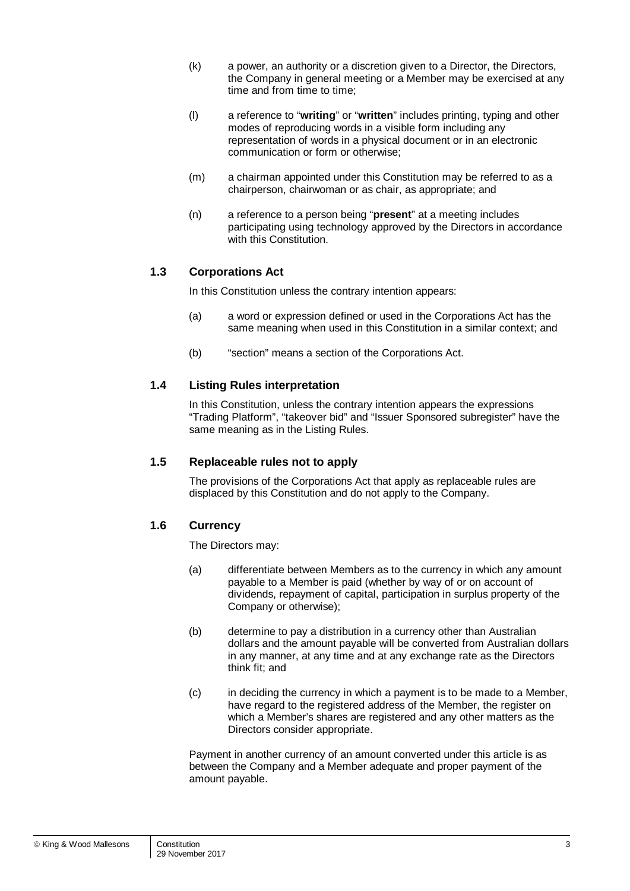(k) a power, an authority or a discretion given to a Director, the Directors, the Company in general meeting or a Member may be exercised at any time and from time to time;

(l) a reference to "**writing**" or "**written**" includes printing, typing and other modes of reproducing words in a visible form including any representation of words in a physical document or in an electronic communication or form or otherwise;

(m) a chairman appointed under this Constitution may be referred to as a chairperson, chairwoman or as chair, as appropriate; and

(n) a reference to a person being "**present**" at a meeting includes participating using technology approved by the Directors in accordance with this Constitution.

### 1.3 Corporations Act

In this Constitution unless the contrary intention appears:

(a) a word or expression defined or used in the Corporations Act has the same meaning when used in this Constitution in a similar context; and

(b) "section" means a section of the Corporations Act.

### 1.4 Listing Rules interpretation

In this Constitution, unless the contrary intention appears the expressions "Trading Platform", "takeover bid" and "Issuer Sponsored subregister" have the same meaning as in the Listing Rules.

### 1.5 Replaceable rules not to apply

The provisions of the Corporations Act that apply as replaceable rules are displaced by this Constitution and do not apply to the Company.

### 1.6 Currency

The Directors may:

(a) differentiate between Members as to the currency in which any amount payable to a Member is paid (whether by way of or on account of dividends, repayment of capital, participation in surplus property of the Company or otherwise);

(b) determine to pay a distribution in a currency other than Australian dollars and the amount payable will be converted from Australian dollars in any manner, at any time and at any exchange rate as the Directors think fit; and

(c) in deciding the currency in which a payment is to be made to a Member, have regard to the registered address of the Member, the register on which a Member's shares are registered and any other matters as the Directors consider appropriate.

Payment in another currency of an amount converted under this article is as between the Company and a Member adequate and proper payment of the amount payable.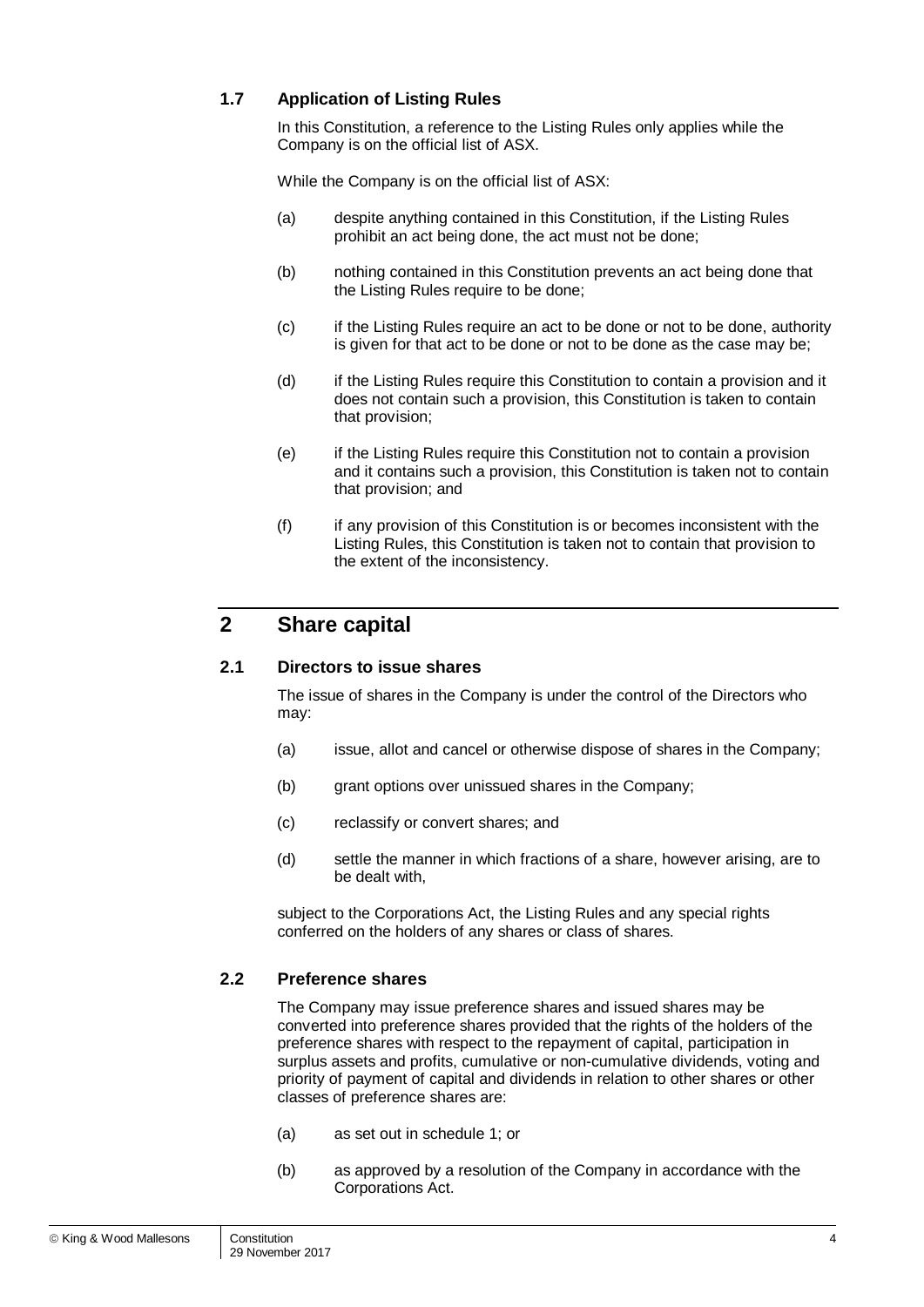### 1.7 Application of Listing Rules

In this Constitution, a reference to the Listing Rules only applies while the Company is on the official list of ASX.

While the Company is on the official list of ASX:

(a) despite anything contained in this Constitution, if the Listing Rules prohibit an act being done, the act must not be done;

(b) nothing contained in this Constitution prevents an act being done that the Listing Rules require to be done;

(c) if the Listing Rules require an act to be done or not to be done, authority is given for that act to be done or not to be done as the case may be;

(d) if the Listing Rules require this Constitution to contain a provision and it does not contain such a provision, this Constitution is taken to contain that provision;

(e) if the Listing Rules require this Constitution not to contain a provision and it contains such a provision, this Constitution is taken not to contain that provision; and

(f) if any provision of this Constitution is or becomes inconsistent with the Listing Rules, this Constitution is taken not to contain that provision to the extent of the inconsistency.

## 2 Share capital

### 2.1 Directors to issue shares

The issue of shares in the Company is under the control of the Directors who may:

(a) issue, allot and cancel or otherwise dispose of shares in the Company;

(b) grant options over unissued shares in the Company;

(c) reclassify or convert shares; and

(d) settle the manner in which fractions of a share, however arising, are to be dealt with,

subject to the Corporations Act, the Listing Rules and any special rights conferred on the holders of any shares or class of shares.

### 2.2 Preference shares

The Company may issue preference shares and issued shares may be converted into preference shares provided that the rights of the holders of the preference shares with respect to the repayment of capital, participation in surplus assets and profits, cumulative or non-cumulative dividends, voting and priority of payment of capital and dividends in relation to other shares or other classes of preference shares are:

(a) as set out in schedule 1; or

(b) as approved by a resolution of the Company in accordance with the Corporations Act.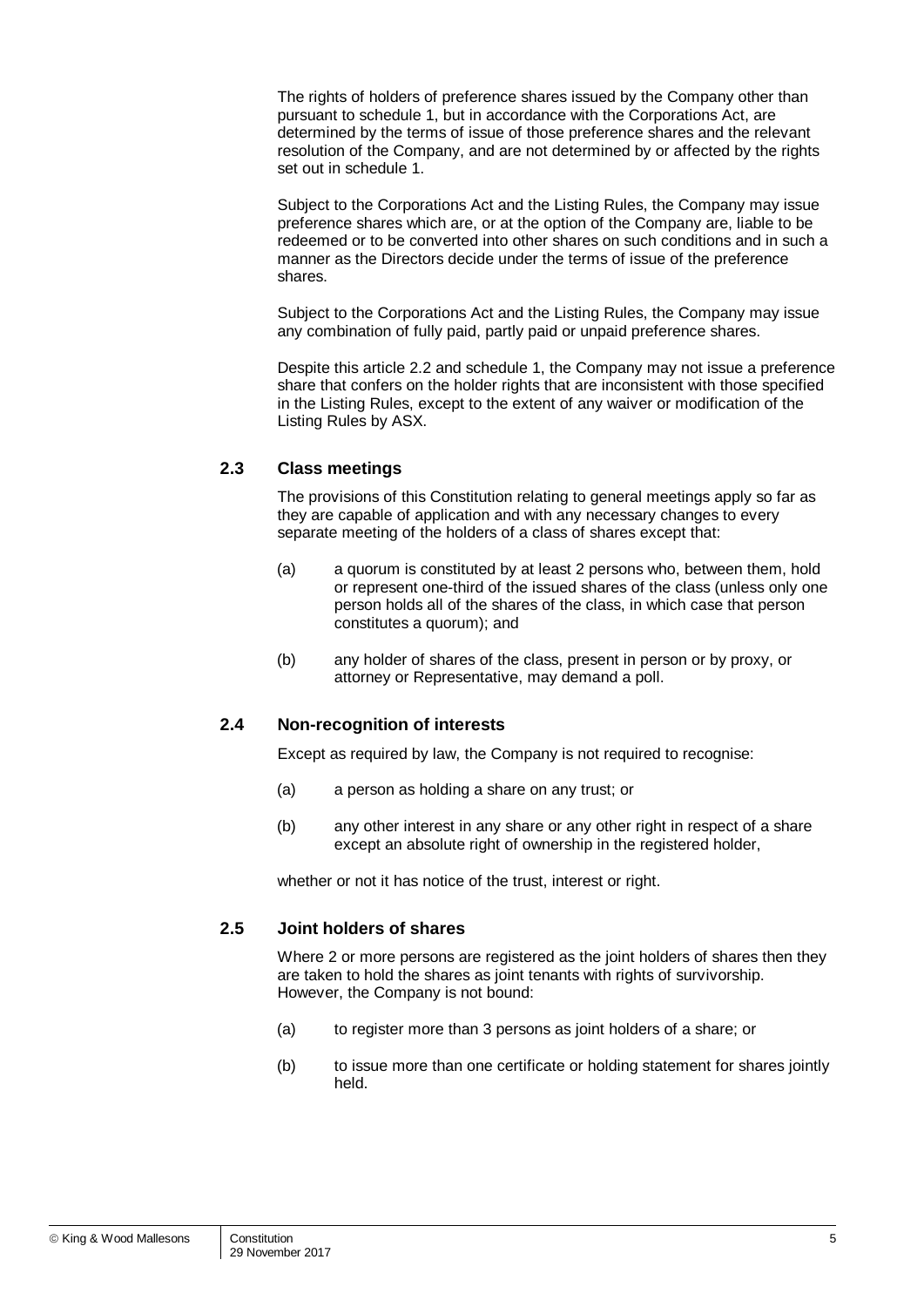The rights of holders of preference shares issued by the Company other than pursuant to schedule 1, but in accordance with the Corporations Act, are determined by the terms of issue of those preference shares and the relevant resolution of the Company, and are not determined by or affected by the rights set out in schedule 1.

Subject to the Corporations Act and the Listing Rules, the Company may issue preference shares which are, or at the option of the Company are, liable to be redeemed or to be converted into other shares on such conditions and in such a manner as the Directors decide under the terms of issue of the preference shares.

Subject to the Corporations Act and the Listing Rules, the Company may issue any combination of fully paid, partly paid or unpaid preference shares.

Despite this article 2.2 and schedule 1, the Company may not issue a preference share that confers on the holder rights that are inconsistent with those specified in the Listing Rules, except to the extent of any waiver or modification of the Listing Rules by ASX.

### 2.3 Class meetings

The provisions of this Constitution relating to general meetings apply so far as they are capable of application and with any necessary changes to every separate meeting of the holders of a class of shares except that:

(a) a quorum is constituted by at least 2 persons who, between them, hold or represent one-third of the issued shares of the class (unless only one person holds all of the shares of the class, in which case that person constitutes a quorum); and

(b) any holder of shares of the class, present in person or by proxy, or attorney or Representative, may demand a poll.

### 2.4 Non-recognition of interests

Except as required by law, the Company is not required to recognise:

(a) a person as holding a share on any trust; or

(b) any other interest in any share or any other right in respect of a share except an absolute right of ownership in the registered holder,

whether or not it has notice of the trust, interest or right.

### 2.5 Joint holders of shares

Where 2 or more persons are registered as the joint holders of shares then they are taken to hold the shares as joint tenants with rights of survivorship. However, the Company is not bound:

(a) to register more than 3 persons as joint holders of a share; or

(b) to issue more than one certificate or holding statement for shares jointly held.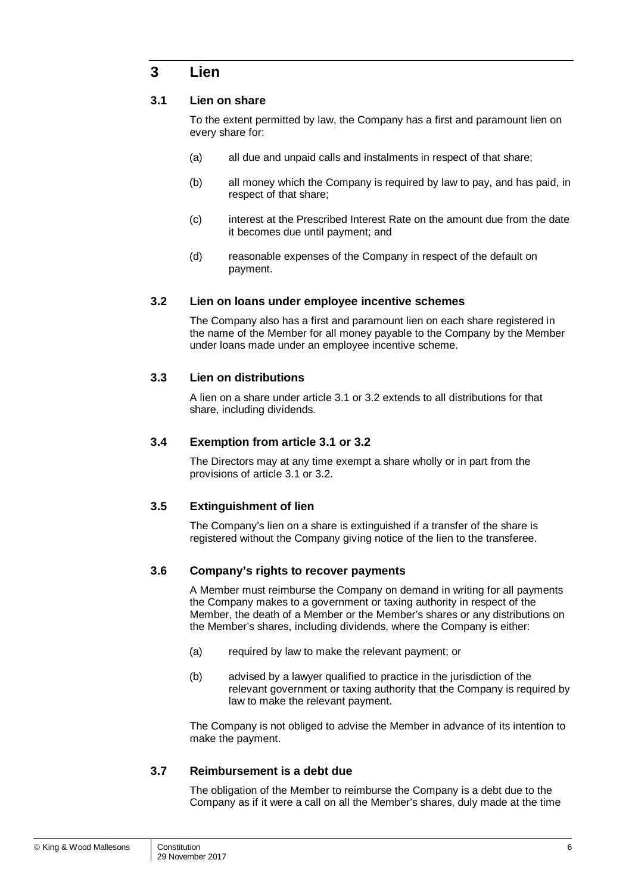# 3 Lien

## 3.1 Lien on share

To the extent permitted by law, the Company has a first and paramount lien on every share for:

(a) all due and unpaid calls and instalments in respect of that share;

(b) all money which the Company is required by law to pay, and has paid, in respect of that share;

(c) interest at the Prescribed Interest Rate on the amount due from the date it becomes due until payment; and

(d) reasonable expenses of the Company in respect of the default on payment.

## 3.2 Lien on loans under employee incentive schemes

The Company also has a first and paramount lien on each share registered in the name of the Member for all money payable to the Company by the Member under loans made under an employee incentive scheme.

## 3.3 Lien on distributions

A lien on a share under article 3.1 or 3.2 extends to all distributions for that share, including dividends.

## 3.4 Exemption from article 3.1 or 3.2

The Directors may at any time exempt a share wholly or in part from the provisions of article 3.1 or 3.2.

## 3.5 Extinguishment of lien

The Company's lien on a share is extinguished if a transfer of the share is registered without the Company giving notice of the lien to the transferee.

## 3.6 Company's rights to recover payments

A Member must reimburse the Company on demand in writing for all payments the Company makes to a government or taxing authority in respect of the Member, the death of a Member or the Member's shares or any distributions on the Member's shares, including dividends, where the Company is either:

(a) required by law to make the relevant payment; or

(b) advised by a lawyer qualified to practice in the jurisdiction of the relevant government or taxing authority that the Company is required by law to make the relevant payment.

The Company is not obliged to advise the Member in advance of its intention to make the payment.

## 3.7 Reimbursement is a debt due

The obligation of the Member to reimburse the Company is a debt due to the Company as if it were a call on all the Member's shares, duly made at the time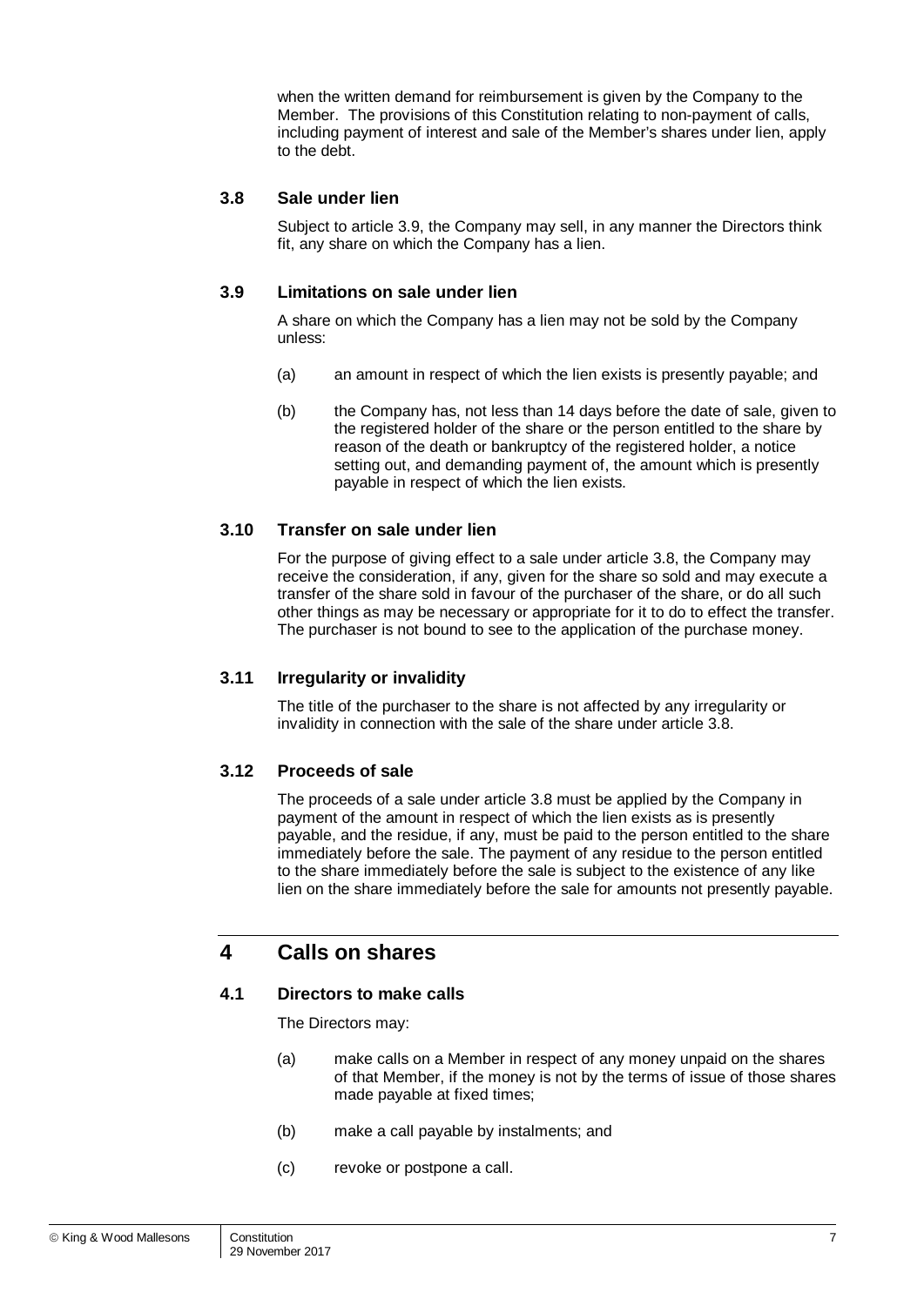when the written demand for reimbursement is given by the Company to the Member. The provisions of this Constitution relating to non-payment of calls, including payment of interest and sale of the Member's shares under lien, apply to the debt.

### 3.8 Sale under lien

Subject to article 3.9, the Company may sell, in any manner the Directors think fit, any share on which the Company has a lien.

### 3.9 Limitations on sale under lien

A share on which the Company has a lien may not be sold by the Company unless:

(a) an amount in respect of which the lien exists is presently payable; and

(b) the Company has, not less than 14 days before the date of sale, given to the registered holder of the share or the person entitled to the share by reason of the death or bankruptcy of the registered holder, a notice setting out, and demanding payment of, the amount which is presently payable in respect of which the lien exists.

### 3.10 Transfer on sale under lien

For the purpose of giving effect to a sale under article 3.8, the Company may receive the consideration, if any, given for the share so sold and may execute a transfer of the share sold in favour of the purchaser of the share, or do all such other things as may be necessary or appropriate for it to do to effect the transfer. The purchaser is not bound to see to the application of the purchase money.

### 3.11 Irregularity or invalidity

The title of the purchaser to the share is not affected by any irregularity or invalidity in connection with the sale of the share under article 3.8.

### 3.12 Proceeds of sale

The proceeds of a sale under article 3.8 must be applied by the Company in payment of the amount in respect of which the lien exists as is presently payable, and the residue, if any, must be paid to the person entitled to the share immediately before the sale. The payment of any residue to the person entitled to the share immediately before the sale is subject to the existence of any like lien on the share immediately before the sale for amounts not presently payable.

## 4 Calls on shares

### 4.1 Directors to make calls

The Directors may:

(a) make calls on a Member in respect of any money unpaid on the shares of that Member, if the money is not by the terms of issue of those shares made payable at fixed times;

(b) make a call payable by instalments; and

(c) revoke or postpone a call.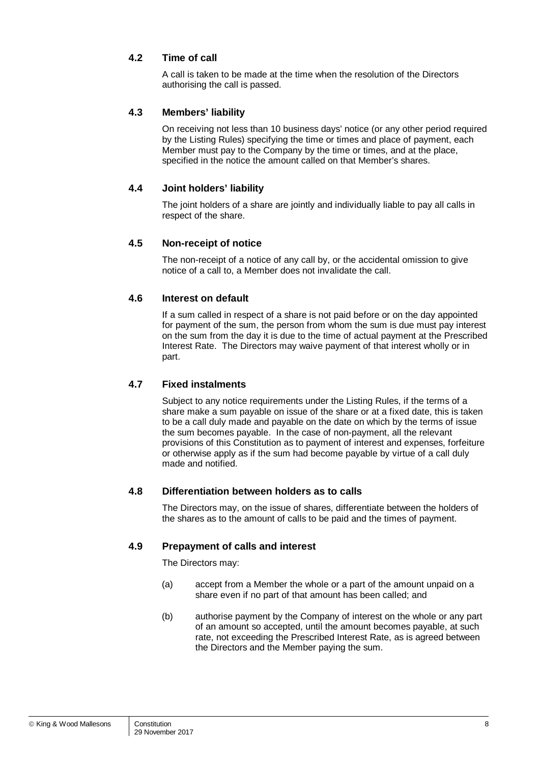### 4.2 Time of call

A call is taken to be made at the time when the resolution of the Directors authorising the call is passed.

### 4.3 Members' liability

On receiving not less than 10 business days' notice (or any other period required by the Listing Rules) specifying the time or times and place of payment, each Member must pay to the Company by the time or times, and at the place, specified in the notice the amount called on that Member's shares.

### 4.4 Joint holders' liability

The joint holders of a share are jointly and individually liable to pay all calls in respect of the share.

### 4.5 Non-receipt of notice

The non-receipt of a notice of any call by, or the accidental omission to give notice of a call to, a Member does not invalidate the call.

### 4.6 Interest on default

If a sum called in respect of a share is not paid before or on the day appointed for payment of the sum, the person from whom the sum is due must pay interest on the sum from the day it is due to the time of actual payment at the Prescribed Interest Rate. The Directors may waive payment of that interest wholly or in part.

### 4.7 Fixed instalments

Subject to any notice requirements under the Listing Rules, if the terms of a share make a sum payable on issue of the share or at a fixed date, this is taken to be a call duly made and payable on the date on which by the terms of issue the sum becomes payable. In the case of non-payment, all the relevant provisions of this Constitution as to payment of interest and expenses, forfeiture or otherwise apply as if the sum had become payable by virtue of a call duly made and notified.

### 4.8 Differentiation between holders as to calls

The Directors may, on the issue of shares, differentiate between the holders of the shares as to the amount of calls to be paid and the times of payment.

### 4.9 Prepayment of calls and interest

The Directors may:

(a) accept from a Member the whole or a part of the amount unpaid on a share even if no part of that amount has been called; and

(b) authorise payment by the Company of interest on the whole or any part of an amount so accepted, until the amount becomes payable, at such rate, not exceeding the Prescribed Interest Rate, as is agreed between the Directors and the Member paying the sum.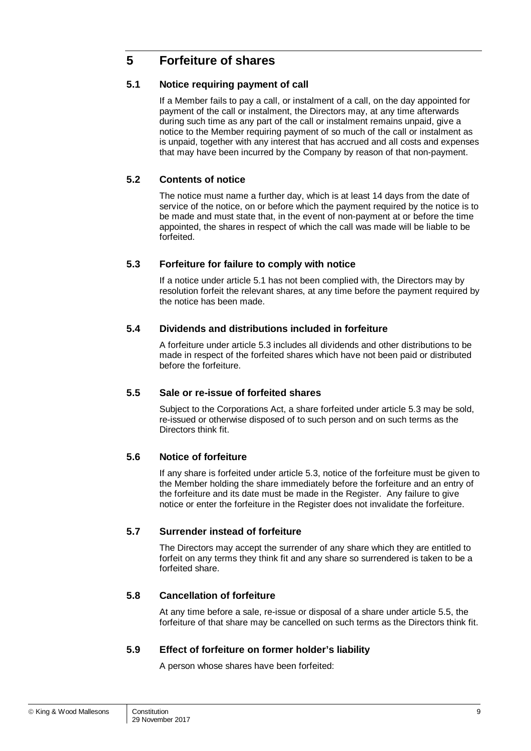# 5 Forfeiture of shares

## 5.1 Notice requiring payment of call

If a Member fails to pay a call, or instalment of a call, on the day appointed for payment of the call or instalment, the Directors may, at any time afterwards during such time as any part of the call or instalment remains unpaid, give a notice to the Member requiring payment of so much of the call or instalment as is unpaid, together with any interest that has accrued and all costs and expenses that may have been incurred by the Company by reason of that non-payment.

## 5.2 Contents of notice

The notice must name a further day, which is at least 14 days from the date of service of the notice, on or before which the payment required by the notice is to be made and must state that, in the event of non-payment at or before the time appointed, the shares in respect of which the call was made will be liable to be forfeited.

## 5.3 Forfeiture for failure to comply with notice

If a notice under article 5.1 has not been complied with, the Directors may by resolution forfeit the relevant shares, at any time before the payment required by the notice has been made.

## 5.4 Dividends and distributions included in forfeiture

A forfeiture under article 5.3 includes all dividends and other distributions to be made in respect of the forfeited shares which have not been paid or distributed before the forfeiture.

## 5.5 Sale or re-issue of forfeited shares

Subject to the Corporations Act, a share forfeited under article 5.3 may be sold, re-issued or otherwise disposed of to such person and on such terms as the Directors think fit.

## 5.6 Notice of forfeiture

If any share is forfeited under article 5.3, notice of the forfeiture must be given to the Member holding the share immediately before the forfeiture and an entry of the forfeiture and its date must be made in the Register. Any failure to give notice or enter the forfeiture in the Register does not invalidate the forfeiture.

## 5.7 Surrender instead of forfeiture

The Directors may accept the surrender of any share which they are entitled to forfeit on any terms they think fit and any share so surrendered is taken to be a forfeited share.

## 5.8 Cancellation of forfeiture

At any time before a sale, re-issue or disposal of a share under article 5.5, the forfeiture of that share may be cancelled on such terms as the Directors think fit.

## 5.9 Effect of forfeiture on former holder's liability

A person whose shares have been forfeited: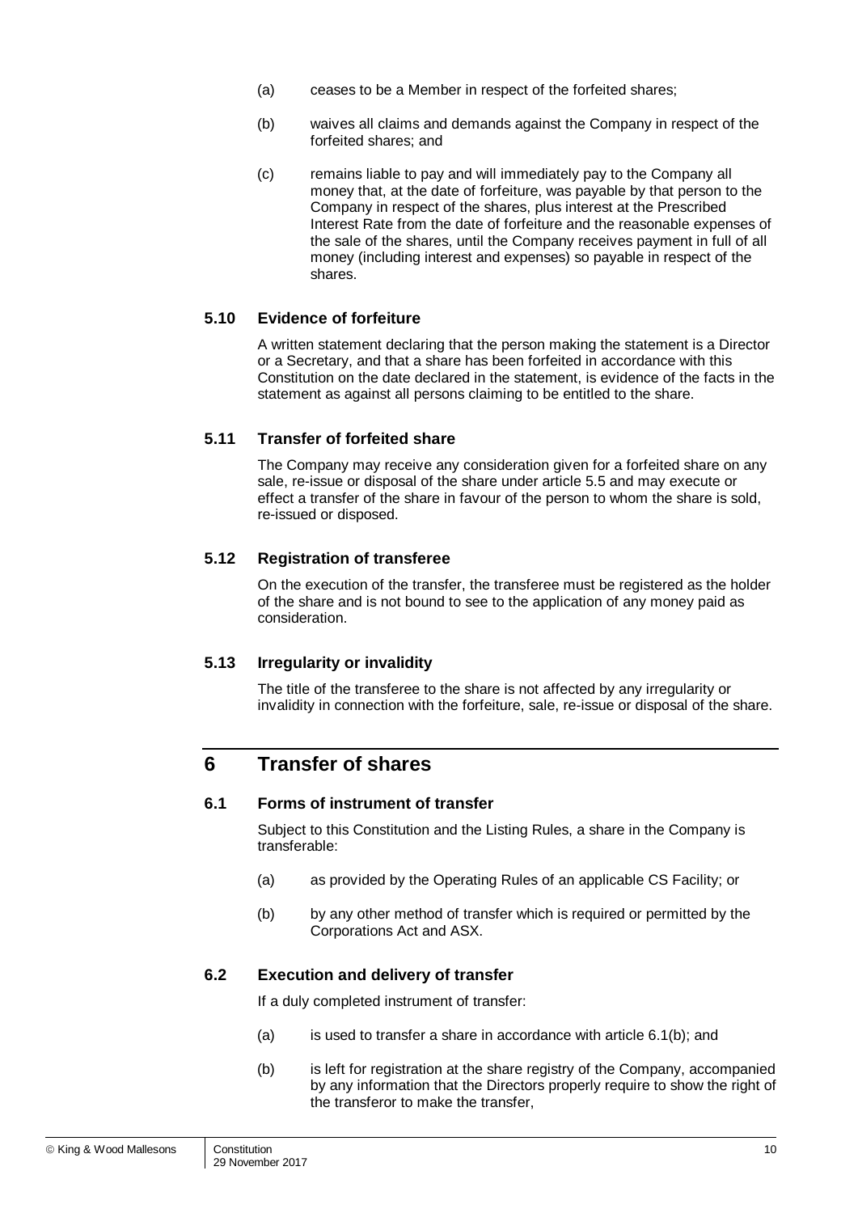(a) ceases to be a Member in respect of the forfeited shares;

(b) waives all claims and demands against the Company in respect of the forfeited shares; and

(c) remains liable to pay and will immediately pay to the Company all money that, at the date of forfeiture, was payable by that person to the Company in respect of the shares, plus interest at the Prescribed Interest Rate from the date of forfeiture and the reasonable expenses of the sale of the shares, until the Company receives payment in full of all money (including interest and expenses) so payable in respect of the shares.

### 5.10 Evidence of forfeiture

A written statement declaring that the person making the statement is a Director or a Secretary, and that a share has been forfeited in accordance with this Constitution on the date declared in the statement, is evidence of the facts in the statement as against all persons claiming to be entitled to the share.

### 5.11 Transfer of forfeited share

The Company may receive any consideration given for a forfeited share on any sale, re-issue or disposal of the share under article 5.5 and may execute or effect a transfer of the share in favour of the person to whom the share is sold, re-issued or disposed.

### 5.12 Registration of transferee

On the execution of the transfer, the transferee must be registered as the holder of the share and is not bound to see to the application of any money paid as consideration.

### 5.13 Irregularity or invalidity

The title of the transferee to the share is not affected by any irregularity or invalidity in connection with the forfeiture, sale, re-issue or disposal of the share.

## 6 Transfer of shares

### 6.1 Forms of instrument of transfer

Subject to this Constitution and the Listing Rules, a share in the Company is transferable:

(a) as provided by the Operating Rules of an applicable CS Facility; or

(b) by any other method of transfer which is required or permitted by the Corporations Act and ASX.

### 6.2 Execution and delivery of transfer

If a duly completed instrument of transfer:

(a) is used to transfer a share in accordance with article 6.1(b); and

(b) is left for registration at the share registry of the Company, accompanied by any information that the Directors properly require to show the right of the transferor to make the transfer,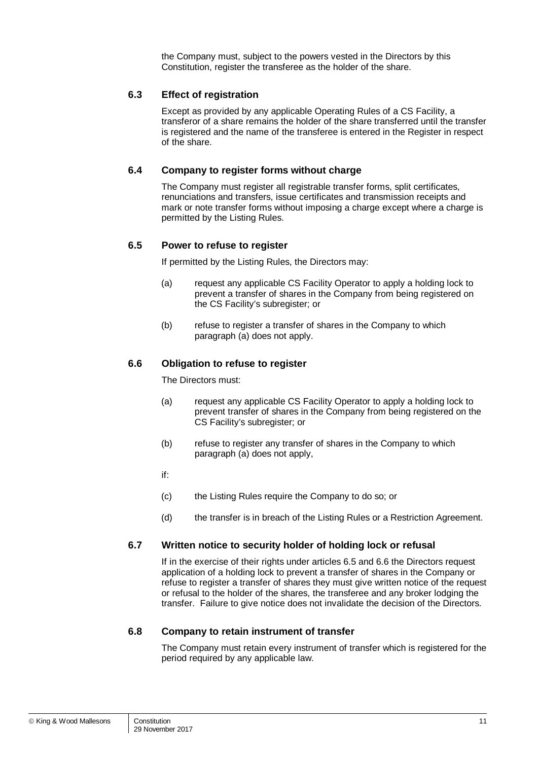the Company must, subject to the powers vested in the Directors by this Constitution, register the transferee as the holder of the share.

### 6.3 Effect of registration

Except as provided by any applicable Operating Rules of a CS Facility, a transferor of a share remains the holder of the share transferred until the transfer is registered and the name of the transferee is entered in the Register in respect of the share.

### 6.4 Company to register forms without charge

The Company must register all registrable transfer forms, split certificates, renunciations and transfers, issue certificates and transmission receipts and mark or note transfer forms without imposing a charge except where a charge is permitted by the Listing Rules.

### 6.5 Power to refuse to register

If permitted by the Listing Rules, the Directors may:

(a) request any applicable CS Facility Operator to apply a holding lock to prevent a transfer of shares in the Company from being registered on the CS Facility's subregister; or

(b) refuse to register a transfer of shares in the Company to which paragraph (a) does not apply.

### 6.6 Obligation to refuse to register

The Directors must:

(a) request any applicable CS Facility Operator to apply a holding lock to prevent transfer of shares in the Company from being registered on the CS Facility's subregister; or

(b) refuse to register any transfer of shares in the Company to which paragraph (a) does not apply,

if:

(c) the Listing Rules require the Company to do so; or

(d) the transfer is in breach of the Listing Rules or a Restriction Agreement.

### 6.7 Written notice to security holder of holding lock or refusal

If in the exercise of their rights under articles 6.5 and 6.6 the Directors request application of a holding lock to prevent a transfer of shares in the Company or refuse to register a transfer of shares they must give written notice of the request or refusal to the holder of the shares, the transferee and any broker lodging the transfer. Failure to give notice does not invalidate the decision of the Directors.

### 6.8 Company to retain instrument of transfer

The Company must retain every instrument of transfer which is registered for the period required by any applicable law.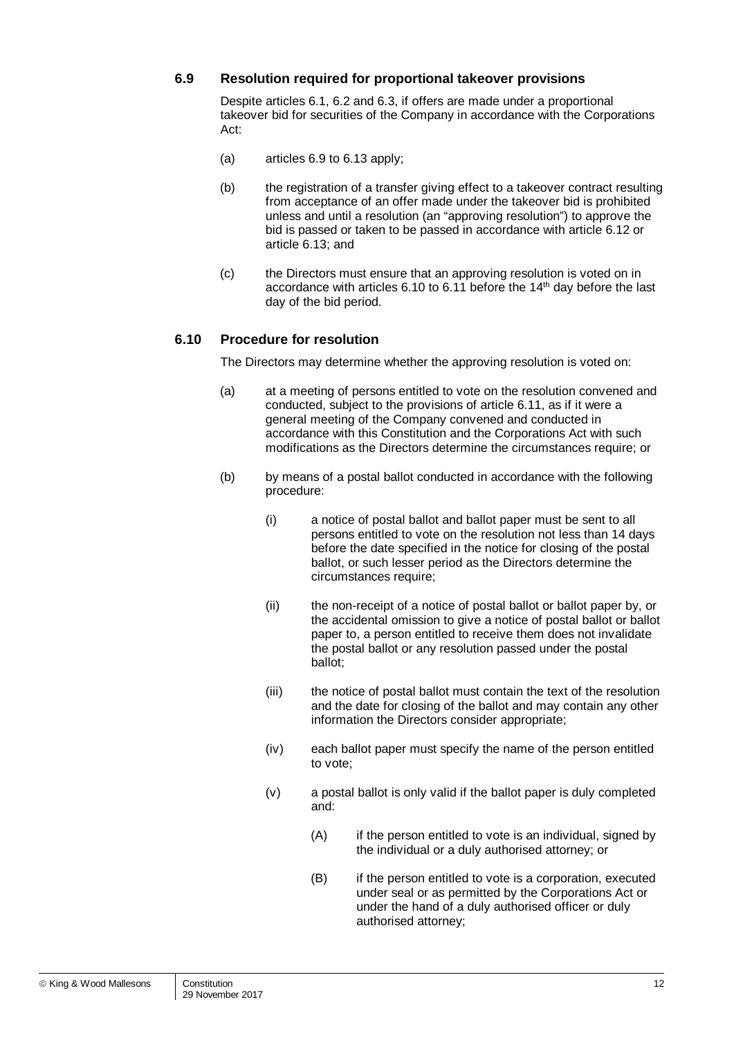### 6.9 Resolution required for proportional takeover provisions

Despite articles 6.1, 6.2 and 6.3, if offers are made under a proportional takeover bid for securities of the Company in accordance with the Corporations Act:

(a) articles 6.9 to 6.13 apply;

(b) the registration of a transfer giving effect to a takeover contract resulting from acceptance of an offer made under the takeover bid is prohibited unless and until a resolution (an "approving resolution") to approve the bid is passed or taken to be passed in accordance with article 6.12 or article 6.13; and

(c) the Directors must ensure that an approving resolution is voted on in accordance with articles 6.10 to 6.11 before the 14th day before the last day of the bid period.

### 6.10 Procedure for resolution

The Directors may determine whether the approving resolution is voted on:

(a) at a meeting of persons entitled to vote on the resolution convened and conducted, subject to the provisions of article 6.11, as if it were a general meeting of the Company convened and conducted in accordance with this Constitution and the Corporations Act with such modifications as the Directors determine the circumstances require; or

(b) by means of a postal ballot conducted in accordance with the following procedure:

 (i) a notice of postal ballot and ballot paper must be sent to all persons entitled to vote on the resolution not less than 14 days before the date specified in the notice for closing of the postal ballot, or such lesser period as the Directors determine the circumstances require;

 (ii) the non-receipt of a notice of postal ballot or ballot paper by, or the accidental omission to give a notice of postal ballot or ballot paper to, a person entitled to receive them does not invalidate the postal ballot or any resolution passed under the postal ballot;

 (iii) the notice of postal ballot must contain the text of the resolution and the date for closing of the ballot and may contain any other information the Directors consider appropriate;

 (iv) each ballot paper must specify the name of the person entitled to vote;

 (v) a postal ballot is only valid if the ballot paper is duly completed and:

  (A) if the person entitled to vote is an individual, signed by the individual or a duly authorised attorney; or

  (B) if the person entitled to vote is a corporation, executed under seal or as permitted by the Corporations Act or under the hand of a duly authorised officer or duly authorised attorney;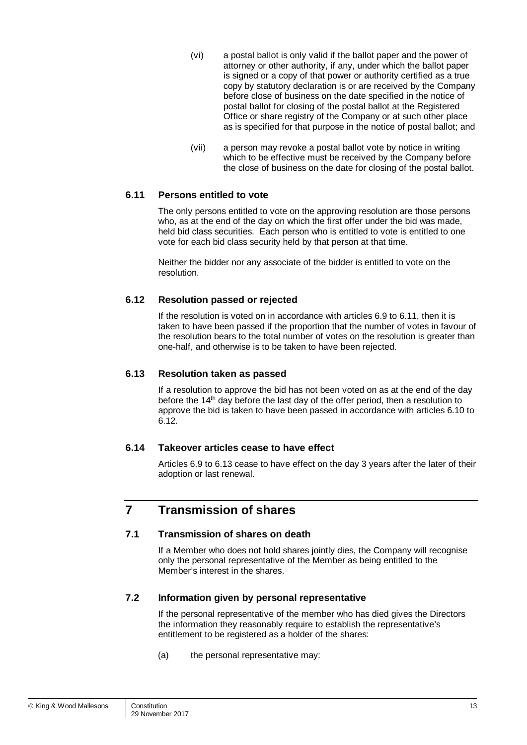(vi) a postal ballot is only valid if the ballot paper and the power of attorney or other authority, if any, under which the ballot paper is signed or a copy of that power or authority certified as a true copy by statutory declaration is or are received by the Company before close of business on the date specified in the notice of postal ballot for closing of the postal ballot at the Registered Office or share registry of the Company or at such other place as is specified for that purpose in the notice of postal ballot; and

(vii) a person may revoke a postal ballot vote by notice in writing which to be effective must be received by the Company before the close of business on the date for closing of the postal ballot.

### 6.11 Persons entitled to vote

The only persons entitled to vote on the approving resolution are those persons who, as at the end of the day on which the first offer under the bid was made, held bid class securities. Each person who is entitled to vote is entitled to one vote for each bid class security held by that person at that time.

Neither the bidder nor any associate of the bidder is entitled to vote on the resolution.

### 6.12 Resolution passed or rejected

If the resolution is voted on in accordance with articles 6.9 to 6.11, then it is taken to have been passed if the proportion that the number of votes in favour of the resolution bears to the total number of votes on the resolution is greater than one-half, and otherwise is to be taken to have been rejected.

### 6.13 Resolution taken as passed

If a resolution to approve the bid has not been voted on as at the end of the day before the 14th day before the last day of the offer period, then a resolution to approve the bid is taken to have been passed in accordance with articles 6.10 to 6.12.

### 6.14 Takeover articles cease to have effect

Articles 6.9 to 6.13 cease to have effect on the day 3 years after the later of their adoption or last renewal.

## 7 Transmission of shares

### 7.1 Transmission of shares on death

If a Member who does not hold shares jointly dies, the Company will recognise only the personal representative of the Member as being entitled to the Member's interest in the shares.

### 7.2 Information given by personal representative

If the personal representative of the member who has died gives the Directors the information they reasonably require to establish the representative's entitlement to be registered as a holder of the shares:

(a) the personal representative may: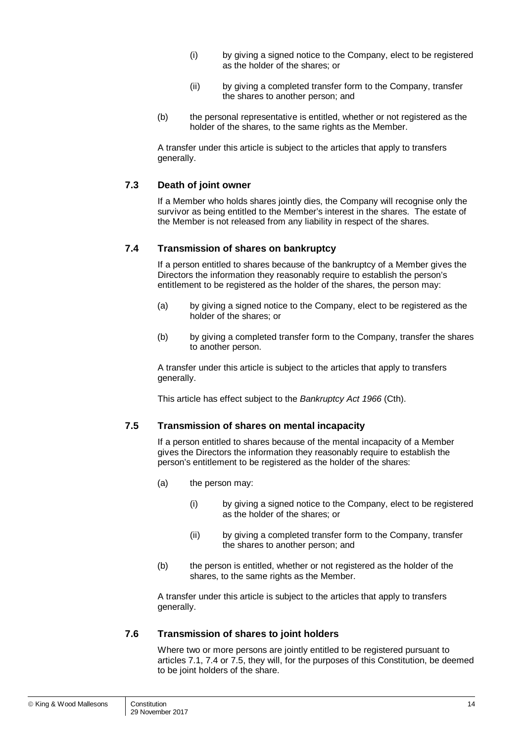(i) by giving a signed notice to the Company, elect to be registered as the holder of the shares; or

(ii) by giving a completed transfer form to the Company, transfer the shares to another person; and

(b) the personal representative is entitled, whether or not registered as the holder of the shares, to the same rights as the Member.

A transfer under this article is subject to the articles that apply to transfers generally.

### 7.3 Death of joint owner

If a Member who holds shares jointly dies, the Company will recognise only the survivor as being entitled to the Member's interest in the shares. The estate of the Member is not released from any liability in respect of the shares.

### 7.4 Transmission of shares on bankruptcy

If a person entitled to shares because of the bankruptcy of a Member gives the Directors the information they reasonably require to establish the person's entitlement to be registered as the holder of the shares, the person may:

(a) by giving a signed notice to the Company, elect to be registered as the holder of the shares; or

(b) by giving a completed transfer form to the Company, transfer the shares to another person.

A transfer under this article is subject to the articles that apply to transfers generally.

This article has effect subject to the *Bankruptcy Act 1966* (Cth).

### 7.5 Transmission of shares on mental incapacity

If a person entitled to shares because of the mental incapacity of a Member gives the Directors the information they reasonably require to establish the person's entitlement to be registered as the holder of the shares:

(a) the person may:

(i) by giving a signed notice to the Company, elect to be registered as the holder of the shares; or

(ii) by giving a completed transfer form to the Company, transfer the shares to another person; and

(b) the person is entitled, whether or not registered as the holder of the shares, to the same rights as the Member.

A transfer under this article is subject to the articles that apply to transfers generally.

### 7.6 Transmission of shares to joint holders

Where two or more persons are jointly entitled to be registered pursuant to articles 7.1, 7.4 or 7.5, they will, for the purposes of this Constitution, be deemed to be joint holders of the share.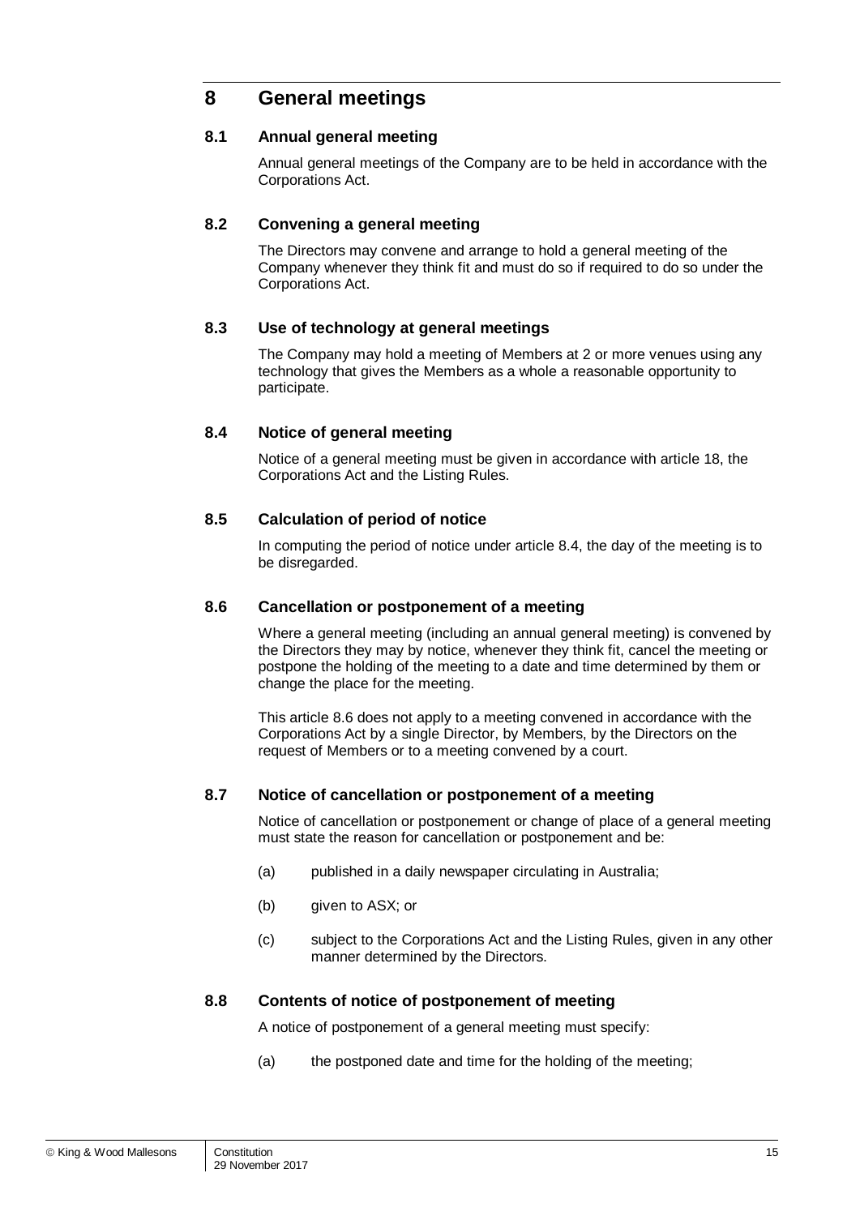# 8 General meetings

## 8.1 Annual general meeting

Annual general meetings of the Company are to be held in accordance with the Corporations Act.

## 8.2 Convening a general meeting

The Directors may convene and arrange to hold a general meeting of the Company whenever they think fit and must do so if required to do so under the Corporations Act.

## 8.3 Use of technology at general meetings

The Company may hold a meeting of Members at 2 or more venues using any technology that gives the Members as a whole a reasonable opportunity to participate.

## 8.4 Notice of general meeting

Notice of a general meeting must be given in accordance with article 18, the Corporations Act and the Listing Rules.

## 8.5 Calculation of period of notice

In computing the period of notice under article 8.4, the day of the meeting is to be disregarded.

## 8.6 Cancellation or postponement of a meeting

Where a general meeting (including an annual general meeting) is convened by the Directors they may by notice, whenever they think fit, cancel the meeting or postpone the holding of the meeting to a date and time determined by them or change the place for the meeting.

This article 8.6 does not apply to a meeting convened in accordance with the Corporations Act by a single Director, by Members, by the Directors on the request of Members or to a meeting convened by a court.

## 8.7 Notice of cancellation or postponement of a meeting

Notice of cancellation or postponement or change of place of a general meeting must state the reason for cancellation or postponement and be:

(a) published in a daily newspaper circulating in Australia;

(b) given to ASX; or

(c) subject to the Corporations Act and the Listing Rules, given in any other manner determined by the Directors.

## 8.8 Contents of notice of postponement of meeting

A notice of postponement of a general meeting must specify:

(a) the postponed date and time for the holding of the meeting;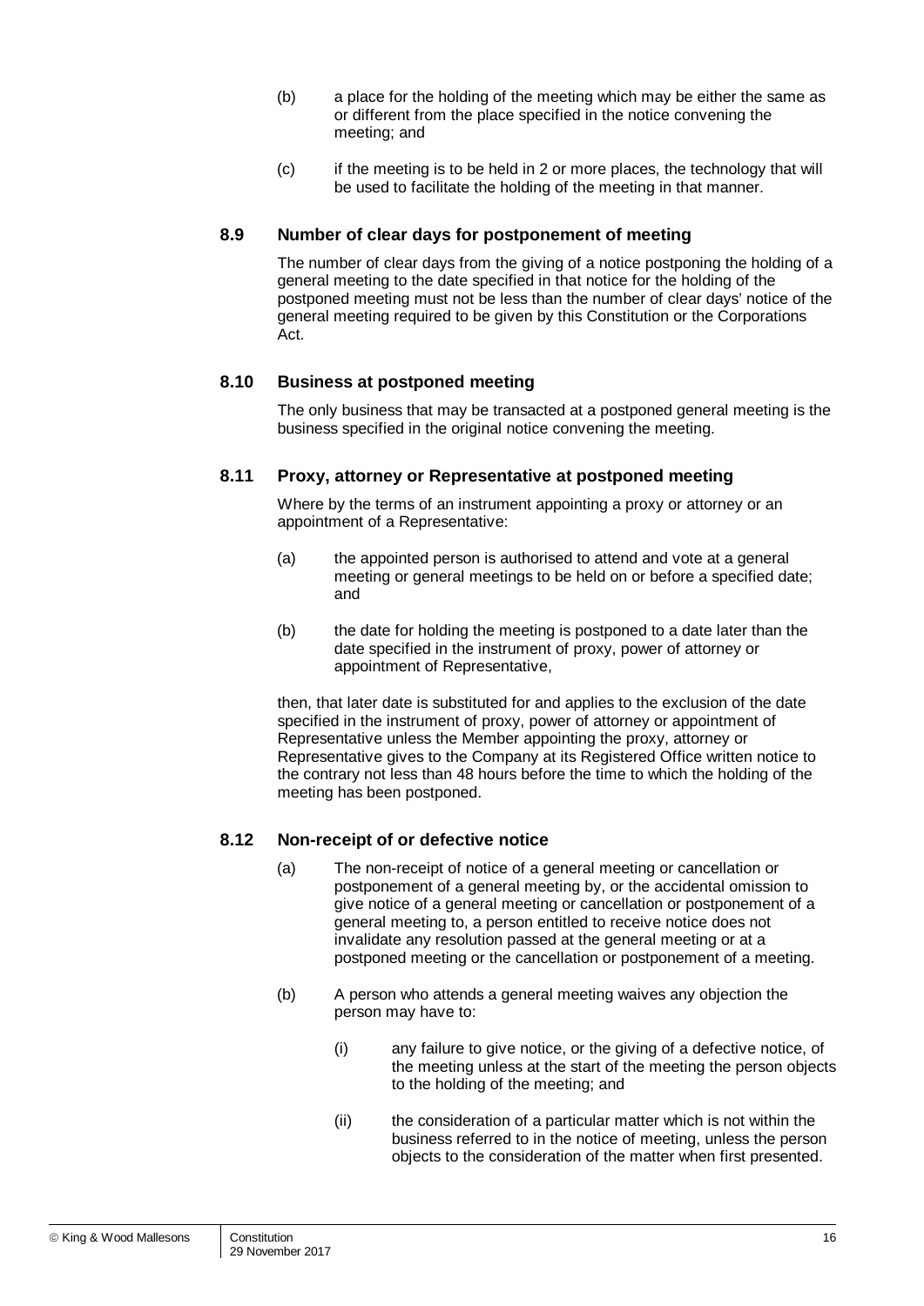(b) a place for the holding of the meeting which may be either the same as or different from the place specified in the notice convening the meeting; and

(c) if the meeting is to be held in 2 or more places, the technology that will be used to facilitate the holding of the meeting in that manner.

### 8.9 Number of clear days for postponement of meeting

The number of clear days from the giving of a notice postponing the holding of a general meeting to the date specified in that notice for the holding of the postponed meeting must not be less than the number of clear days' notice of the general meeting required to be given by this Constitution or the Corporations Act.

### 8.10 Business at postponed meeting

The only business that may be transacted at a postponed general meeting is the business specified in the original notice convening the meeting.

### 8.11 Proxy, attorney or Representative at postponed meeting

Where by the terms of an instrument appointing a proxy or attorney or an appointment of a Representative:

(a) the appointed person is authorised to attend and vote at a general meeting or general meetings to be held on or before a specified date; and

(b) the date for holding the meeting is postponed to a date later than the date specified in the instrument of proxy, power of attorney or appointment of Representative,

then, that later date is substituted for and applies to the exclusion of the date specified in the instrument of proxy, power of attorney or appointment of Representative unless the Member appointing the proxy, attorney or Representative gives to the Company at its Registered Office written notice to the contrary not less than 48 hours before the time to which the holding of the meeting has been postponed.

### 8.12 Non-receipt of or defective notice

(a) The non-receipt of notice of a general meeting or cancellation or postponement of a general meeting by, or the accidental omission to give notice of a general meeting or cancellation or postponement of a general meeting to, a person entitled to receive notice does not invalidate any resolution passed at the general meeting or at a postponed meeting or the cancellation or postponement of a meeting.

(b) A person who attends a general meeting waives any objection the person may have to:

(i) any failure to give notice, or the giving of a defective notice, of the meeting unless at the start of the meeting the person objects to the holding of the meeting; and

(ii) the consideration of a particular matter which is not within the business referred to in the notice of meeting, unless the person objects to the consideration of the matter when first presented.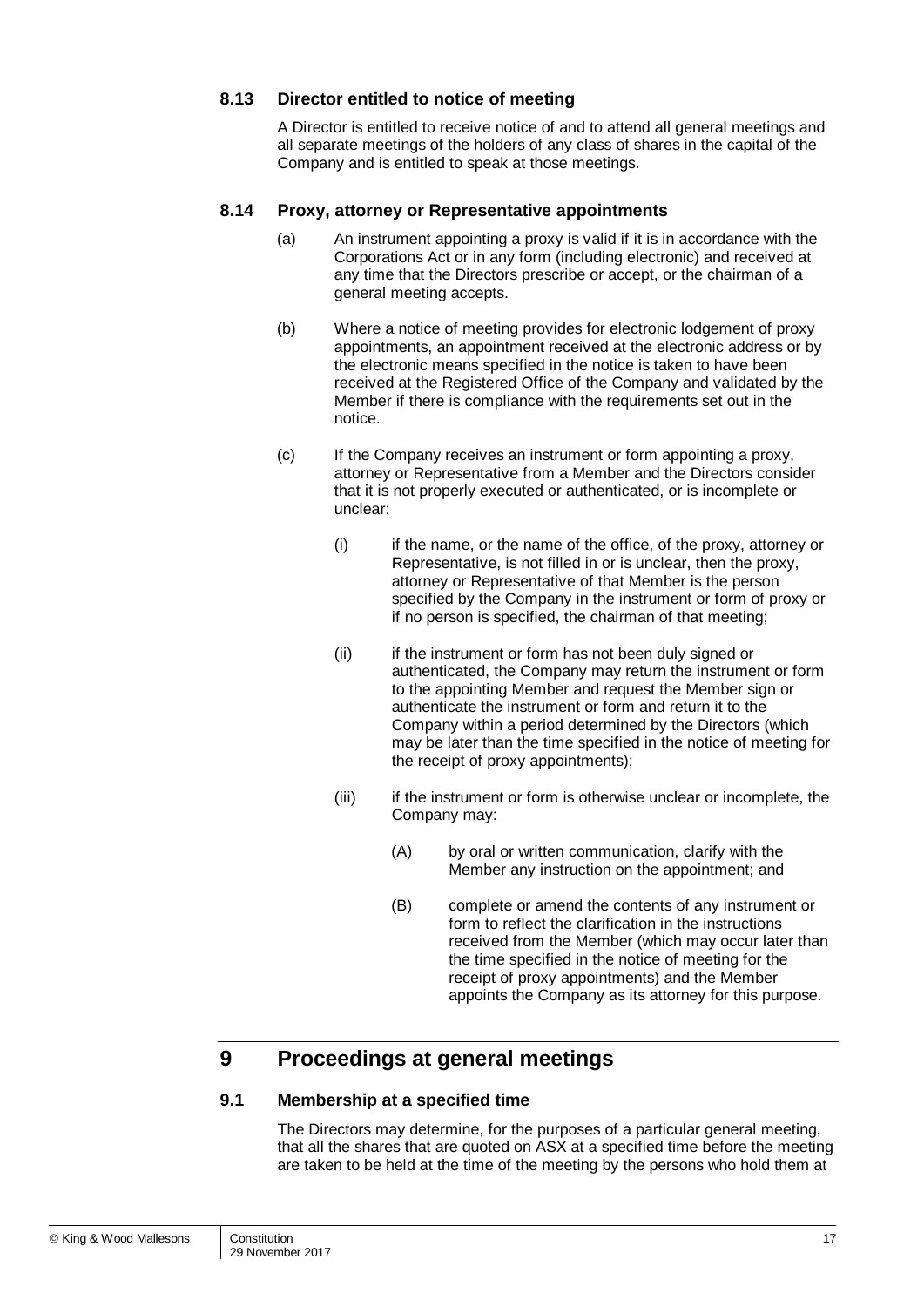### 8.13 Director entitled to notice of meeting

A Director is entitled to receive notice of and to attend all general meetings and all separate meetings of the holders of any class of shares in the capital of the Company and is entitled to speak at those meetings.

### 8.14 Proxy, attorney or Representative appointments

(a) An instrument appointing a proxy is valid if it is in accordance with the Corporations Act or in any form (including electronic) and received at any time that the Directors prescribe or accept, or the chairman of a general meeting accepts.

(b) Where a notice of meeting provides for electronic lodgement of proxy appointments, an appointment received at the electronic address or by the electronic means specified in the notice is taken to have been received at the Registered Office of the Company and validated by the Member if there is compliance with the requirements set out in the notice.

(c) If the Company receives an instrument or form appointing a proxy, attorney or Representative from a Member and the Directors consider that it is not properly executed or authenticated, or is incomplete or unclear:

(i) if the name, or the name of the office, of the proxy, attorney or Representative, is not filled in or is unclear, then the proxy, attorney or Representative of that Member is the person specified by the Company in the instrument or form of proxy or if no person is specified, the chairman of that meeting;

(ii) if the instrument or form has not been duly signed or authenticated, the Company may return the instrument or form to the appointing Member and request the Member sign or authenticate the instrument or form and return it to the Company within a period determined by the Directors (which may be later than the time specified in the notice of meeting for the receipt of proxy appointments);

(iii) if the instrument or form is otherwise unclear or incomplete, the Company may:

(A) by oral or written communication, clarify with the Member any instruction on the appointment; and

(B) complete or amend the contents of any instrument or form to reflect the clarification in the instructions received from the Member (which may occur later than the time specified in the notice of meeting for the receipt of proxy appointments) and the Member appoints the Company as its attorney for this purpose.

## 9 Proceedings at general meetings

### 9.1 Membership at a specified time

The Directors may determine, for the purposes of a particular general meeting, that all the shares that are quoted on ASX at a specified time before the meeting are taken to be held at the time of the meeting by the persons who hold them at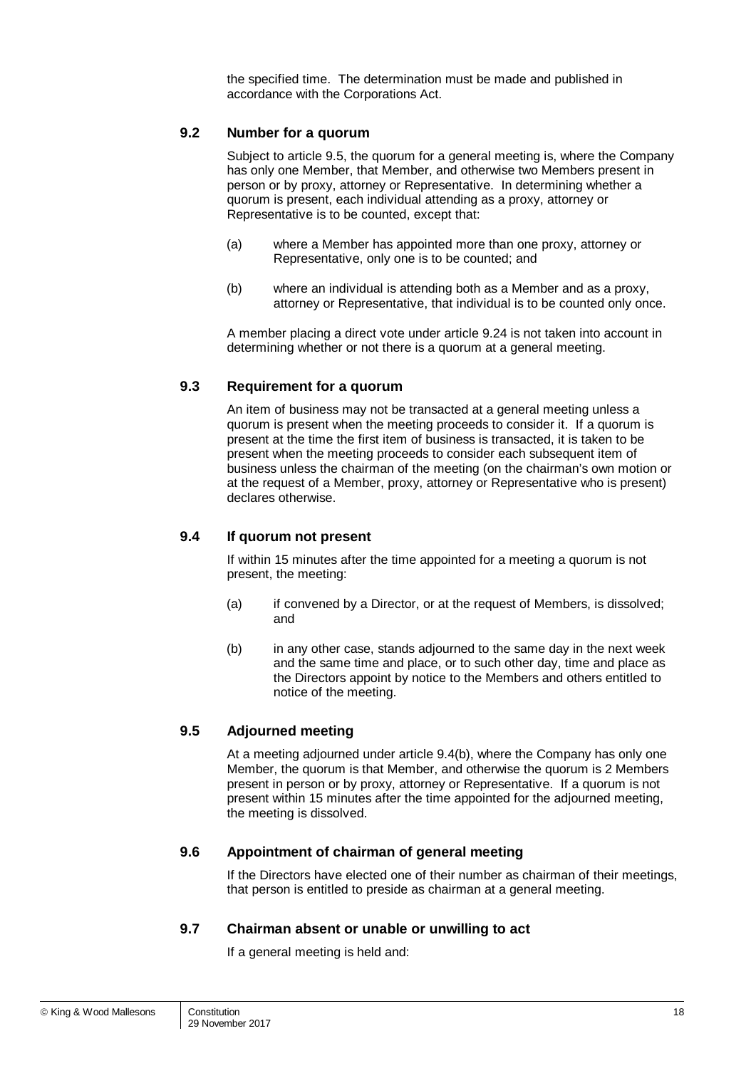the specified time. The determination must be made and published in accordance with the Corporations Act.

### 9.2 Number for a quorum

Subject to article 9.5, the quorum for a general meeting is, where the Company has only one Member, that Member, and otherwise two Members present in person or by proxy, attorney or Representative. In determining whether a quorum is present, each individual attending as a proxy, attorney or Representative is to be counted, except that:

(a) where a Member has appointed more than one proxy, attorney or Representative, only one is to be counted; and

(b) where an individual is attending both as a Member and as a proxy, attorney or Representative, that individual is to be counted only once.

A member placing a direct vote under article 9.24 is not taken into account in determining whether or not there is a quorum at a general meeting.

### 9.3 Requirement for a quorum

An item of business may not be transacted at a general meeting unless a quorum is present when the meeting proceeds to consider it. If a quorum is present at the time the first item of business is transacted, it is taken to be present when the meeting proceeds to consider each subsequent item of business unless the chairman of the meeting (on the chairman's own motion or at the request of a Member, proxy, attorney or Representative who is present) declares otherwise.

### 9.4 If quorum not present

If within 15 minutes after the time appointed for a meeting a quorum is not present, the meeting:

(a) if convened by a Director, or at the request of Members, is dissolved; and

(b) in any other case, stands adjourned to the same day in the next week and the same time and place, or to such other day, time and place as the Directors appoint by notice to the Members and others entitled to notice of the meeting.

### 9.5 Adjourned meeting

At a meeting adjourned under article 9.4(b), where the Company has only one Member, the quorum is that Member, and otherwise the quorum is 2 Members present in person or by proxy, attorney or Representative. If a quorum is not present within 15 minutes after the time appointed for the adjourned meeting, the meeting is dissolved.

### 9.6 Appointment of chairman of general meeting

If the Directors have elected one of their number as chairman of their meetings, that person is entitled to preside as chairman at a general meeting.

### 9.7 Chairman absent or unable or unwilling to act

If a general meeting is held and: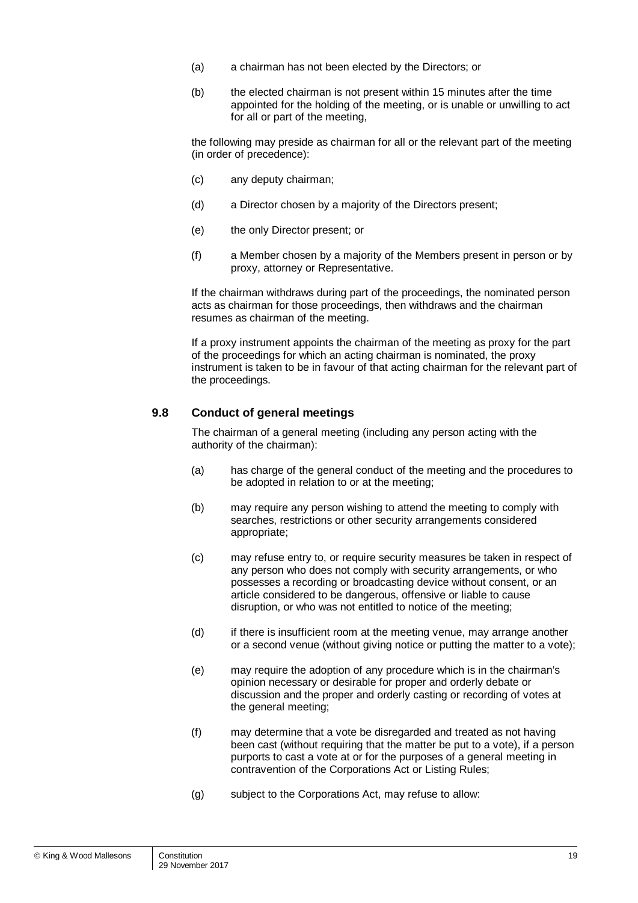(a) a chairman has not been elected by the Directors; or

(b) the elected chairman is not present within 15 minutes after the time appointed for the holding of the meeting, or is unable or unwilling to act for all or part of the meeting,

the following may preside as chairman for all or the relevant part of the meeting (in order of precedence):

(c) any deputy chairman;

(d) a Director chosen by a majority of the Directors present;

(e) the only Director present; or

(f) a Member chosen by a majority of the Members present in person or by proxy, attorney or Representative.

If the chairman withdraws during part of the proceedings, the nominated person acts as chairman for those proceedings, then withdraws and the chairman resumes as chairman of the meeting.

If a proxy instrument appoints the chairman of the meeting as proxy for the part of the proceedings for which an acting chairman is nominated, the proxy instrument is taken to be in favour of that acting chairman for the relevant part of the proceedings.

### 9.8 Conduct of general meetings

The chairman of a general meeting (including any person acting with the authority of the chairman):

(a) has charge of the general conduct of the meeting and the procedures to be adopted in relation to or at the meeting;

(b) may require any person wishing to attend the meeting to comply with searches, restrictions or other security arrangements considered appropriate;

(c) may refuse entry to, or require security measures be taken in respect of any person who does not comply with security arrangements, or who possesses a recording or broadcasting device without consent, or an article considered to be dangerous, offensive or liable to cause disruption, or who was not entitled to notice of the meeting;

(d) if there is insufficient room at the meeting venue, may arrange another or a second venue (without giving notice or putting the matter to a vote);

(e) may require the adoption of any procedure which is in the chairman's opinion necessary or desirable for proper and orderly debate or discussion and the proper and orderly casting or recording of votes at the general meeting;

(f) may determine that a vote be disregarded and treated as not having been cast (without requiring that the matter be put to a vote), if a person purports to cast a vote at or for the purposes of a general meeting in contravention of the Corporations Act or Listing Rules;

(g) subject to the Corporations Act, may refuse to allow: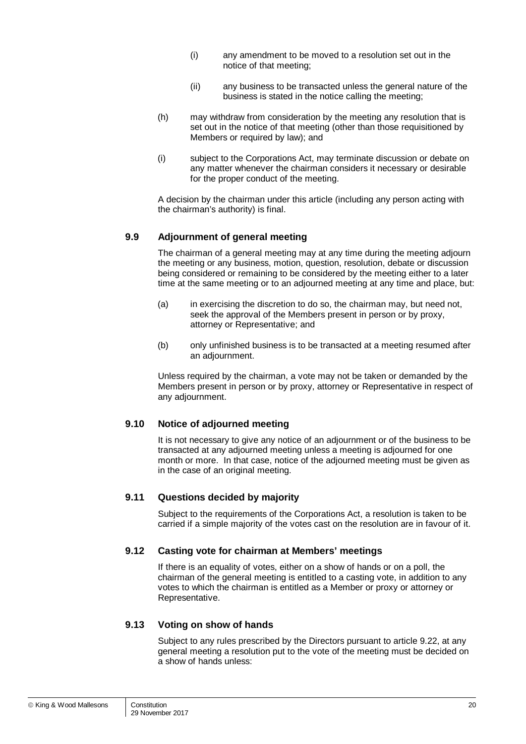(i) any amendment to be moved to a resolution set out in the notice of that meeting;

(ii) any business to be transacted unless the general nature of the business is stated in the notice calling the meeting;

(h) may withdraw from consideration by the meeting any resolution that is set out in the notice of that meeting (other than those requisitioned by Members or required by law); and

(i) subject to the Corporations Act, may terminate discussion or debate on any matter whenever the chairman considers it necessary or desirable for the proper conduct of the meeting.

A decision by the chairman under this article (including any person acting with the chairman's authority) is final.

### 9.9 Adjournment of general meeting

The chairman of a general meeting may at any time during the meeting adjourn the meeting or any business, motion, question, resolution, debate or discussion being considered or remaining to be considered by the meeting either to a later time at the same meeting or to an adjourned meeting at any time and place, but:

(a) in exercising the discretion to do so, the chairman may, but need not, seek the approval of the Members present in person or by proxy, attorney or Representative; and

(b) only unfinished business is to be transacted at a meeting resumed after an adjournment.

Unless required by the chairman, a vote may not be taken or demanded by the Members present in person or by proxy, attorney or Representative in respect of any adjournment.

### 9.10 Notice of adjourned meeting

It is not necessary to give any notice of an adjournment or of the business to be transacted at any adjourned meeting unless a meeting is adjourned for one month or more. In that case, notice of the adjourned meeting must be given as in the case of an original meeting.

### 9.11 Questions decided by majority

Subject to the requirements of the Corporations Act, a resolution is taken to be carried if a simple majority of the votes cast on the resolution are in favour of it.

### 9.12 Casting vote for chairman at Members' meetings

If there is an equality of votes, either on a show of hands or on a poll, the chairman of the general meeting is entitled to a casting vote, in addition to any votes to which the chairman is entitled as a Member or proxy or attorney or Representative.

### 9.13 Voting on show of hands

Subject to any rules prescribed by the Directors pursuant to article 9.22, at any general meeting a resolution put to the vote of the meeting must be decided on a show of hands unless: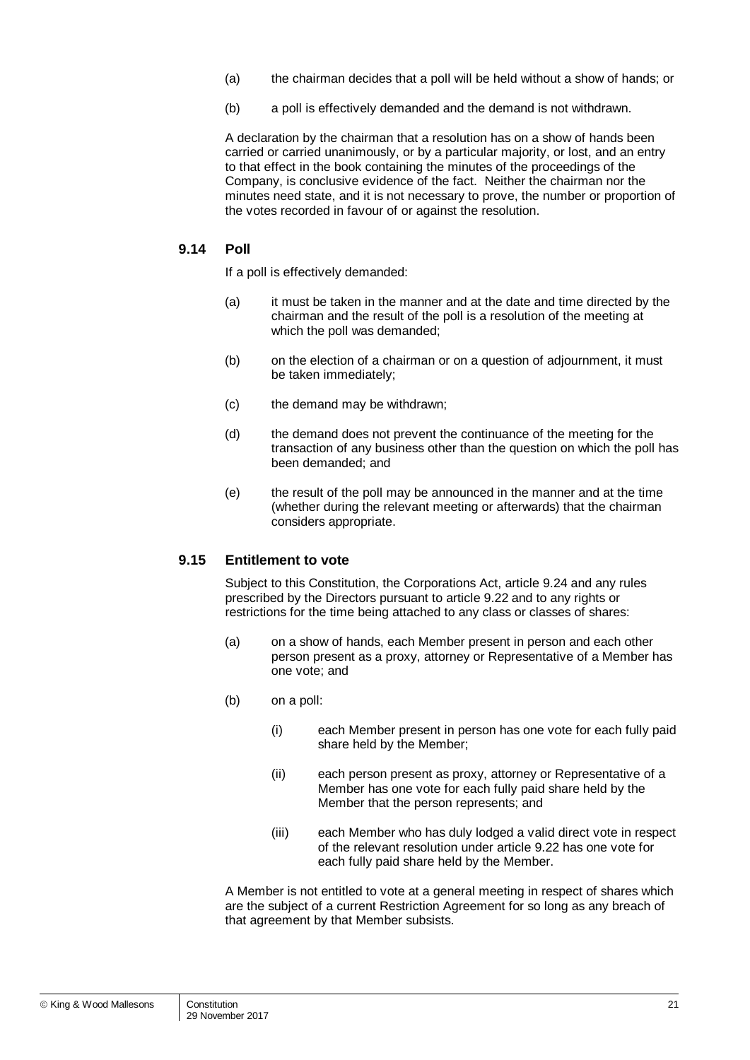(a) the chairman decides that a poll will be held without a show of hands; or

(b) a poll is effectively demanded and the demand is not withdrawn.

A declaration by the chairman that a resolution has on a show of hands been carried or carried unanimously, or by a particular majority, or lost, and an entry to that effect in the book containing the minutes of the proceedings of the Company, is conclusive evidence of the fact. Neither the chairman nor the minutes need state, and it is not necessary to prove, the number or proportion of the votes recorded in favour of or against the resolution.

### 9.14 Poll

If a poll is effectively demanded:

(a) it must be taken in the manner and at the date and time directed by the chairman and the result of the poll is a resolution of the meeting at which the poll was demanded;

(b) on the election of a chairman or on a question of adjournment, it must be taken immediately;

(c) the demand may be withdrawn;

(d) the demand does not prevent the continuance of the meeting for the transaction of any business other than the question on which the poll has been demanded; and

(e) the result of the poll may be announced in the manner and at the time (whether during the relevant meeting or afterwards) that the chairman considers appropriate.

### 9.15 Entitlement to vote

Subject to this Constitution, the Corporations Act, article 9.24 and any rules prescribed by the Directors pursuant to article 9.22 and to any rights or restrictions for the time being attached to any class or classes of shares:

(a) on a show of hands, each Member present in person and each other person present as a proxy, attorney or Representative of a Member has one vote; and

(b) on a poll:

(i) each Member present in person has one vote for each fully paid share held by the Member;

(ii) each person present as proxy, attorney or Representative of a Member has one vote for each fully paid share held by the Member that the person represents; and

(iii) each Member who has duly lodged a valid direct vote in respect of the relevant resolution under article 9.22 has one vote for each fully paid share held by the Member.

A Member is not entitled to vote at a general meeting in respect of shares which are the subject of a current Restriction Agreement for so long as any breach of that agreement by that Member subsists.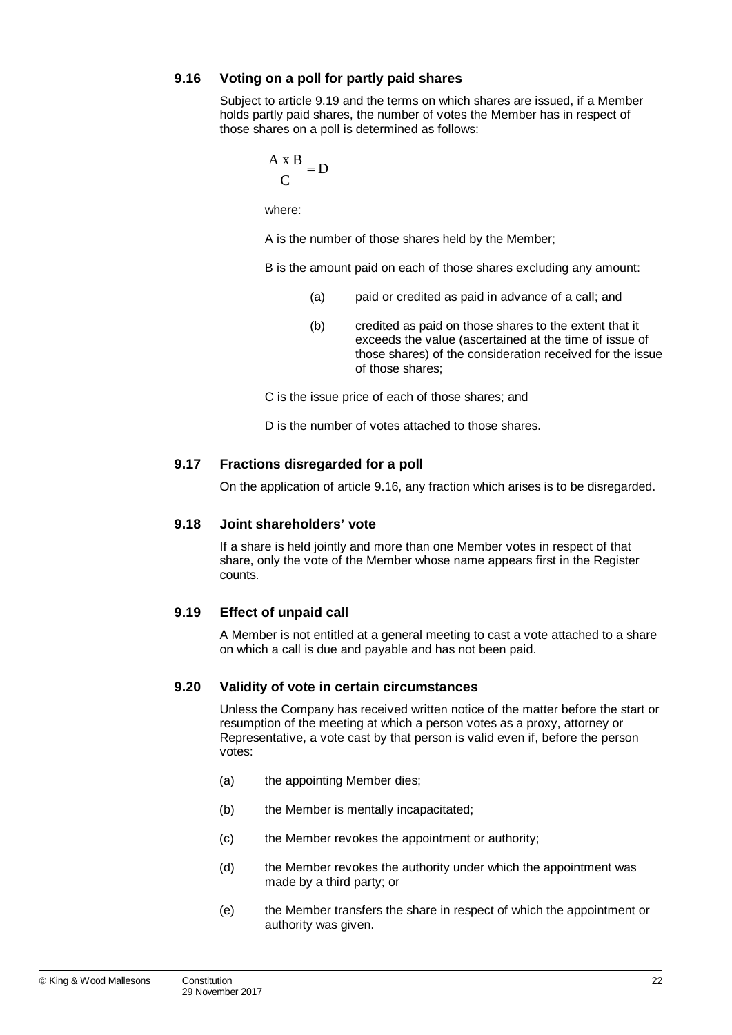### 9.16 Voting on a poll for partly paid shares

Subject to article 9.19 and the terms on which shares are issued, if a Member holds partly paid shares, the number of votes the Member has in respect of those shares on a poll is determined as follows:

$$\frac{A \text{ x } B}{C} = D$$

where:

A is the number of those shares held by the Member;

B is the amount paid on each of those shares excluding any amount:

(a) paid or credited as paid in advance of a call; and

(b) credited as paid on those shares to the extent that it exceeds the value (ascertained at the time of issue of those shares) of the consideration received for the issue of those shares;

C is the issue price of each of those shares; and

D is the number of votes attached to those shares.

### 9.17 Fractions disregarded for a poll

On the application of article 9.16, any fraction which arises is to be disregarded.

### 9.18 Joint shareholders' vote

If a share is held jointly and more than one Member votes in respect of that share, only the vote of the Member whose name appears first in the Register counts.

### 9.19 Effect of unpaid call

A Member is not entitled at a general meeting to cast a vote attached to a share on which a call is due and payable and has not been paid.

### 9.20 Validity of vote in certain circumstances

Unless the Company has received written notice of the matter before the start or resumption of the meeting at which a person votes as a proxy, attorney or Representative, a vote cast by that person is valid even if, before the person votes:

(a) the appointing Member dies;

(b) the Member is mentally incapacitated;

(c) the Member revokes the appointment or authority;

(d) the Member revokes the authority under which the appointment was made by a third party; or

(e) the Member transfers the share in respect of which the appointment or authority was given.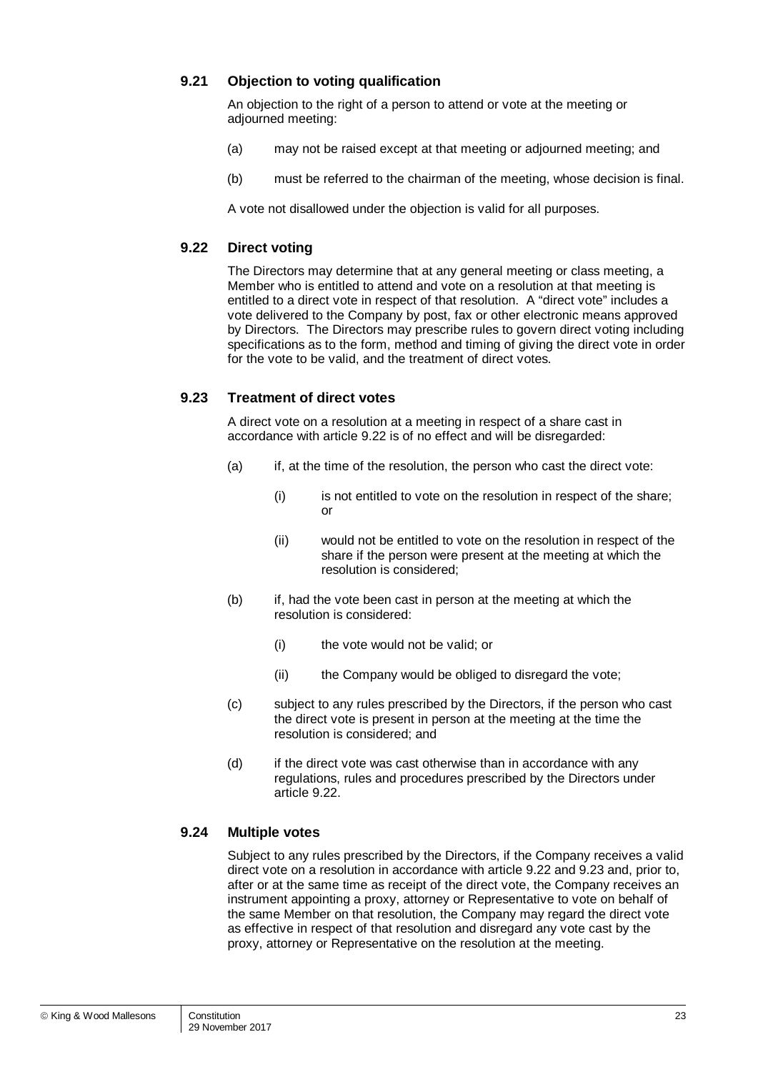### 9.21 Objection to voting qualification

An objection to the right of a person to attend or vote at the meeting or adjourned meeting:

(a) may not be raised except at that meeting or adjourned meeting; and

(b) must be referred to the chairman of the meeting, whose decision is final.

A vote not disallowed under the objection is valid for all purposes.

### 9.22 Direct voting

The Directors may determine that at any general meeting or class meeting, a Member who is entitled to attend and vote on a resolution at that meeting is entitled to a direct vote in respect of that resolution. A "direct vote" includes a vote delivered to the Company by post, fax or other electronic means approved by Directors. The Directors may prescribe rules to govern direct voting including specifications as to the form, method and timing of giving the direct vote in order for the vote to be valid, and the treatment of direct votes.

### 9.23 Treatment of direct votes

A direct vote on a resolution at a meeting in respect of a share cast in accordance with article 9.22 is of no effect and will be disregarded:

(a) if, at the time of the resolution, the person who cast the direct vote:

(i) is not entitled to vote on the resolution in respect of the share; or

(ii) would not be entitled to vote on the resolution in respect of the share if the person were present at the meeting at which the resolution is considered;

(b) if, had the vote been cast in person at the meeting at which the resolution is considered:

(i) the vote would not be valid; or

(ii) the Company would be obliged to disregard the vote;

(c) subject to any rules prescribed by the Directors, if the person who cast the direct vote is present in person at the meeting at the time the resolution is considered; and

(d) if the direct vote was cast otherwise than in accordance with any regulations, rules and procedures prescribed by the Directors under article 9.22.

### 9.24 Multiple votes

Subject to any rules prescribed by the Directors, if the Company receives a valid direct vote on a resolution in accordance with article 9.22 and 9.23 and, prior to, after or at the same time as receipt of the direct vote, the Company receives an instrument appointing a proxy, attorney or Representative to vote on behalf of the same Member on that resolution, the Company may regard the direct vote as effective in respect of that resolution and disregard any vote cast by the proxy, attorney or Representative on the resolution at the meeting.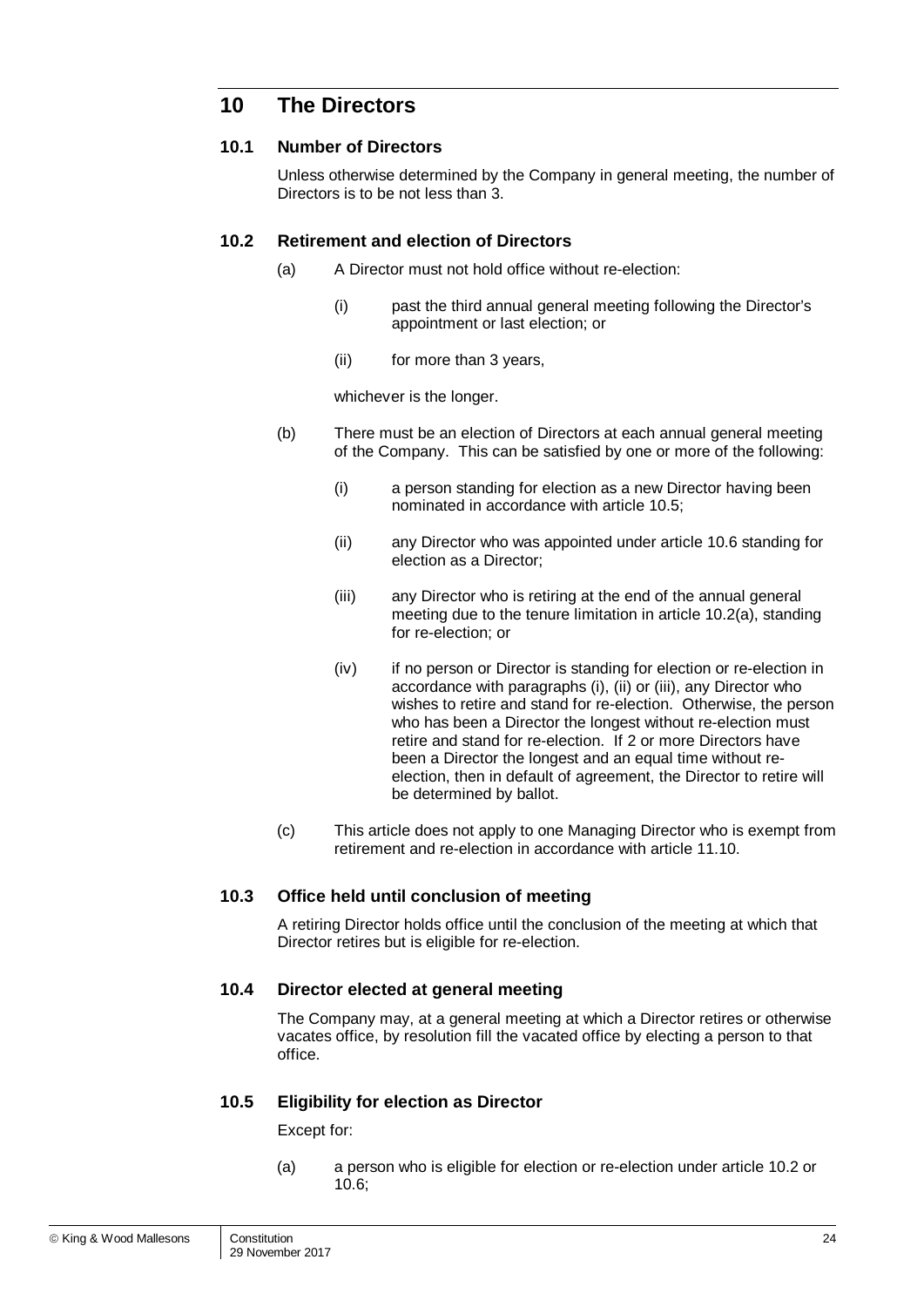## 10 The Directors

### 10.1 Number of Directors

Unless otherwise determined by the Company in general meeting, the number of Directors is to be not less than 3.

### 10.2 Retirement and election of Directors

(a) A Director must not hold office without re-election:

(i) past the third annual general meeting following the Director's appointment or last election; or

(ii) for more than 3 years,

whichever is the longer.

(b) There must be an election of Directors at each annual general meeting of the Company. This can be satisfied by one or more of the following:

(i) a person standing for election as a new Director having been nominated in accordance with article 10.5;

(ii) any Director who was appointed under article 10.6 standing for election as a Director;

(iii) any Director who is retiring at the end of the annual general meeting due to the tenure limitation in article 10.2(a), standing for re-election; or

(iv) if no person or Director is standing for election or re-election in accordance with paragraphs (i), (ii) or (iii), any Director who wishes to retire and stand for re-election. Otherwise, the person who has been a Director the longest without re-election must retire and stand for re-election. If 2 or more Directors have been a Director the longest and an equal time without re-election, then in default of agreement, the Director to retire will be determined by ballot.

(c) This article does not apply to one Managing Director who is exempt from retirement and re-election in accordance with article 11.10.

### 10.3 Office held until conclusion of meeting

A retiring Director holds office until the conclusion of the meeting at which that Director retires but is eligible for re-election.

### 10.4 Director elected at general meeting

The Company may, at a general meeting at which a Director retires or otherwise vacates office, by resolution fill the vacated office by electing a person to that office.

### 10.5 Eligibility for election as Director

Except for:

(a) a person who is eligible for election or re-election under article 10.2 or 10.6;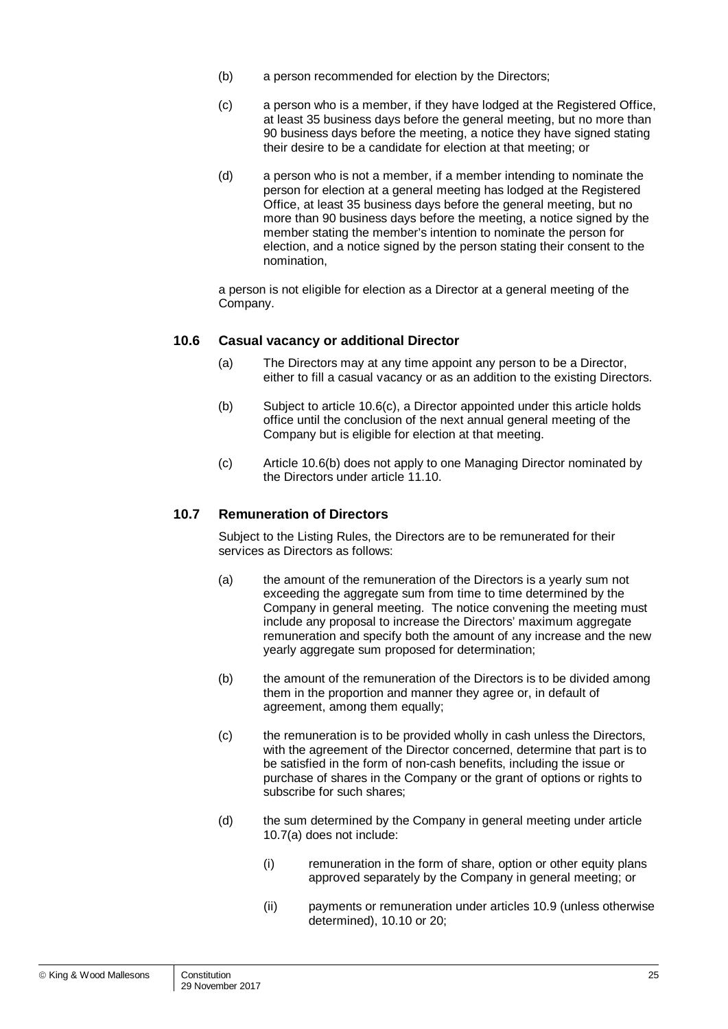(b) a person recommended for election by the Directors;

(c) a person who is a member, if they have lodged at the Registered Office, at least 35 business days before the general meeting, but no more than 90 business days before the meeting, a notice they have signed stating their desire to be a candidate for election at that meeting; or

(d) a person who is not a member, if a member intending to nominate the person for election at a general meeting has lodged at the Registered Office, at least 35 business days before the general meeting, but no more than 90 business days before the meeting, a notice signed by the member stating the member's intention to nominate the person for election, and a notice signed by the person stating their consent to the nomination,

a person is not eligible for election as a Director at a general meeting of the Company.

### 10.6 Casual vacancy or additional Director

(a) The Directors may at any time appoint any person to be a Director, either to fill a casual vacancy or as an addition to the existing Directors.

(b) Subject to article 10.6(c), a Director appointed under this article holds office until the conclusion of the next annual general meeting of the Company but is eligible for election at that meeting.

(c) Article 10.6(b) does not apply to one Managing Director nominated by the Directors under article 11.10.

### 10.7 Remuneration of Directors

Subject to the Listing Rules, the Directors are to be remunerated for their services as Directors as follows:

(a) the amount of the remuneration of the Directors is a yearly sum not exceeding the aggregate sum from time to time determined by the Company in general meeting. The notice convening the meeting must include any proposal to increase the Directors' maximum aggregate remuneration and specify both the amount of any increase and the new yearly aggregate sum proposed for determination;

(b) the amount of the remuneration of the Directors is to be divided among them in the proportion and manner they agree or, in default of agreement, among them equally;

(c) the remuneration is to be provided wholly in cash unless the Directors, with the agreement of the Director concerned, determine that part is to be satisfied in the form of non-cash benefits, including the issue or purchase of shares in the Company or the grant of options or rights to subscribe for such shares;

(d) the sum determined by the Company in general meeting under article 10.7(a) does not include:

   (i) remuneration in the form of share, option or other equity plans approved separately by the Company in general meeting; or

   (ii) payments or remuneration under articles 10.9 (unless otherwise determined), 10.10 or 20;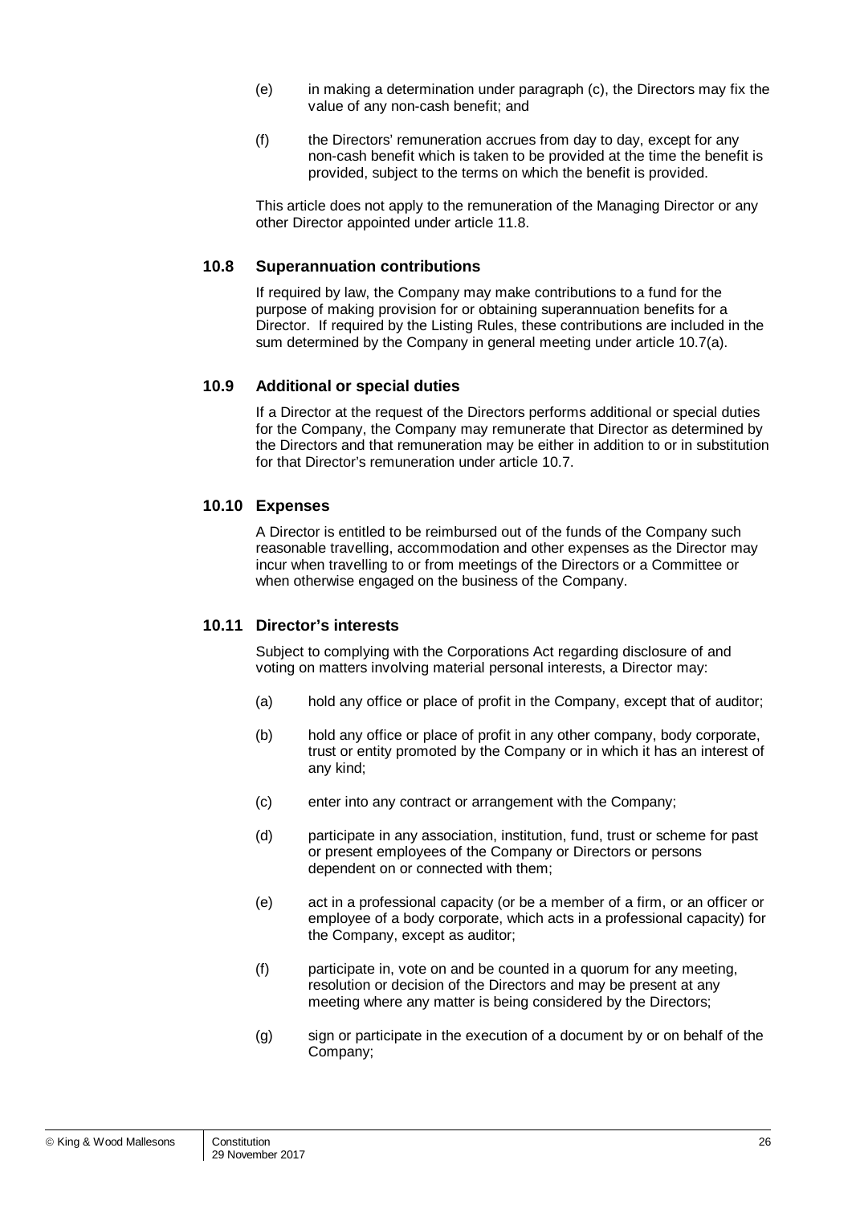(e) in making a determination under paragraph (c), the Directors may fix the value of any non-cash benefit; and

(f) the Directors' remuneration accrues from day to day, except for any non-cash benefit which is taken to be provided at the time the benefit is provided, subject to the terms on which the benefit is provided.

This article does not apply to the remuneration of the Managing Director or any other Director appointed under article 11.8.

### 10.8 Superannuation contributions

If required by law, the Company may make contributions to a fund for the purpose of making provision for or obtaining superannuation benefits for a Director. If required by the Listing Rules, these contributions are included in the sum determined by the Company in general meeting under article 10.7(a).

### 10.9 Additional or special duties

If a Director at the request of the Directors performs additional or special duties for the Company, the Company may remunerate that Director as determined by the Directors and that remuneration may be either in addition to or in substitution for that Director's remuneration under article 10.7.

### 10.10 Expenses

A Director is entitled to be reimbursed out of the funds of the Company such reasonable travelling, accommodation and other expenses as the Director may incur when travelling to or from meetings of the Directors or a Committee or when otherwise engaged on the business of the Company.

### 10.11 Director's interests

Subject to complying with the Corporations Act regarding disclosure of and voting on matters involving material personal interests, a Director may:

(a) hold any office or place of profit in the Company, except that of auditor;

(b) hold any office or place of profit in any other company, body corporate, trust or entity promoted by the Company or in which it has an interest of any kind;

(c) enter into any contract or arrangement with the Company;

(d) participate in any association, institution, fund, trust or scheme for past or present employees of the Company or Directors or persons dependent on or connected with them;

(e) act in a professional capacity (or be a member of a firm, or an officer or employee of a body corporate, which acts in a professional capacity) for the Company, except as auditor;

(f) participate in, vote on and be counted in a quorum for any meeting, resolution or decision of the Directors and may be present at any meeting where any matter is being considered by the Directors;

(g) sign or participate in the execution of a document by or on behalf of the Company;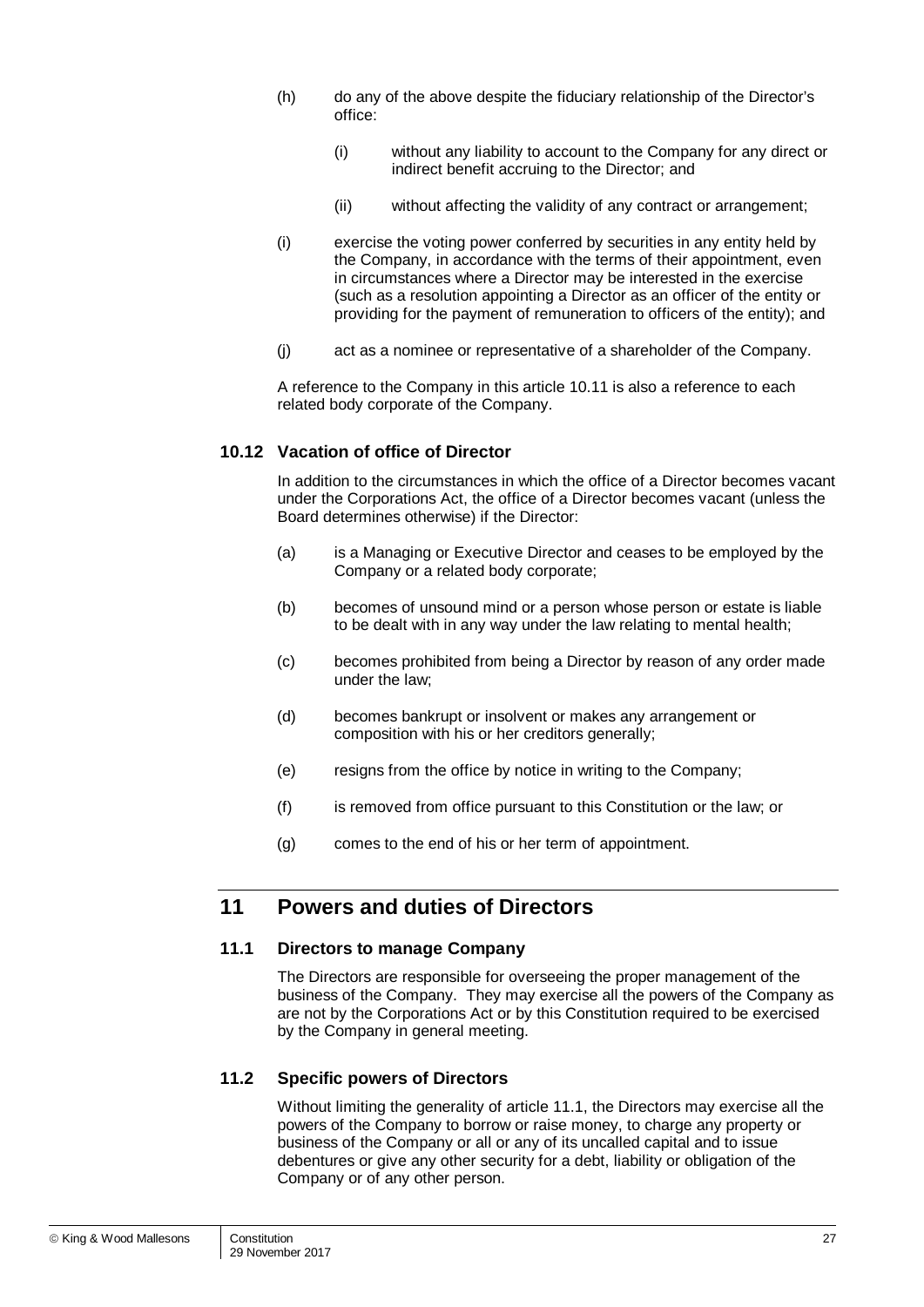(h) do any of the above despite the fiduciary relationship of the Director's office:

(i) without any liability to account to the Company for any direct or indirect benefit accruing to the Director; and

(ii) without affecting the validity of any contract or arrangement;

(i) exercise the voting power conferred by securities in any entity held by the Company, in accordance with the terms of their appointment, even in circumstances where a Director may be interested in the exercise (such as a resolution appointing a Director as an officer of the entity or providing for the payment of remuneration to officers of the entity); and

(j) act as a nominee or representative of a shareholder of the Company.

A reference to the Company in this article 10.11 is also a reference to each related body corporate of the Company.

### 10.12 Vacation of office of Director

In addition to the circumstances in which the office of a Director becomes vacant under the Corporations Act, the office of a Director becomes vacant (unless the Board determines otherwise) if the Director:

(a) is a Managing or Executive Director and ceases to be employed by the Company or a related body corporate;

(b) becomes of unsound mind or a person whose person or estate is liable to be dealt with in any way under the law relating to mental health;

(c) becomes prohibited from being a Director by reason of any order made under the law;

(d) becomes bankrupt or insolvent or makes any arrangement or composition with his or her creditors generally;

(e) resigns from the office by notice in writing to the Company;

(f) is removed from office pursuant to this Constitution or the law; or

(g) comes to the end of his or her term of appointment.

## 11 Powers and duties of Directors

### 11.1 Directors to manage Company

The Directors are responsible for overseeing the proper management of the business of the Company. They may exercise all the powers of the Company as are not by the Corporations Act or by this Constitution required to be exercised by the Company in general meeting.

### 11.2 Specific powers of Directors

Without limiting the generality of article 11.1, the Directors may exercise all the powers of the Company to borrow or raise money, to charge any property or business of the Company or all or any of its uncalled capital and to issue debentures or give any other security for a debt, liability or obligation of the Company or of any other person.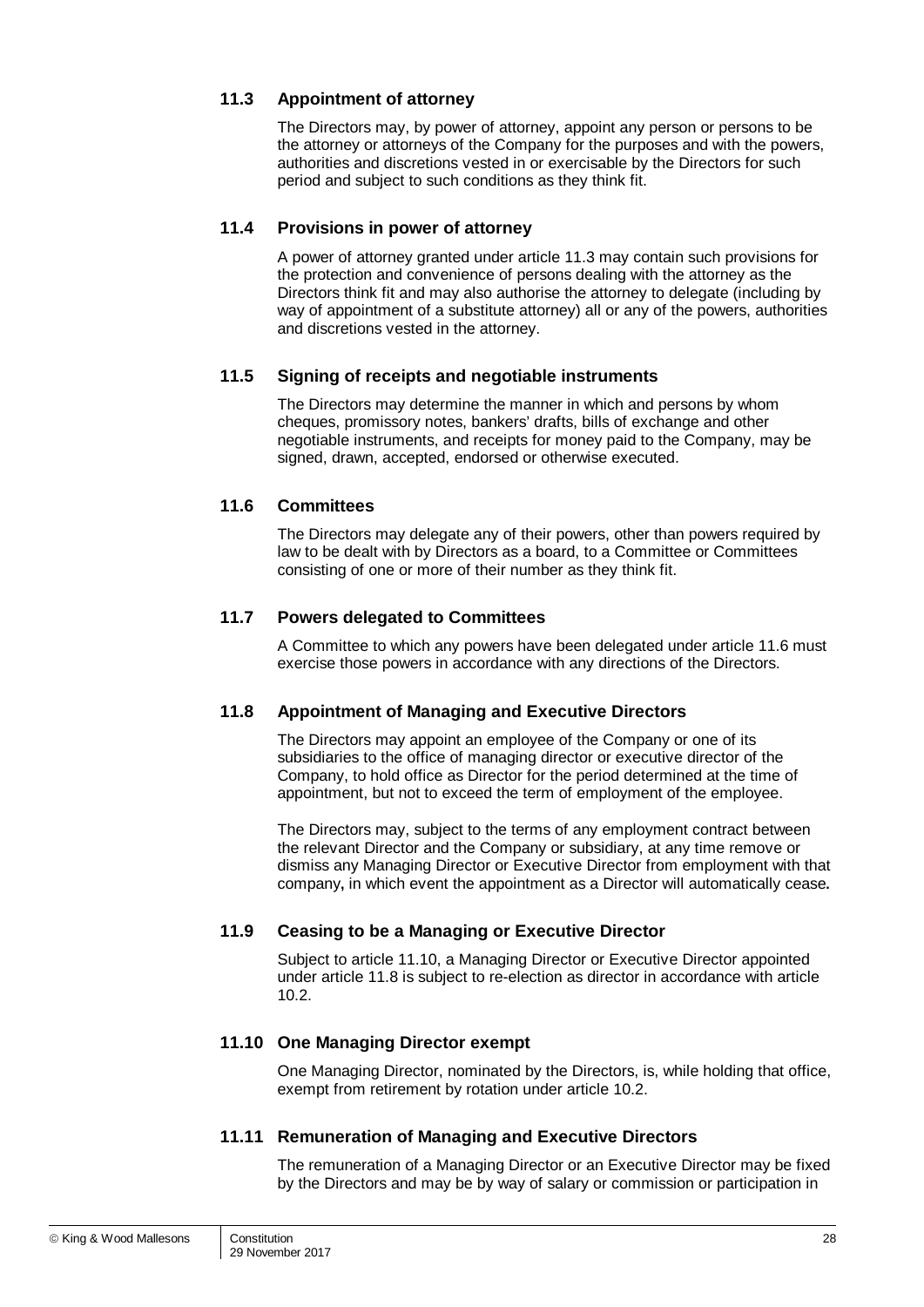### 11.3 Appointment of attorney

The Directors may, by power of attorney, appoint any person or persons to be the attorney or attorneys of the Company for the purposes and with the powers, authorities and discretions vested in or exercisable by the Directors for such period and subject to such conditions as they think fit.

### 11.4 Provisions in power of attorney

A power of attorney granted under article 11.3 may contain such provisions for the protection and convenience of persons dealing with the attorney as the Directors think fit and may also authorise the attorney to delegate (including by way of appointment of a substitute attorney) all or any of the powers, authorities and discretions vested in the attorney.

### 11.5 Signing of receipts and negotiable instruments

The Directors may determine the manner in which and persons by whom cheques, promissory notes, bankers' drafts, bills of exchange and other negotiable instruments, and receipts for money paid to the Company, may be signed, drawn, accepted, endorsed or otherwise executed.

### 11.6 Committees

The Directors may delegate any of their powers, other than powers required by law to be dealt with by Directors as a board, to a Committee or Committees consisting of one or more of their number as they think fit.

### 11.7 Powers delegated to Committees

A Committee to which any powers have been delegated under article 11.6 must exercise those powers in accordance with any directions of the Directors.

### 11.8 Appointment of Managing and Executive Directors

The Directors may appoint an employee of the Company or one of its subsidiaries to the office of managing director or executive director of the Company, to hold office as Director for the period determined at the time of appointment, but not to exceed the term of employment of the employee.

The Directors may, subject to the terms of any employment contract between the relevant Director and the Company or subsidiary, at any time remove or dismiss any Managing Director or Executive Director from employment with that company**,** in which event the appointment as a Director will automatically cease**.**

### 11.9 Ceasing to be a Managing or Executive Director

Subject to article 11.10, a Managing Director or Executive Director appointed under article 11.8 is subject to re-election as director in accordance with article 10.2.

### 11.10 One Managing Director exempt

One Managing Director, nominated by the Directors, is, while holding that office, exempt from retirement by rotation under article 10.2.

### 11.11 Remuneration of Managing and Executive Directors

The remuneration of a Managing Director or an Executive Director may be fixed by the Directors and may be by way of salary or commission or participation in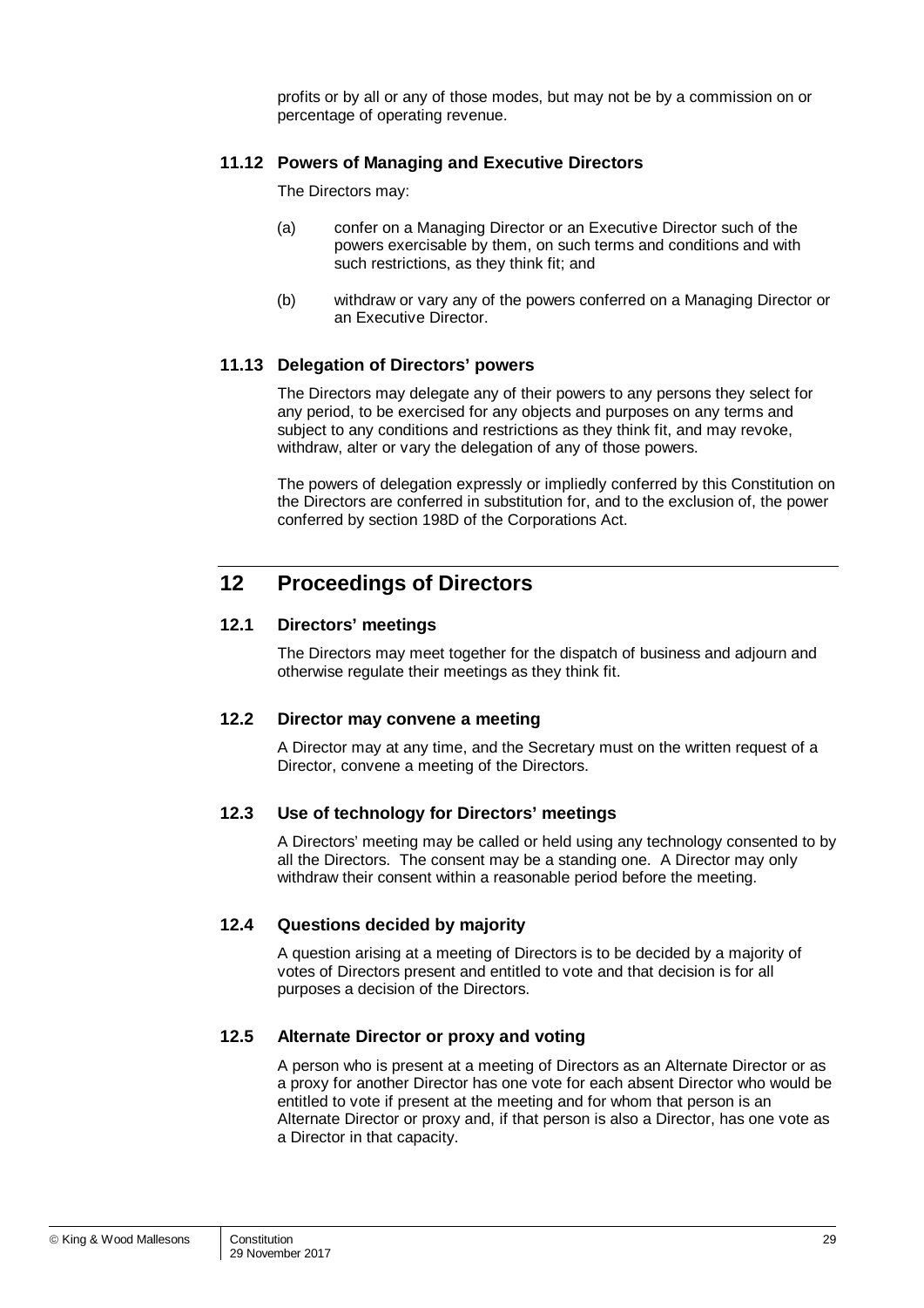profits or by all or any of those modes, but may not be by a commission on or percentage of operating revenue.

### 11.12 Powers of Managing and Executive Directors

The Directors may:

(a) confer on a Managing Director or an Executive Director such of the powers exercisable by them, on such terms and conditions and with such restrictions, as they think fit; and

(b) withdraw or vary any of the powers conferred on a Managing Director or an Executive Director.

### 11.13 Delegation of Directors' powers

The Directors may delegate any of their powers to any persons they select for any period, to be exercised for any objects and purposes on any terms and subject to any conditions and restrictions as they think fit, and may revoke, withdraw, alter or vary the delegation of any of those powers.

The powers of delegation expressly or impliedly conferred by this Constitution on the Directors are conferred in substitution for, and to the exclusion of, the power conferred by section 198D of the Corporations Act.

## 12 Proceedings of Directors

### 12.1 Directors' meetings

The Directors may meet together for the dispatch of business and adjourn and otherwise regulate their meetings as they think fit.

### 12.2 Director may convene a meeting

A Director may at any time, and the Secretary must on the written request of a Director, convene a meeting of the Directors.

### 12.3 Use of technology for Directors' meetings

A Directors' meeting may be called or held using any technology consented to by all the Directors. The consent may be a standing one. A Director may only withdraw their consent within a reasonable period before the meeting.

### 12.4 Questions decided by majority

A question arising at a meeting of Directors is to be decided by a majority of votes of Directors present and entitled to vote and that decision is for all purposes a decision of the Directors.

### 12.5 Alternate Director or proxy and voting

A person who is present at a meeting of Directors as an Alternate Director or as a proxy for another Director has one vote for each absent Director who would be entitled to vote if present at the meeting and for whom that person is an Alternate Director or proxy and, if that person is also a Director, has one vote as a Director in that capacity.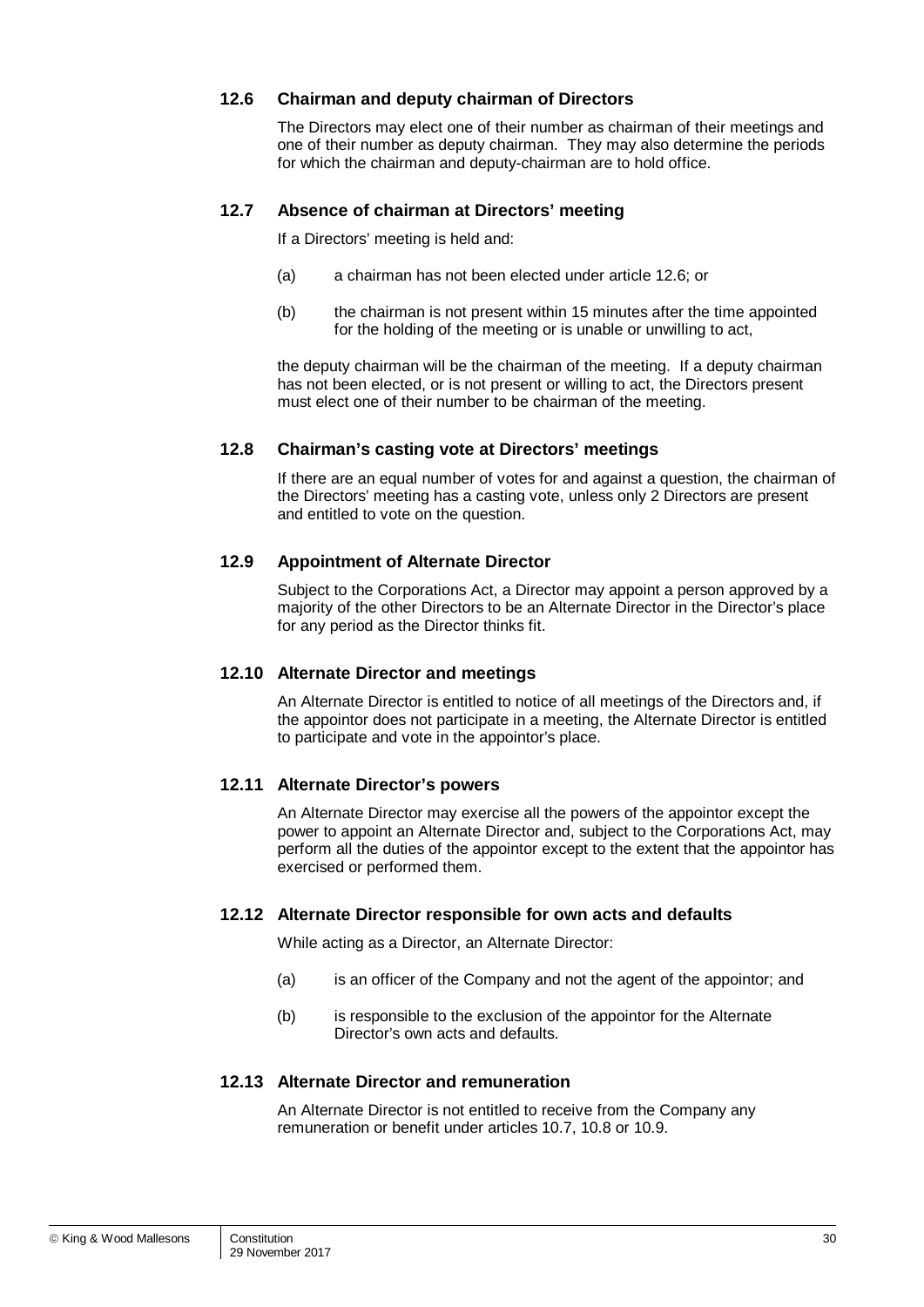### 12.6 Chairman and deputy chairman of Directors

The Directors may elect one of their number as chairman of their meetings and one of their number as deputy chairman. They may also determine the periods for which the chairman and deputy-chairman are to hold office.

### 12.7 Absence of chairman at Directors' meeting

If a Directors' meeting is held and:

(a) a chairman has not been elected under article 12.6; or

(b) the chairman is not present within 15 minutes after the time appointed for the holding of the meeting or is unable or unwilling to act,

the deputy chairman will be the chairman of the meeting. If a deputy chairman has not been elected, or is not present or willing to act, the Directors present must elect one of their number to be chairman of the meeting.

### 12.8 Chairman's casting vote at Directors' meetings

If there are an equal number of votes for and against a question, the chairman of the Directors' meeting has a casting vote, unless only 2 Directors are present and entitled to vote on the question.

### 12.9 Appointment of Alternate Director

Subject to the Corporations Act, a Director may appoint a person approved by a majority of the other Directors to be an Alternate Director in the Director's place for any period as the Director thinks fit.

### 12.10 Alternate Director and meetings

An Alternate Director is entitled to notice of all meetings of the Directors and, if the appointor does not participate in a meeting, the Alternate Director is entitled to participate and vote in the appointor's place.

### 12.11 Alternate Director's powers

An Alternate Director may exercise all the powers of the appointor except the power to appoint an Alternate Director and, subject to the Corporations Act, may perform all the duties of the appointor except to the extent that the appointor has exercised or performed them.

### 12.12 Alternate Director responsible for own acts and defaults

While acting as a Director, an Alternate Director:

(a) is an officer of the Company and not the agent of the appointor; and

(b) is responsible to the exclusion of the appointor for the Alternate Director's own acts and defaults.

### 12.13 Alternate Director and remuneration

An Alternate Director is not entitled to receive from the Company any remuneration or benefit under articles 10.7, 10.8 or 10.9.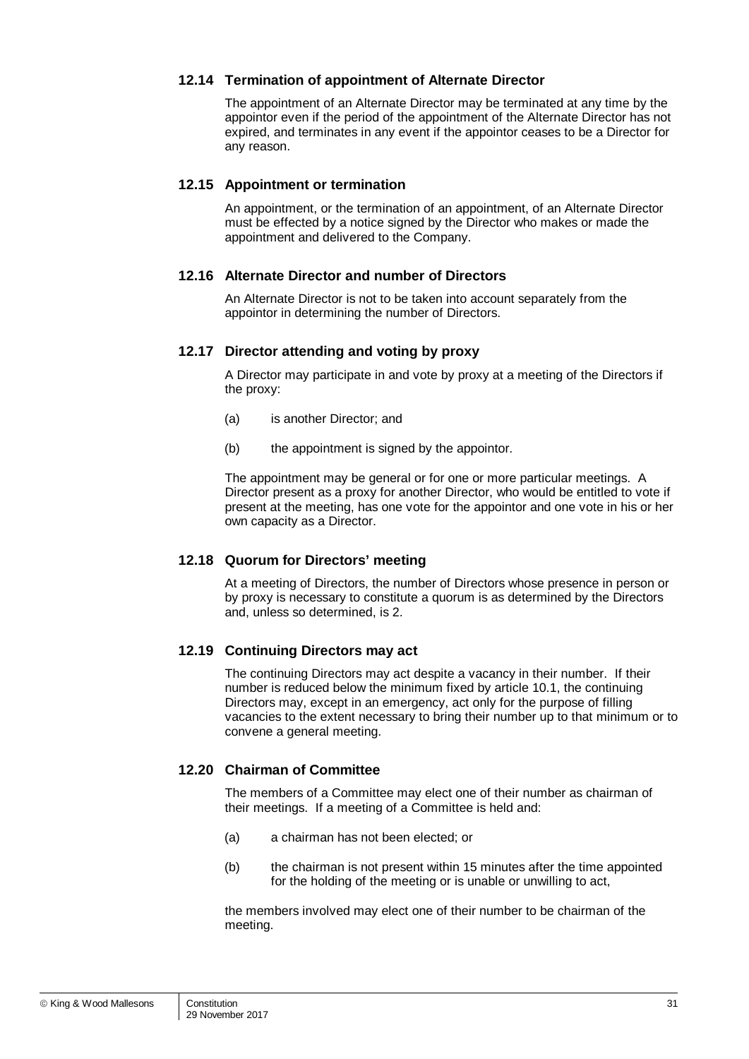### 12.14 Termination of appointment of Alternate Director

The appointment of an Alternate Director may be terminated at any time by the appointor even if the period of the appointment of the Alternate Director has not expired, and terminates in any event if the appointor ceases to be a Director for any reason.

### 12.15 Appointment or termination

An appointment, or the termination of an appointment, of an Alternate Director must be effected by a notice signed by the Director who makes or made the appointment and delivered to the Company.

### 12.16 Alternate Director and number of Directors

An Alternate Director is not to be taken into account separately from the appointor in determining the number of Directors.

### 12.17 Director attending and voting by proxy

A Director may participate in and vote by proxy at a meeting of the Directors if the proxy:

(a) is another Director; and

(b) the appointment is signed by the appointor.

The appointment may be general or for one or more particular meetings. A Director present as a proxy for another Director, who would be entitled to vote if present at the meeting, has one vote for the appointor and one vote in his or her own capacity as a Director.

### 12.18 Quorum for Directors' meeting

At a meeting of Directors, the number of Directors whose presence in person or by proxy is necessary to constitute a quorum is as determined by the Directors and, unless so determined, is 2.

### 12.19 Continuing Directors may act

The continuing Directors may act despite a vacancy in their number. If their number is reduced below the minimum fixed by article 10.1, the continuing Directors may, except in an emergency, act only for the purpose of filling vacancies to the extent necessary to bring their number up to that minimum or to convene a general meeting.

### 12.20 Chairman of Committee

The members of a Committee may elect one of their number as chairman of their meetings. If a meeting of a Committee is held and:

(a) a chairman has not been elected; or

(b) the chairman is not present within 15 minutes after the time appointed for the holding of the meeting or is unable or unwilling to act,

the members involved may elect one of their number to be chairman of the meeting.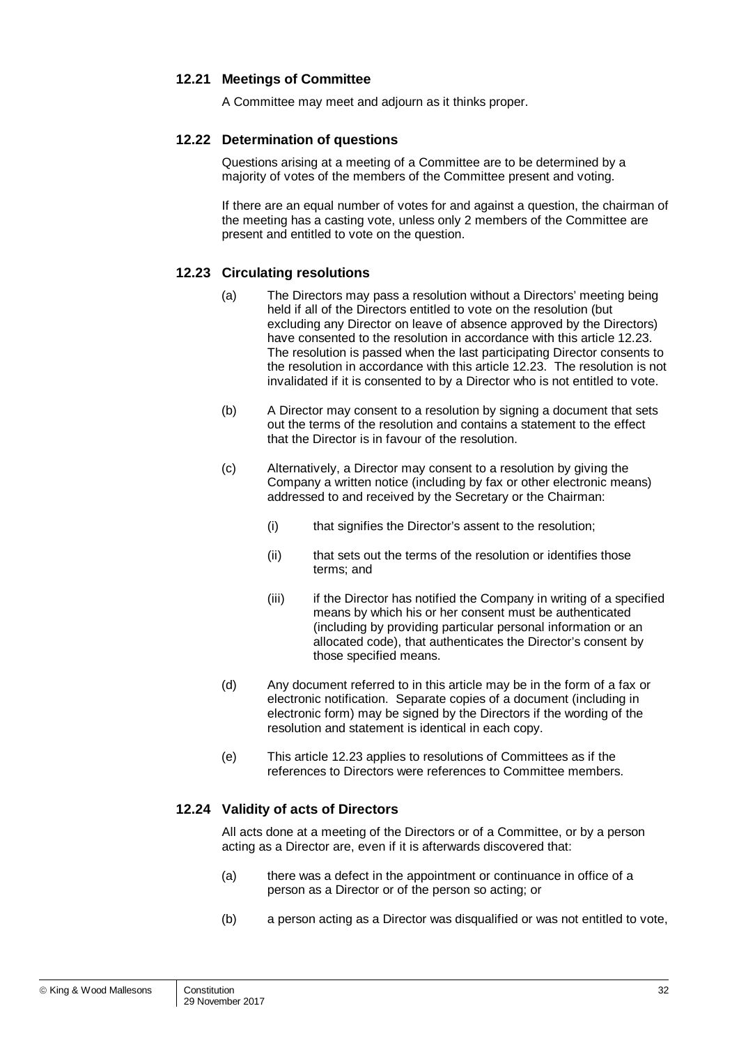### 12.21 Meetings of Committee

A Committee may meet and adjourn as it thinks proper.

### 12.22 Determination of questions

Questions arising at a meeting of a Committee are to be determined by a majority of votes of the members of the Committee present and voting.

If there are an equal number of votes for and against a question, the chairman of the meeting has a casting vote, unless only 2 members of the Committee are present and entitled to vote on the question.

### 12.23 Circulating resolutions

(a) The Directors may pass a resolution without a Directors' meeting being held if all of the Directors entitled to vote on the resolution (but excluding any Director on leave of absence approved by the Directors) have consented to the resolution in accordance with this article 12.23. The resolution is passed when the last participating Director consents to the resolution in accordance with this article 12.23. The resolution is not invalidated if it is consented to by a Director who is not entitled to vote.

(b) A Director may consent to a resolution by signing a document that sets out the terms of the resolution and contains a statement to the effect that the Director is in favour of the resolution.

(c) Alternatively, a Director may consent to a resolution by giving the Company a written notice (including by fax or other electronic means) addressed to and received by the Secretary or the Chairman:

(i) that signifies the Director's assent to the resolution;

(ii) that sets out the terms of the resolution or identifies those terms; and

(iii) if the Director has notified the Company in writing of a specified means by which his or her consent must be authenticated (including by providing particular personal information or an allocated code), that authenticates the Director's consent by those specified means.

(d) Any document referred to in this article may be in the form of a fax or electronic notification. Separate copies of a document (including in electronic form) may be signed by the Directors if the wording of the resolution and statement is identical in each copy.

(e) This article 12.23 applies to resolutions of Committees as if the references to Directors were references to Committee members.

### 12.24 Validity of acts of Directors

All acts done at a meeting of the Directors or of a Committee, or by a person acting as a Director are, even if it is afterwards discovered that:

(a) there was a defect in the appointment or continuance in office of a person as a Director or of the person so acting; or

(b) a person acting as a Director was disqualified or was not entitled to vote,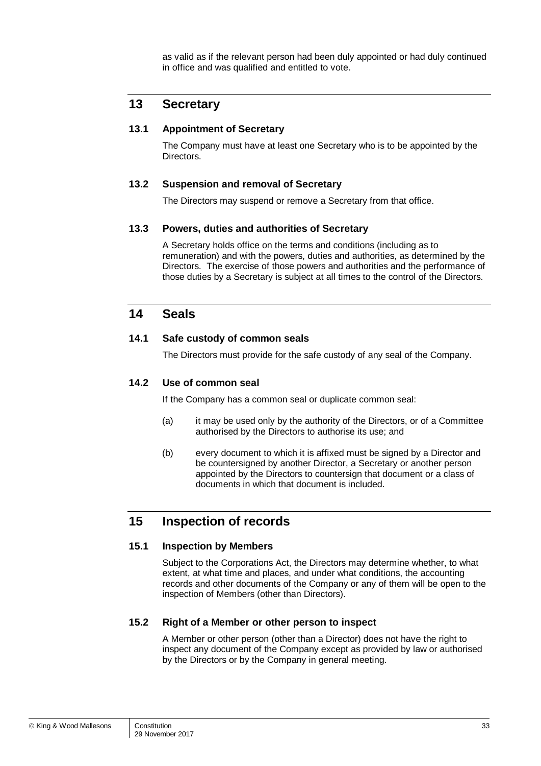as valid as if the relevant person had been duly appointed or had duly continued in office and was qualified and entitled to vote.

## 13 Secretary

### 13.1 Appointment of Secretary

The Company must have at least one Secretary who is to be appointed by the Directors.

### 13.2 Suspension and removal of Secretary

The Directors may suspend or remove a Secretary from that office.

### 13.3 Powers, duties and authorities of Secretary

A Secretary holds office on the terms and conditions (including as to remuneration) and with the powers, duties and authorities, as determined by the Directors. The exercise of those powers and authorities and the performance of those duties by a Secretary is subject at all times to the control of the Directors.

## 14 Seals

### 14.1 Safe custody of common seals

The Directors must provide for the safe custody of any seal of the Company.

### 14.2 Use of common seal

If the Company has a common seal or duplicate common seal:

(a) it may be used only by the authority of the Directors, or of a Committee authorised by the Directors to authorise its use; and

(b) every document to which it is affixed must be signed by a Director and be countersigned by another Director, a Secretary or another person appointed by the Directors to countersign that document or a class of documents in which that document is included.

## 15 Inspection of records

### 15.1 Inspection by Members

Subject to the Corporations Act, the Directors may determine whether, to what extent, at what time and places, and under what conditions, the accounting records and other documents of the Company or any of them will be open to the inspection of Members (other than Directors).

### 15.2 Right of a Member or other person to inspect

A Member or other person (other than a Director) does not have the right to inspect any document of the Company except as provided by law or authorised by the Directors or by the Company in general meeting.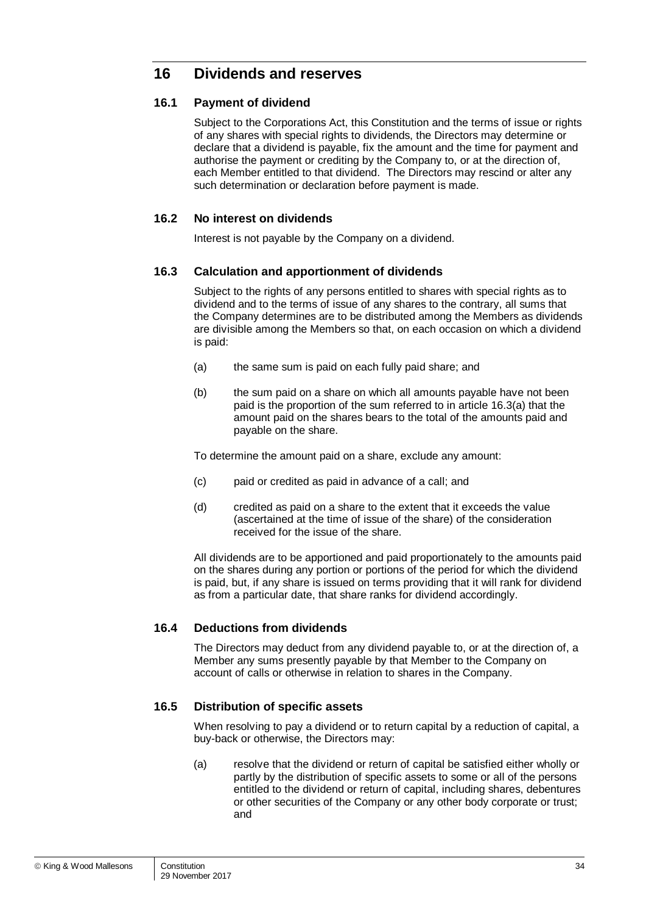# 16 Dividends and reserves

## 16.1 Payment of dividend

Subject to the Corporations Act, this Constitution and the terms of issue or rights of any shares with special rights to dividends, the Directors may determine or declare that a dividend is payable, fix the amount and the time for payment and authorise the payment or crediting by the Company to, or at the direction of, each Member entitled to that dividend. The Directors may rescind or alter any such determination or declaration before payment is made.

## 16.2 No interest on dividends

Interest is not payable by the Company on a dividend.

## 16.3 Calculation and apportionment of dividends

Subject to the rights of any persons entitled to shares with special rights as to dividend and to the terms of issue of any shares to the contrary, all sums that the Company determines are to be distributed among the Members as dividends are divisible among the Members so that, on each occasion on which a dividend is paid:

(a) the same sum is paid on each fully paid share; and

(b) the sum paid on a share on which all amounts payable have not been paid is the proportion of the sum referred to in article 16.3(a) that the amount paid on the shares bears to the total of the amounts paid and payable on the share.

To determine the amount paid on a share, exclude any amount:

(c) paid or credited as paid in advance of a call; and

(d) credited as paid on a share to the extent that it exceeds the value (ascertained at the time of issue of the share) of the consideration received for the issue of the share.

All dividends are to be apportioned and paid proportionately to the amounts paid on the shares during any portion or portions of the period for which the dividend is paid, but, if any share is issued on terms providing that it will rank for dividend as from a particular date, that share ranks for dividend accordingly.

## 16.4 Deductions from dividends

The Directors may deduct from any dividend payable to, or at the direction of, a Member any sums presently payable by that Member to the Company on account of calls or otherwise in relation to shares in the Company.

## 16.5 Distribution of specific assets

When resolving to pay a dividend or to return capital by a reduction of capital, a buy-back or otherwise, the Directors may:

(a) resolve that the dividend or return of capital be satisfied either wholly or partly by the distribution of specific assets to some or all of the persons entitled to the dividend or return of capital, including shares, debentures or other securities of the Company or any other body corporate or trust; and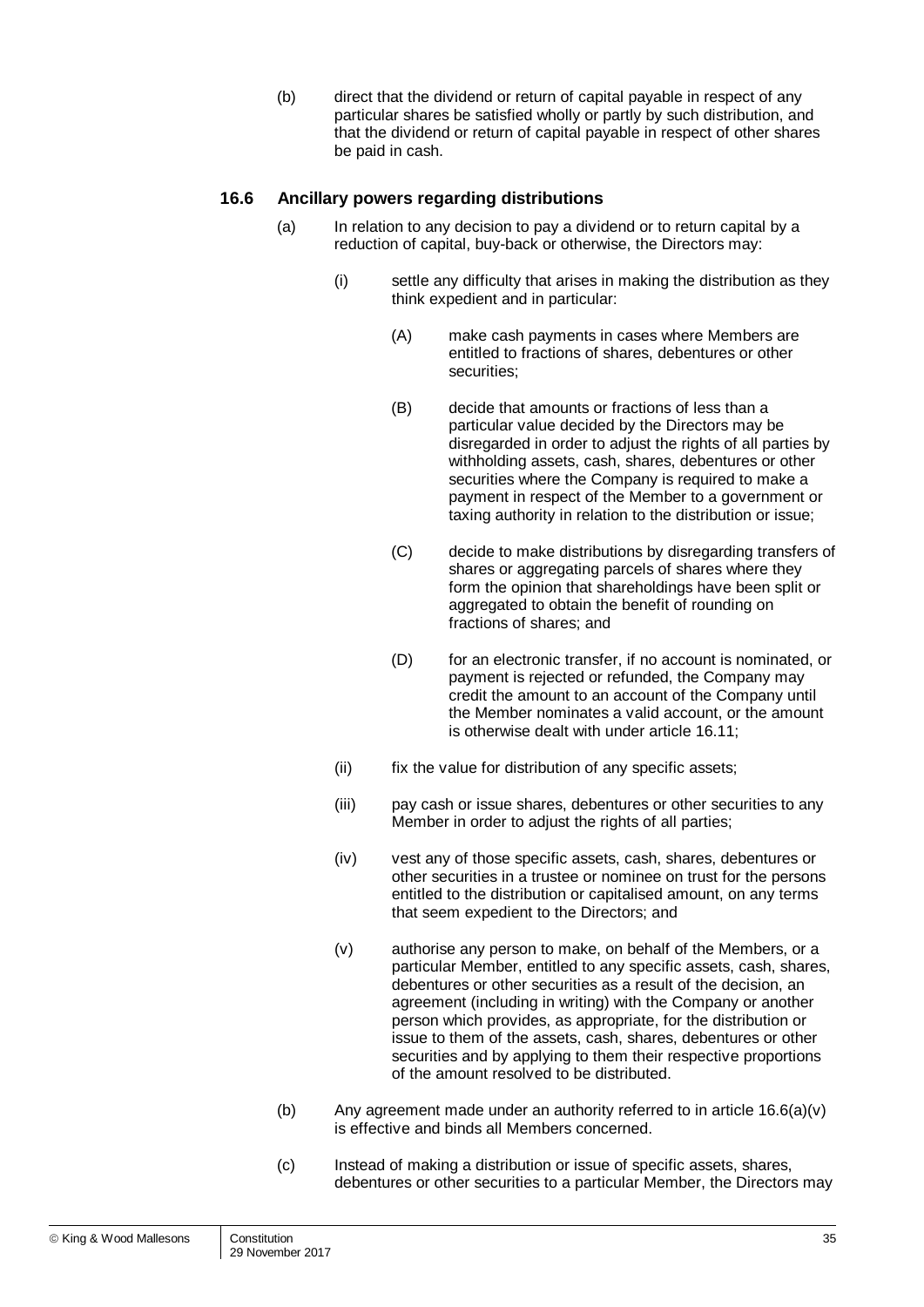(b) direct that the dividend or return of capital payable in respect of any particular shares be satisfied wholly or partly by such distribution, and that the dividend or return of capital payable in respect of other shares be paid in cash.

### 16.6 Ancillary powers regarding distributions

(a) In relation to any decision to pay a dividend or to return capital by a reduction of capital, buy-back or otherwise, the Directors may:

(i) settle any difficulty that arises in making the distribution as they think expedient and in particular:

(A) make cash payments in cases where Members are entitled to fractions of shares, debentures or other securities;

(B) decide that amounts or fractions of less than a particular value decided by the Directors may be disregarded in order to adjust the rights of all parties by withholding assets, cash, shares, debentures or other securities where the Company is required to make a payment in respect of the Member to a government or taxing authority in relation to the distribution or issue;

(C) decide to make distributions by disregarding transfers of shares or aggregating parcels of shares where they form the opinion that shareholdings have been split or aggregated to obtain the benefit of rounding on fractions of shares; and

(D) for an electronic transfer, if no account is nominated, or payment is rejected or refunded, the Company may credit the amount to an account of the Company until the Member nominates a valid account, or the amount is otherwise dealt with under article 16.11;

(ii) fix the value for distribution of any specific assets;

(iii) pay cash or issue shares, debentures or other securities to any Member in order to adjust the rights of all parties;

(iv) vest any of those specific assets, cash, shares, debentures or other securities in a trustee or nominee on trust for the persons entitled to the distribution or capitalised amount, on any terms that seem expedient to the Directors; and

(v) authorise any person to make, on behalf of the Members, or a particular Member, entitled to any specific assets, cash, shares, debentures or other securities as a result of the decision, an agreement (including in writing) with the Company or another person which provides, as appropriate, for the distribution or issue to them of the assets, cash, shares, debentures or other securities and by applying to them their respective proportions of the amount resolved to be distributed.

(b) Any agreement made under an authority referred to in article 16.6(a)(v) is effective and binds all Members concerned.

(c) Instead of making a distribution or issue of specific assets, shares, debentures or other securities to a particular Member, the Directors may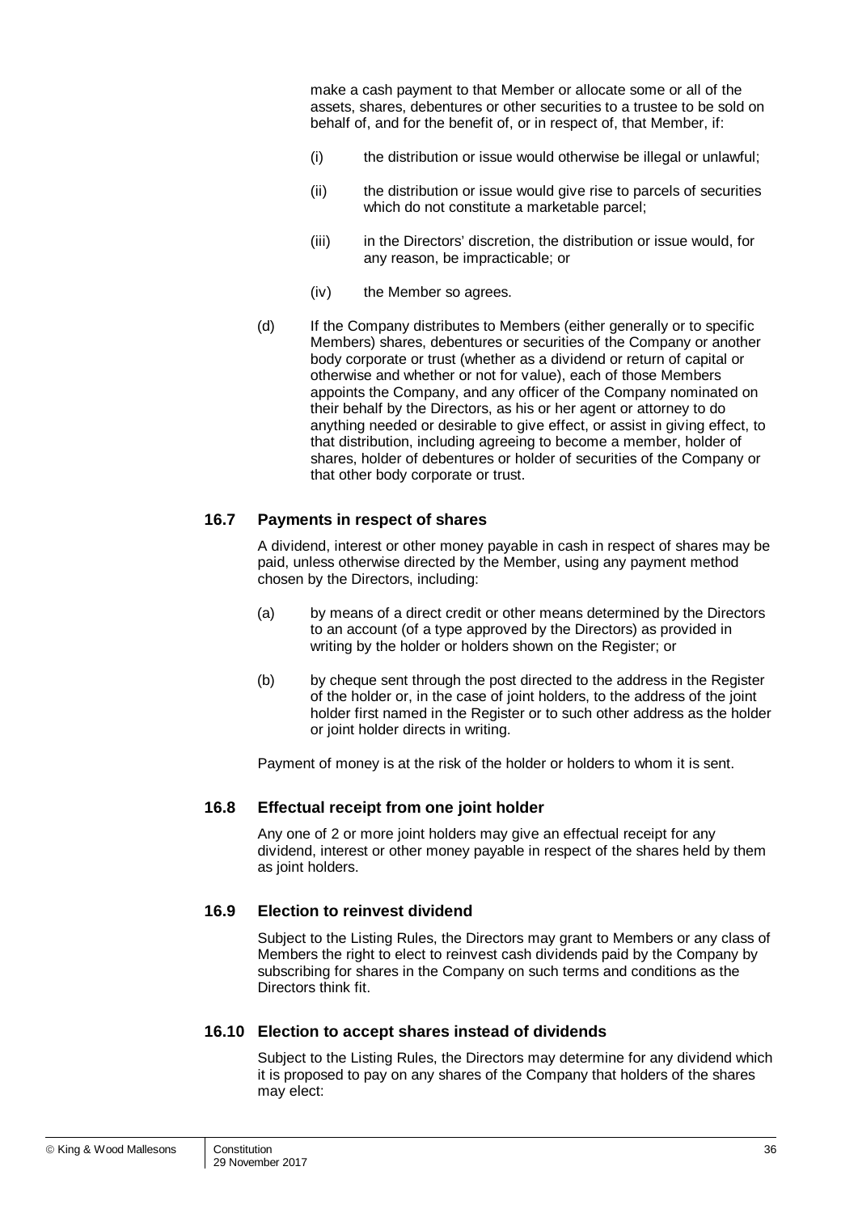make a cash payment to that Member or allocate some or all of the assets, shares, debentures or other securities to a trustee to be sold on behalf of, and for the benefit of, or in respect of, that Member, if:

(i) the distribution or issue would otherwise be illegal or unlawful;

(ii) the distribution or issue would give rise to parcels of securities which do not constitute a marketable parcel;

(iii) in the Directors' discretion, the distribution or issue would, for any reason, be impracticable; or

(iv) the Member so agrees.

(d) If the Company distributes to Members (either generally or to specific Members) shares, debentures or securities of the Company or another body corporate or trust (whether as a dividend or return of capital or otherwise and whether or not for value), each of those Members appoints the Company, and any officer of the Company nominated on their behalf by the Directors, as his or her agent or attorney to do anything needed or desirable to give effect, or assist in giving effect, to that distribution, including agreeing to become a member, holder of shares, holder of debentures or holder of securities of the Company or that other body corporate or trust.

### 16.7 Payments in respect of shares

A dividend, interest or other money payable in cash in respect of shares may be paid, unless otherwise directed by the Member, using any payment method chosen by the Directors, including:

(a) by means of a direct credit or other means determined by the Directors to an account (of a type approved by the Directors) as provided in writing by the holder or holders shown on the Register; or

(b) by cheque sent through the post directed to the address in the Register of the holder or, in the case of joint holders, to the address of the joint holder first named in the Register or to such other address as the holder or joint holder directs in writing.

Payment of money is at the risk of the holder or holders to whom it is sent.

### 16.8 Effectual receipt from one joint holder

Any one of 2 or more joint holders may give an effectual receipt for any dividend, interest or other money payable in respect of the shares held by them as joint holders.

### 16.9 Election to reinvest dividend

Subject to the Listing Rules, the Directors may grant to Members or any class of Members the right to elect to reinvest cash dividends paid by the Company by subscribing for shares in the Company on such terms and conditions as the Directors think fit.

### 16.10 Election to accept shares instead of dividends

Subject to the Listing Rules, the Directors may determine for any dividend which it is proposed to pay on any shares of the Company that holders of the shares may elect: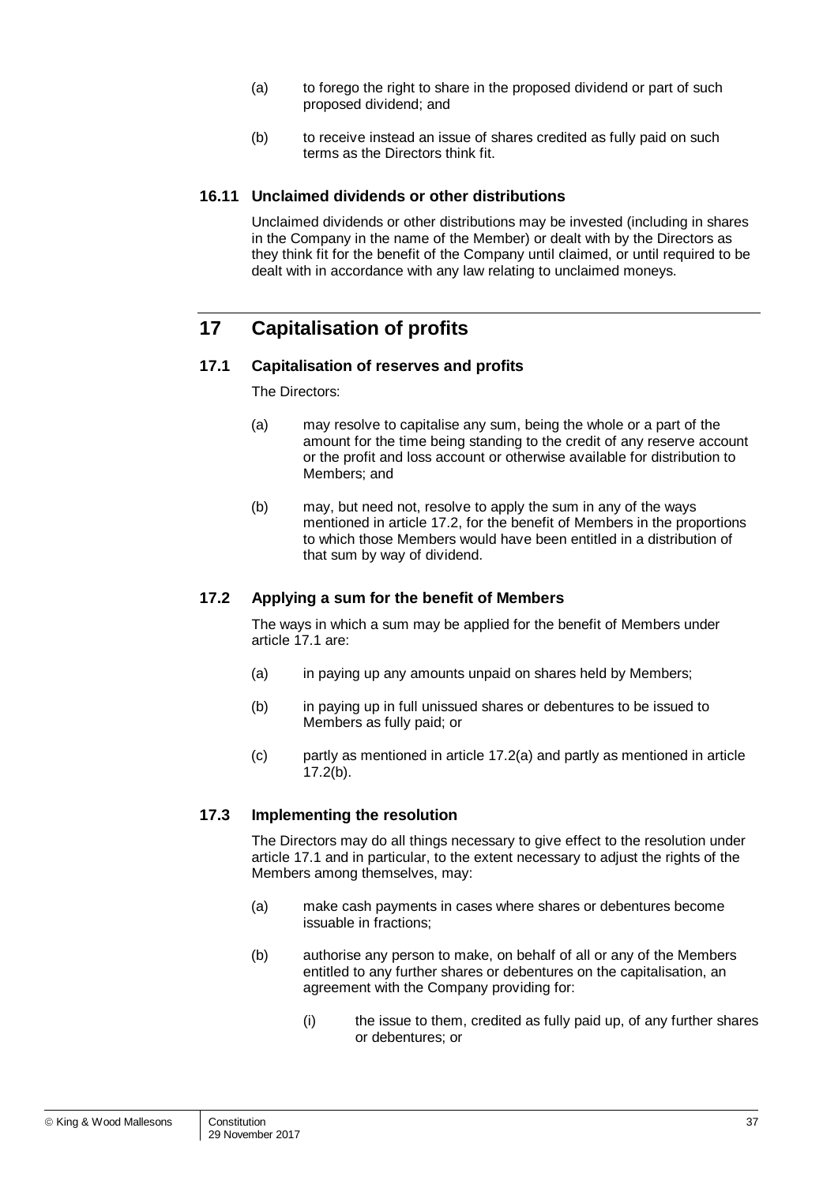(a) to forego the right to share in the proposed dividend or part of such proposed dividend; and

(b) to receive instead an issue of shares credited as fully paid on such terms as the Directors think fit.

### 16.11 Unclaimed dividends or other distributions

Unclaimed dividends or other distributions may be invested (including in shares in the Company in the name of the Member) or dealt with by the Directors as they think fit for the benefit of the Company until claimed, or until required to be dealt with in accordance with any law relating to unclaimed moneys.

## 17 Capitalisation of profits

### 17.1 Capitalisation of reserves and profits

The Directors:

(a) may resolve to capitalise any sum, being the whole or a part of the amount for the time being standing to the credit of any reserve account or the profit and loss account or otherwise available for distribution to Members; and

(b) may, but need not, resolve to apply the sum in any of the ways mentioned in article 17.2, for the benefit of Members in the proportions to which those Members would have been entitled in a distribution of that sum by way of dividend.

### 17.2 Applying a sum for the benefit of Members

The ways in which a sum may be applied for the benefit of Members under article 17.1 are:

(a) in paying up any amounts unpaid on shares held by Members;

(b) in paying up in full unissued shares or debentures to be issued to Members as fully paid; or

(c) partly as mentioned in article 17.2(a) and partly as mentioned in article 17.2(b).

### 17.3 Implementing the resolution

The Directors may do all things necessary to give effect to the resolution under article 17.1 and in particular, to the extent necessary to adjust the rights of the Members among themselves, may:

(a) make cash payments in cases where shares or debentures become issuable in fractions;

(b) authorise any person to make, on behalf of all or any of the Members entitled to any further shares or debentures on the capitalisation, an agreement with the Company providing for:

(i) the issue to them, credited as fully paid up, of any further shares or debentures; or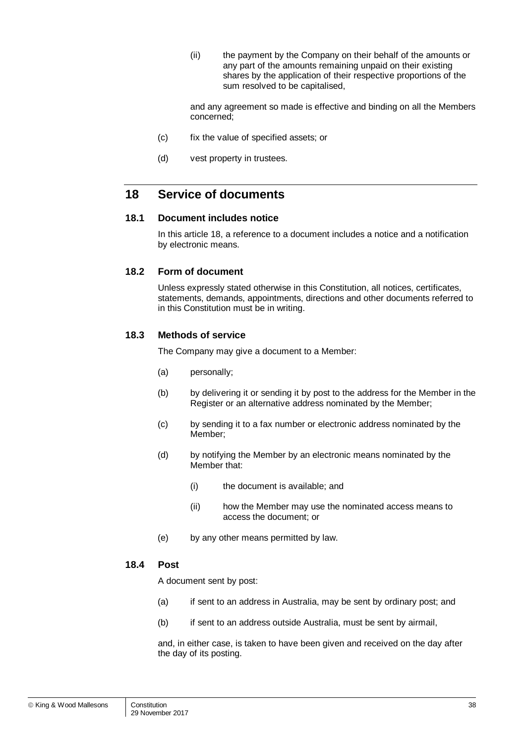(ii) the payment by the Company on their behalf of the amounts or any part of the amounts remaining unpaid on their existing shares by the application of their respective proportions of the sum resolved to be capitalised,

and any agreement so made is effective and binding on all the Members concerned;

(c) fix the value of specified assets; or

(d) vest property in trustees.

## 18 Service of documents

### 18.1 Document includes notice

In this article 18, a reference to a document includes a notice and a notification by electronic means.

### 18.2 Form of document

Unless expressly stated otherwise in this Constitution, all notices, certificates, statements, demands, appointments, directions and other documents referred to in this Constitution must be in writing.

### 18.3 Methods of service

The Company may give a document to a Member:

(a) personally;

(b) by delivering it or sending it by post to the address for the Member in the Register or an alternative address nominated by the Member;

(c) by sending it to a fax number or electronic address nominated by the Member;

(d) by notifying the Member by an electronic means nominated by the Member that:

(i) the document is available; and

(ii) how the Member may use the nominated access means to access the document; or

(e) by any other means permitted by law.

### 18.4 Post

A document sent by post:

(a) if sent to an address in Australia, may be sent by ordinary post; and

(b) if sent to an address outside Australia, must be sent by airmail,

and, in either case, is taken to have been given and received on the day after the day of its posting.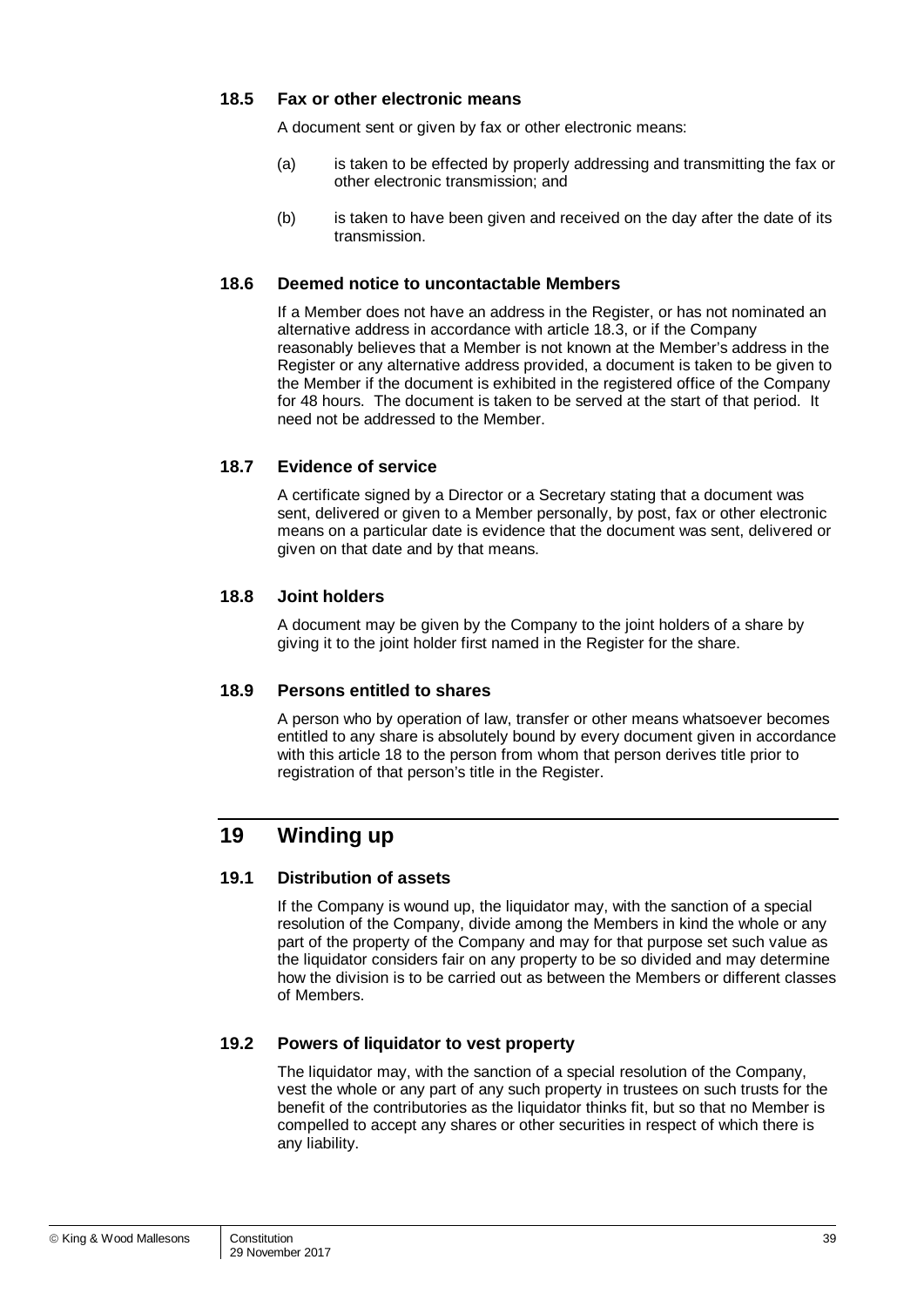### 18.5 Fax or other electronic means

A document sent or given by fax or other electronic means:

(a) is taken to be effected by properly addressing and transmitting the fax or other electronic transmission; and

(b) is taken to have been given and received on the day after the date of its transmission.

### 18.6 Deemed notice to uncontactable Members

If a Member does not have an address in the Register, or has not nominated an alternative address in accordance with article 18.3, or if the Company reasonably believes that a Member is not known at the Member's address in the Register or any alternative address provided, a document is taken to be given to the Member if the document is exhibited in the registered office of the Company for 48 hours. The document is taken to be served at the start of that period. It need not be addressed to the Member.

### 18.7 Evidence of service

A certificate signed by a Director or a Secretary stating that a document was sent, delivered or given to a Member personally, by post, fax or other electronic means on a particular date is evidence that the document was sent, delivered or given on that date and by that means.

### 18.8 Joint holders

A document may be given by the Company to the joint holders of a share by giving it to the joint holder first named in the Register for the share.

### 18.9 Persons entitled to shares

A person who by operation of law, transfer or other means whatsoever becomes entitled to any share is absolutely bound by every document given in accordance with this article 18 to the person from whom that person derives title prior to registration of that person's title in the Register.

## 19 Winding up

### 19.1 Distribution of assets

If the Company is wound up, the liquidator may, with the sanction of a special resolution of the Company, divide among the Members in kind the whole or any part of the property of the Company and may for that purpose set such value as the liquidator considers fair on any property to be so divided and may determine how the division is to be carried out as between the Members or different classes of Members.

### 19.2 Powers of liquidator to vest property

The liquidator may, with the sanction of a special resolution of the Company, vest the whole or any part of any such property in trustees on such trusts for the benefit of the contributories as the liquidator thinks fit, but so that no Member is compelled to accept any shares or other securities in respect of which there is any liability.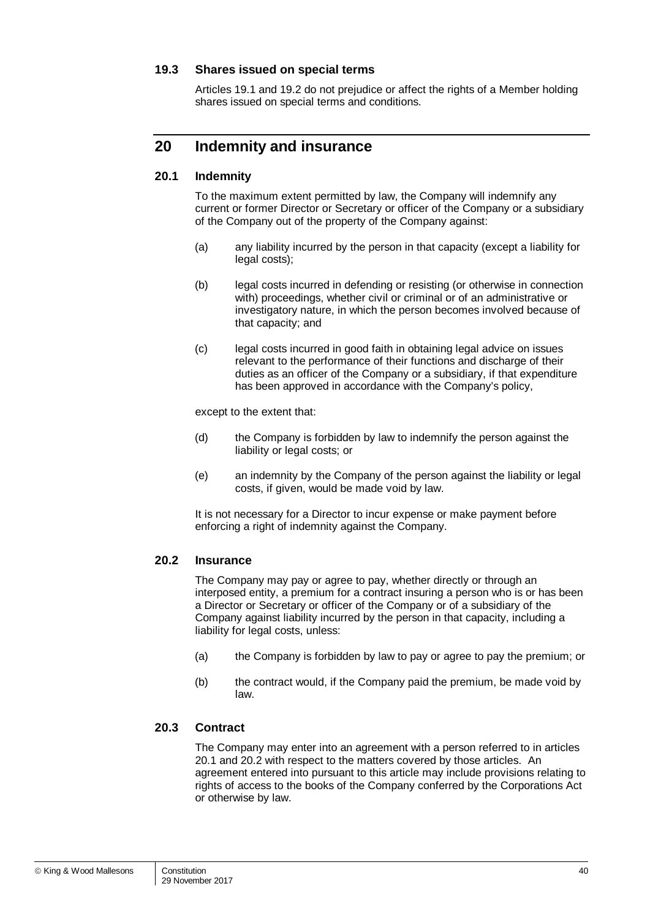### 19.3 Shares issued on special terms

Articles 19.1 and 19.2 do not prejudice or affect the rights of a Member holding shares issued on special terms and conditions.

## 20 Indemnity and insurance

### 20.1 Indemnity

To the maximum extent permitted by law, the Company will indemnify any current or former Director or Secretary or officer of the Company or a subsidiary of the Company out of the property of the Company against:

(a) any liability incurred by the person in that capacity (except a liability for legal costs);

(b) legal costs incurred in defending or resisting (or otherwise in connection with) proceedings, whether civil or criminal or of an administrative or investigatory nature, in which the person becomes involved because of that capacity; and

(c) legal costs incurred in good faith in obtaining legal advice on issues relevant to the performance of their functions and discharge of their duties as an officer of the Company or a subsidiary, if that expenditure has been approved in accordance with the Company's policy,

except to the extent that:

(d) the Company is forbidden by law to indemnify the person against the liability or legal costs; or

(e) an indemnity by the Company of the person against the liability or legal costs, if given, would be made void by law.

It is not necessary for a Director to incur expense or make payment before enforcing a right of indemnity against the Company.

### 20.2 Insurance

The Company may pay or agree to pay, whether directly or through an interposed entity, a premium for a contract insuring a person who is or has been a Director or Secretary or officer of the Company or of a subsidiary of the Company against liability incurred by the person in that capacity, including a liability for legal costs, unless:

(a) the Company is forbidden by law to pay or agree to pay the premium; or

(b) the contract would, if the Company paid the premium, be made void by law.

### 20.3 Contract

The Company may enter into an agreement with a person referred to in articles 20.1 and 20.2 with respect to the matters covered by those articles. An agreement entered into pursuant to this article may include provisions relating to rights of access to the books of the Company conferred by the Corporations Act or otherwise by law.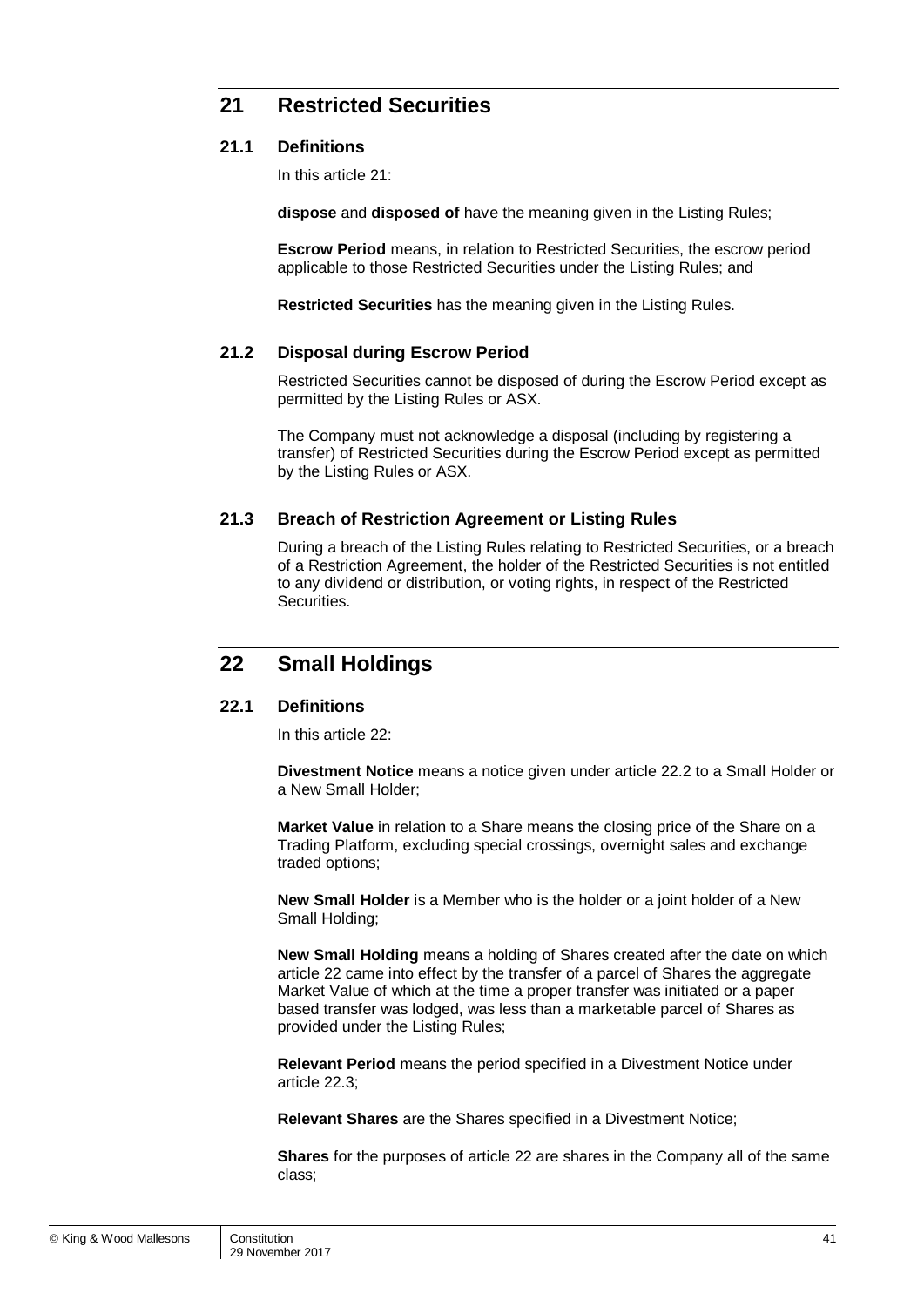# 21 Restricted Securities

## 21.1 Definitions

In this article 21:

**dispose** and **disposed of** have the meaning given in the Listing Rules;

**Escrow Period** means, in relation to Restricted Securities, the escrow period applicable to those Restricted Securities under the Listing Rules; and

**Restricted Securities** has the meaning given in the Listing Rules.

## 21.2 Disposal during Escrow Period

Restricted Securities cannot be disposed of during the Escrow Period except as permitted by the Listing Rules or ASX.

The Company must not acknowledge a disposal (including by registering a transfer) of Restricted Securities during the Escrow Period except as permitted by the Listing Rules or ASX.

## 21.3 Breach of Restriction Agreement or Listing Rules

During a breach of the Listing Rules relating to Restricted Securities, or a breach of a Restriction Agreement, the holder of the Restricted Securities is not entitled to any dividend or distribution, or voting rights, in respect of the Restricted Securities.

# 22 Small Holdings

## 22.1 Definitions

In this article 22:

**Divestment Notice** means a notice given under article 22.2 to a Small Holder or a New Small Holder;

**Market Value** in relation to a Share means the closing price of the Share on a Trading Platform, excluding special crossings, overnight sales and exchange traded options;

**New Small Holder** is a Member who is the holder or a joint holder of a New Small Holding;

**New Small Holding** means a holding of Shares created after the date on which article 22 came into effect by the transfer of a parcel of Shares the aggregate Market Value of which at the time a proper transfer was initiated or a paper based transfer was lodged, was less than a marketable parcel of Shares as provided under the Listing Rules;

**Relevant Period** means the period specified in a Divestment Notice under article 22.3;

**Relevant Shares** are the Shares specified in a Divestment Notice;

**Shares** for the purposes of article 22 are shares in the Company all of the same class;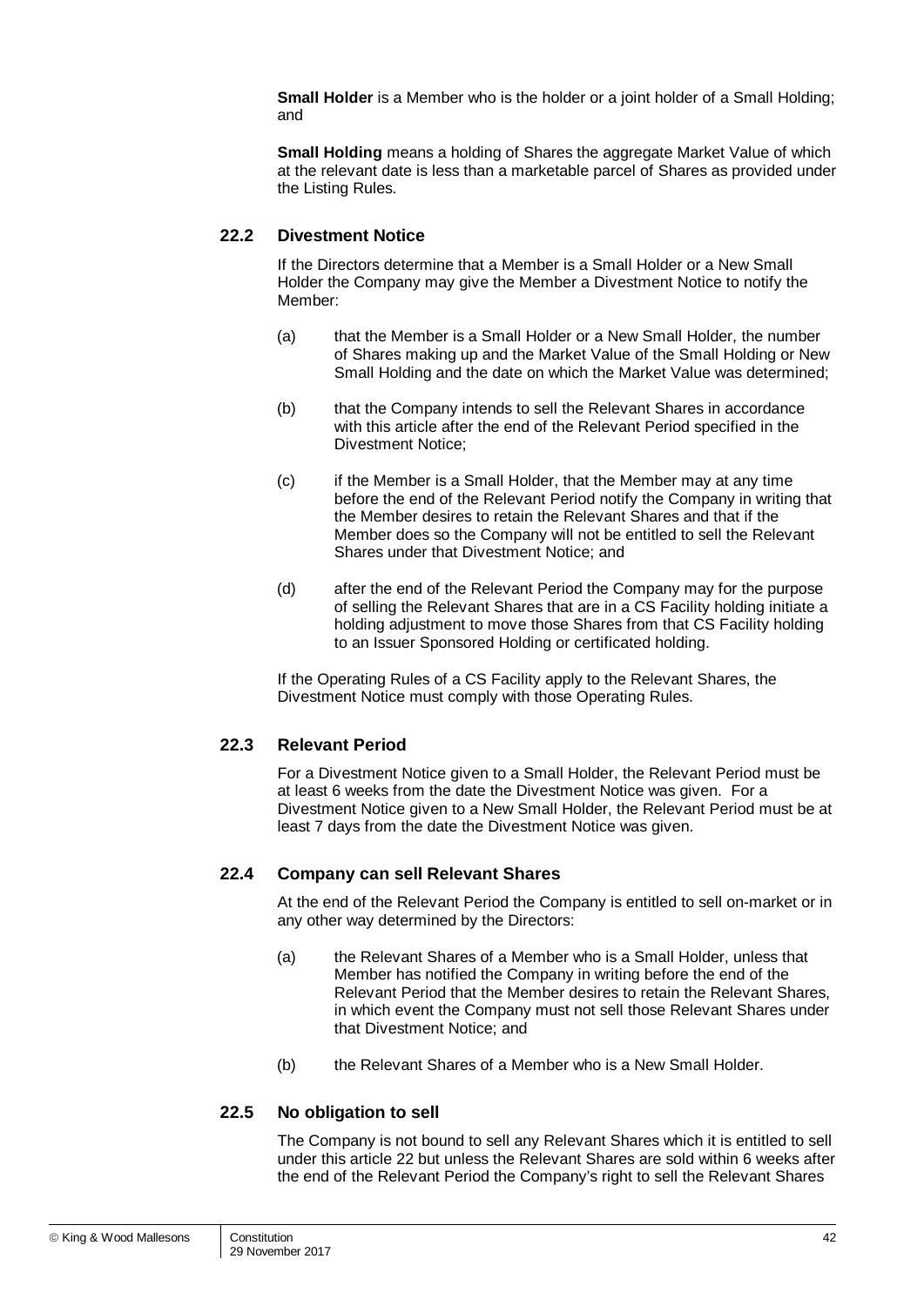**Small Holder** is a Member who is the holder or a joint holder of a Small Holding; and

**Small Holding** means a holding of Shares the aggregate Market Value of which at the relevant date is less than a marketable parcel of Shares as provided under the Listing Rules.

### 22.2 Divestment Notice

If the Directors determine that a Member is a Small Holder or a New Small Holder the Company may give the Member a Divestment Notice to notify the Member:

(a) that the Member is a Small Holder or a New Small Holder, the number of Shares making up and the Market Value of the Small Holding or New Small Holding and the date on which the Market Value was determined;

(b) that the Company intends to sell the Relevant Shares in accordance with this article after the end of the Relevant Period specified in the Divestment Notice;

(c) if the Member is a Small Holder, that the Member may at any time before the end of the Relevant Period notify the Company in writing that the Member desires to retain the Relevant Shares and that if the Member does so the Company will not be entitled to sell the Relevant Shares under that Divestment Notice; and

(d) after the end of the Relevant Period the Company may for the purpose of selling the Relevant Shares that are in a CS Facility holding initiate a holding adjustment to move those Shares from that CS Facility holding to an Issuer Sponsored Holding or certificated holding.

If the Operating Rules of a CS Facility apply to the Relevant Shares, the Divestment Notice must comply with those Operating Rules.

### 22.3 Relevant Period

For a Divestment Notice given to a Small Holder, the Relevant Period must be at least 6 weeks from the date the Divestment Notice was given. For a Divestment Notice given to a New Small Holder, the Relevant Period must be at least 7 days from the date the Divestment Notice was given.

### 22.4 Company can sell Relevant Shares

At the end of the Relevant Period the Company is entitled to sell on-market or in any other way determined by the Directors:

(a) the Relevant Shares of a Member who is a Small Holder, unless that Member has notified the Company in writing before the end of the Relevant Period that the Member desires to retain the Relevant Shares, in which event the Company must not sell those Relevant Shares under that Divestment Notice; and

(b) the Relevant Shares of a Member who is a New Small Holder.

### 22.5 No obligation to sell

The Company is not bound to sell any Relevant Shares which it is entitled to sell under this article 22 but unless the Relevant Shares are sold within 6 weeks after the end of the Relevant Period the Company's right to sell the Relevant Shares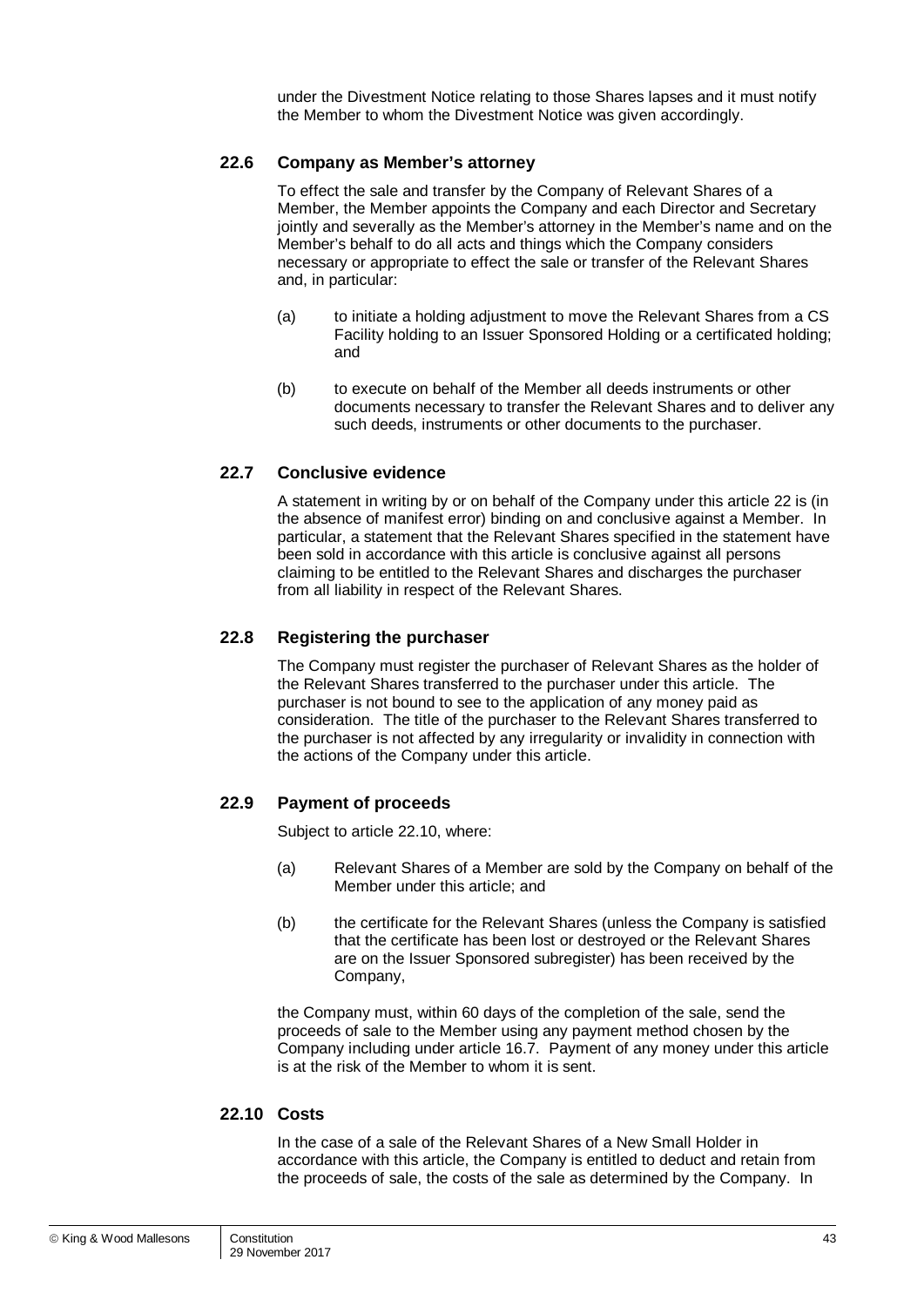under the Divestment Notice relating to those Shares lapses and it must notify the Member to whom the Divestment Notice was given accordingly.

### 22.6 Company as Member's attorney

To effect the sale and transfer by the Company of Relevant Shares of a Member, the Member appoints the Company and each Director and Secretary jointly and severally as the Member's attorney in the Member's name and on the Member's behalf to do all acts and things which the Company considers necessary or appropriate to effect the sale or transfer of the Relevant Shares and, in particular:

(a) to initiate a holding adjustment to move the Relevant Shares from a CS Facility holding to an Issuer Sponsored Holding or a certificated holding; and

(b) to execute on behalf of the Member all deeds instruments or other documents necessary to transfer the Relevant Shares and to deliver any such deeds, instruments or other documents to the purchaser.

### 22.7 Conclusive evidence

A statement in writing by or on behalf of the Company under this article 22 is (in the absence of manifest error) binding on and conclusive against a Member. In particular, a statement that the Relevant Shares specified in the statement have been sold in accordance with this article is conclusive against all persons claiming to be entitled to the Relevant Shares and discharges the purchaser from all liability in respect of the Relevant Shares.

### 22.8 Registering the purchaser

The Company must register the purchaser of Relevant Shares as the holder of the Relevant Shares transferred to the purchaser under this article. The purchaser is not bound to see to the application of any money paid as consideration. The title of the purchaser to the Relevant Shares transferred to the purchaser is not affected by any irregularity or invalidity in connection with the actions of the Company under this article.

### 22.9 Payment of proceeds

Subject to article 22.10, where:

(a) Relevant Shares of a Member are sold by the Company on behalf of the Member under this article; and

(b) the certificate for the Relevant Shares (unless the Company is satisfied that the certificate has been lost or destroyed or the Relevant Shares are on the Issuer Sponsored subregister) has been received by the Company,

the Company must, within 60 days of the completion of the sale, send the proceeds of sale to the Member using any payment method chosen by the Company including under article 16.7. Payment of any money under this article is at the risk of the Member to whom it is sent.

### 22.10 Costs

In the case of a sale of the Relevant Shares of a New Small Holder in accordance with this article, the Company is entitled to deduct and retain from the proceeds of sale, the costs of the sale as determined by the Company. In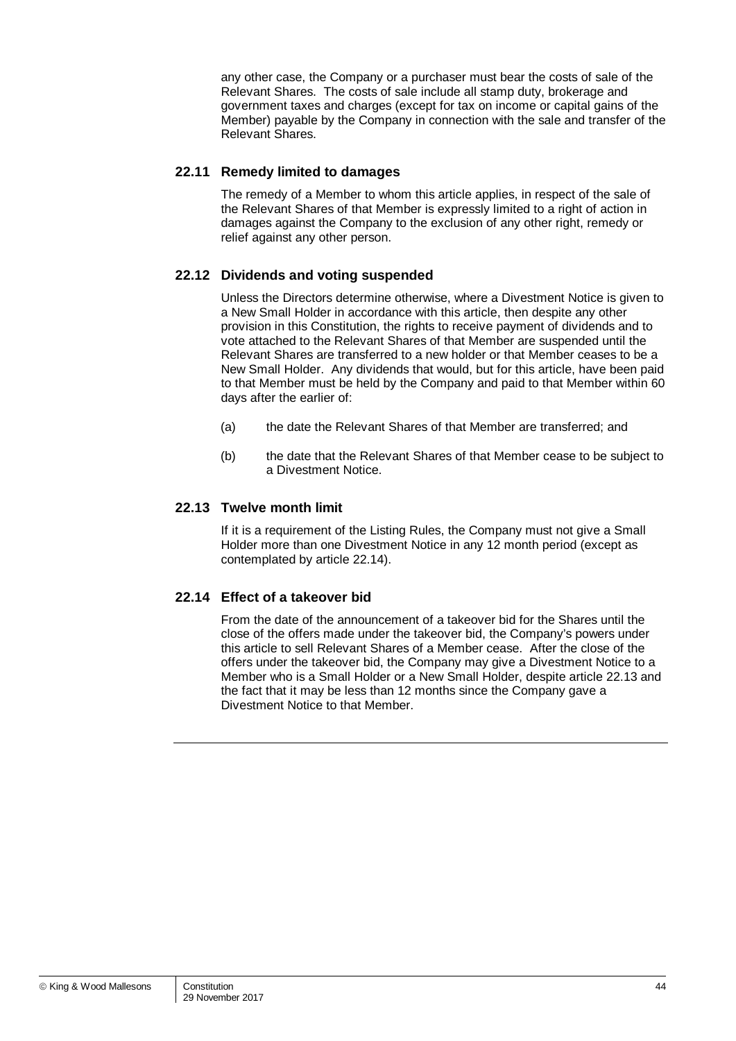any other case, the Company or a purchaser must bear the costs of sale of the Relevant Shares. The costs of sale include all stamp duty, brokerage and government taxes and charges (except for tax on income or capital gains of the Member) payable by the Company in connection with the sale and transfer of the Relevant Shares.

### 22.11 Remedy limited to damages

The remedy of a Member to whom this article applies, in respect of the sale of the Relevant Shares of that Member is expressly limited to a right of action in damages against the Company to the exclusion of any other right, remedy or relief against any other person.

### 22.12 Dividends and voting suspended

Unless the Directors determine otherwise, where a Divestment Notice is given to a New Small Holder in accordance with this article, then despite any other provision in this Constitution, the rights to receive payment of dividends and to vote attached to the Relevant Shares of that Member are suspended until the Relevant Shares are transferred to a new holder or that Member ceases to be a New Small Holder. Any dividends that would, but for this article, have been paid to that Member must be held by the Company and paid to that Member within 60 days after the earlier of:

(a) the date the Relevant Shares of that Member are transferred; and

(b) the date that the Relevant Shares of that Member cease to be subject to a Divestment Notice.

### 22.13 Twelve month limit

If it is a requirement of the Listing Rules, the Company must not give a Small Holder more than one Divestment Notice in any 12 month period (except as contemplated by article 22.14).

### 22.14 Effect of a takeover bid

From the date of the announcement of a takeover bid for the Shares until the close of the offers made under the takeover bid, the Company's powers under this article to sell Relevant Shares of a Member cease. After the close of the offers under the takeover bid, the Company may give a Divestment Notice to a Member who is a Small Holder or a New Small Holder, despite article 22.13 and the fact that it may be less than 12 months since the Company gave a Divestment Notice to that Member.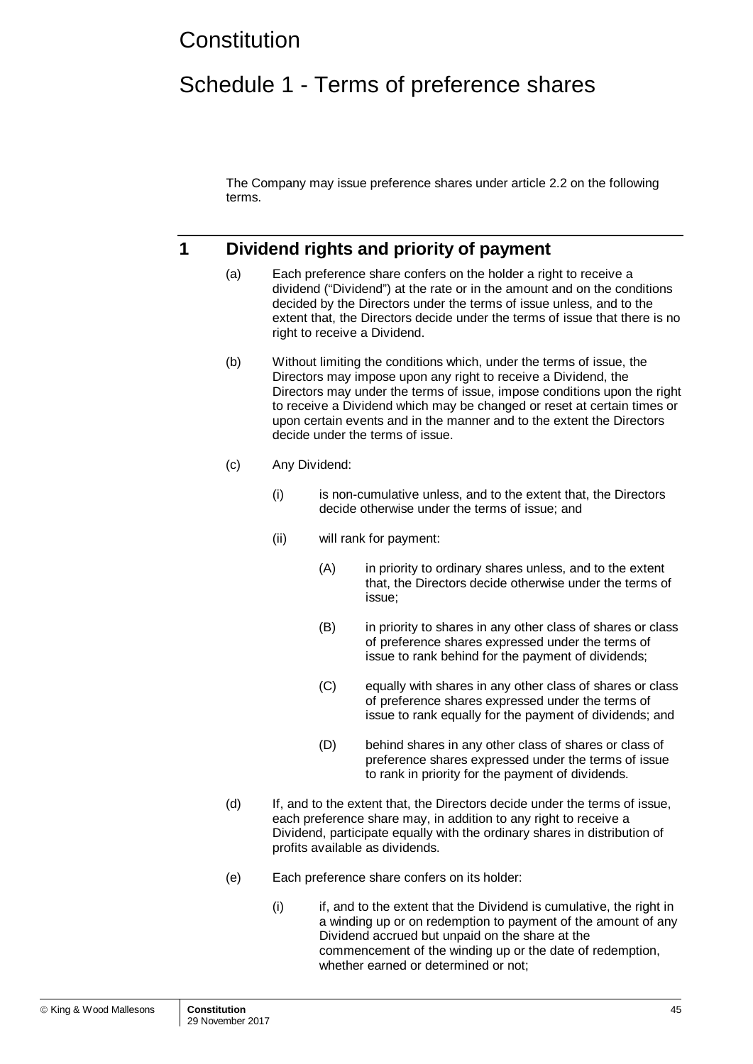# Constitution

# Schedule 1 - Terms of preference shares

The Company may issue preference shares under article 2.2 on the following terms.

## 1 Dividend rights and priority of payment

(a) Each preference share confers on the holder a right to receive a dividend ("Dividend") at the rate or in the amount and on the conditions decided by the Directors under the terms of issue unless, and to the extent that, the Directors decide under the terms of issue that there is no right to receive a Dividend.

(b) Without limiting the conditions which, under the terms of issue, the Directors may impose upon any right to receive a Dividend, the Directors may under the terms of issue, impose conditions upon the right to receive a Dividend which may be changed or reset at certain times or upon certain events and in the manner and to the extent the Directors decide under the terms of issue.

(c) Any Dividend:

(i) is non-cumulative unless, and to the extent that, the Directors decide otherwise under the terms of issue; and

(ii) will rank for payment:

(A) in priority to ordinary shares unless, and to the extent that, the Directors decide otherwise under the terms of issue;

(B) in priority to shares in any other class of shares or class of preference shares expressed under the terms of issue to rank behind for the payment of dividends;

(C) equally with shares in any other class of shares or class of preference shares expressed under the terms of issue to rank equally for the payment of dividends; and

(D) behind shares in any other class of shares or class of preference shares expressed under the terms of issue to rank in priority for the payment of dividends.

(d) If, and to the extent that, the Directors decide under the terms of issue, each preference share may, in addition to any right to receive a Dividend, participate equally with the ordinary shares in distribution of profits available as dividends.

(e) Each preference share confers on its holder:

(i) if, and to the extent that the Dividend is cumulative, the right in a winding up or on redemption to payment of the amount of any Dividend accrued but unpaid on the share at the commencement of the winding up or the date of redemption, whether earned or determined or not;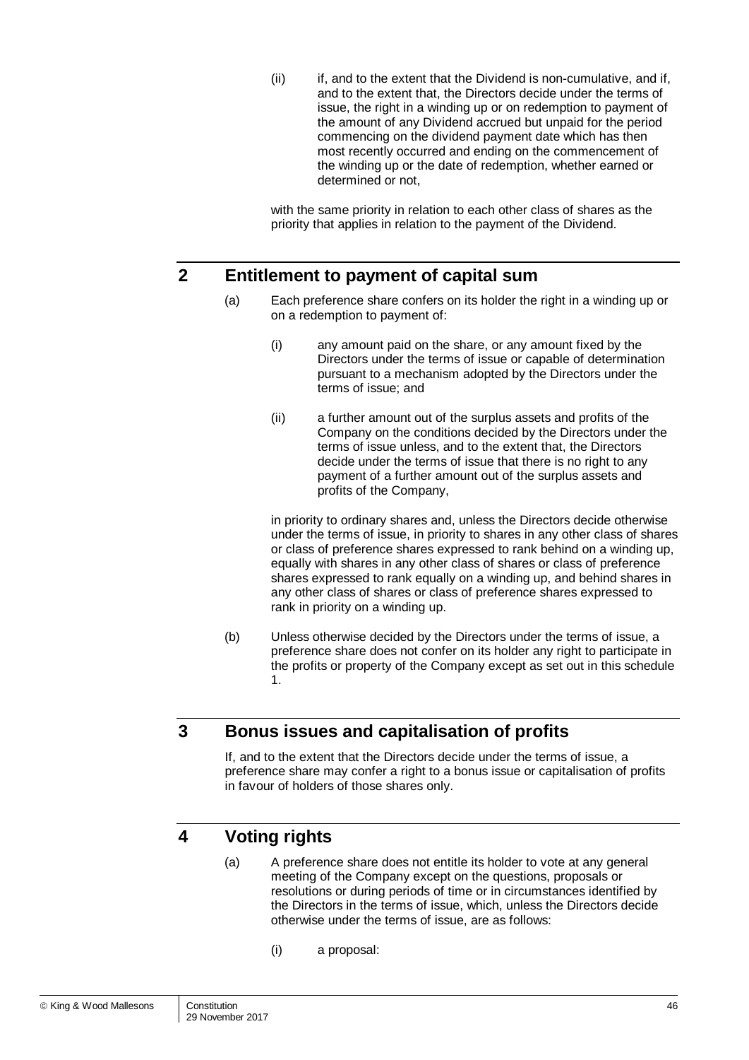(ii) if, and to the extent that the Dividend is non-cumulative, and if, and to the extent that, the Directors decide under the terms of issue, the right in a winding up or on redemption to payment of the amount of any Dividend accrued but unpaid for the period commencing on the dividend payment date which has then most recently occurred and ending on the commencement of the winding up or the date of redemption, whether earned or determined or not,

with the same priority in relation to each other class of shares as the priority that applies in relation to the payment of the Dividend.

## 2 Entitlement to payment of capital sum

(a) Each preference share confers on its holder the right in a winding up or on a redemption to payment of:

(i) any amount paid on the share, or any amount fixed by the Directors under the terms of issue or capable of determination pursuant to a mechanism adopted by the Directors under the terms of issue; and

(ii) a further amount out of the surplus assets and profits of the Company on the conditions decided by the Directors under the terms of issue unless, and to the extent that, the Directors decide under the terms of issue that there is no right to any payment of a further amount out of the surplus assets and profits of the Company,

in priority to ordinary shares and, unless the Directors decide otherwise under the terms of issue, in priority to shares in any other class of shares or class of preference shares expressed to rank behind on a winding up, equally with shares in any other class of shares or class of preference shares expressed to rank equally on a winding up, and behind shares in any other class of shares or class of preference shares expressed to rank in priority on a winding up.

(b) Unless otherwise decided by the Directors under the terms of issue, a preference share does not confer on its holder any right to participate in the profits or property of the Company except as set out in this schedule 1.

## 3 Bonus issues and capitalisation of profits

If, and to the extent that the Directors decide under the terms of issue, a preference share may confer a right to a bonus issue or capitalisation of profits in favour of holders of those shares only.

## 4 Voting rights

(a) A preference share does not entitle its holder to vote at any general meeting of the Company except on the questions, proposals or resolutions or during periods of time or in circumstances identified by the Directors in the terms of issue, which, unless the Directors decide otherwise under the terms of issue, are as follows:

(i) a proposal: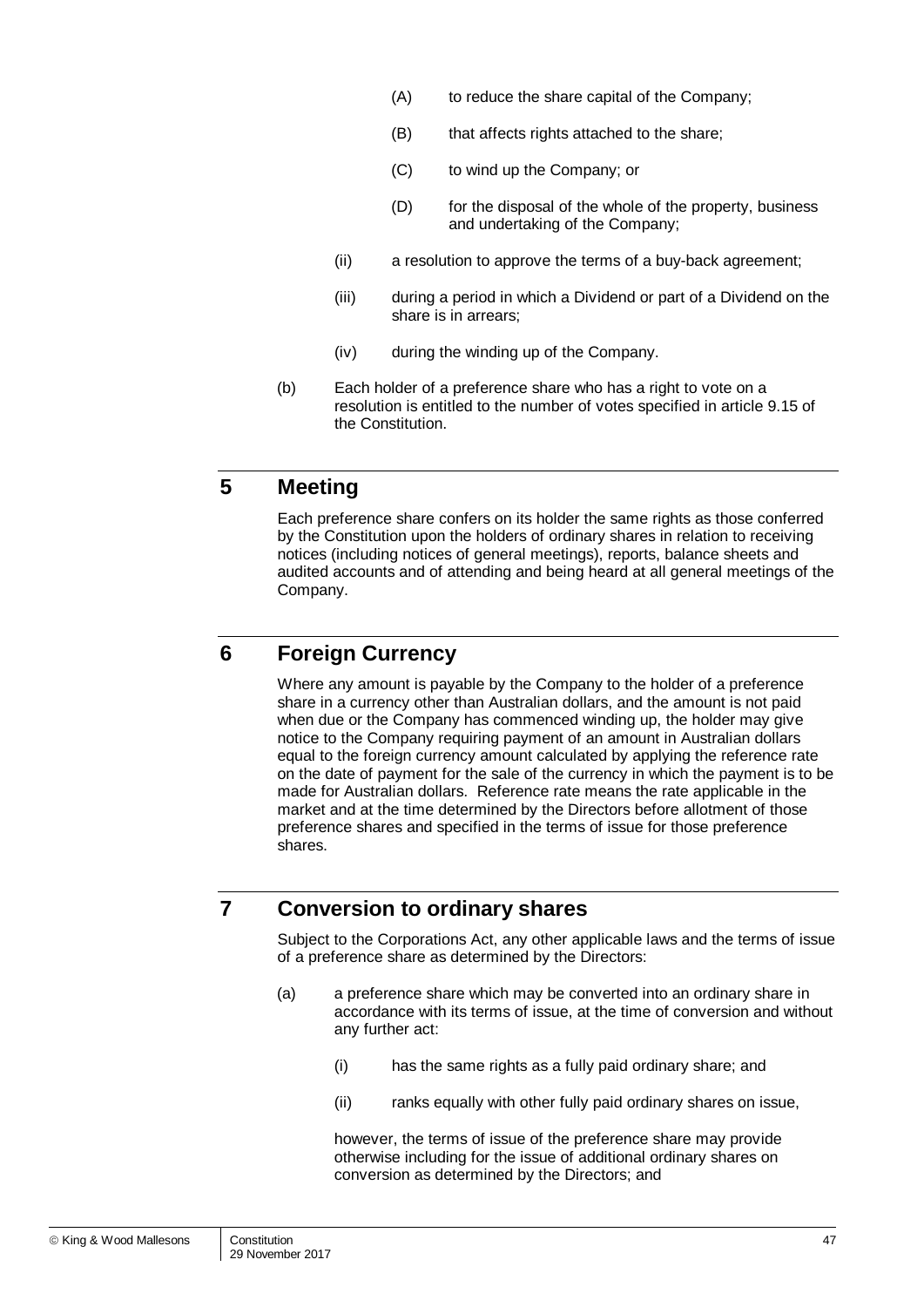(A) to reduce the share capital of the Company;

(B) that affects rights attached to the share;

(C) to wind up the Company; or

(D) for the disposal of the whole of the property, business and undertaking of the Company;

(ii) a resolution to approve the terms of a buy-back agreement;

(iii) during a period in which a Dividend or part of a Dividend on the share is in arrears;

(iv) during the winding up of the Company.

(b) Each holder of a preference share who has a right to vote on a resolution is entitled to the number of votes specified in article 9.15 of the Constitution.

## 5 Meeting

Each preference share confers on its holder the same rights as those conferred by the Constitution upon the holders of ordinary shares in relation to receiving notices (including notices of general meetings), reports, balance sheets and audited accounts and of attending and being heard at all general meetings of the Company.

## 6 Foreign Currency

Where any amount is payable by the Company to the holder of a preference share in a currency other than Australian dollars, and the amount is not paid when due or the Company has commenced winding up, the holder may give notice to the Company requiring payment of an amount in Australian dollars equal to the foreign currency amount calculated by applying the reference rate on the date of payment for the sale of the currency in which the payment is to be made for Australian dollars. Reference rate means the rate applicable in the market and at the time determined by the Directors before allotment of those preference shares and specified in the terms of issue for those preference shares.

## 7 Conversion to ordinary shares

Subject to the Corporations Act, any other applicable laws and the terms of issue of a preference share as determined by the Directors:

(a) a preference share which may be converted into an ordinary share in accordance with its terms of issue, at the time of conversion and without any further act:

(i) has the same rights as a fully paid ordinary share; and

(ii) ranks equally with other fully paid ordinary shares on issue,

however, the terms of issue of the preference share may provide otherwise including for the issue of additional ordinary shares on conversion as determined by the Directors; and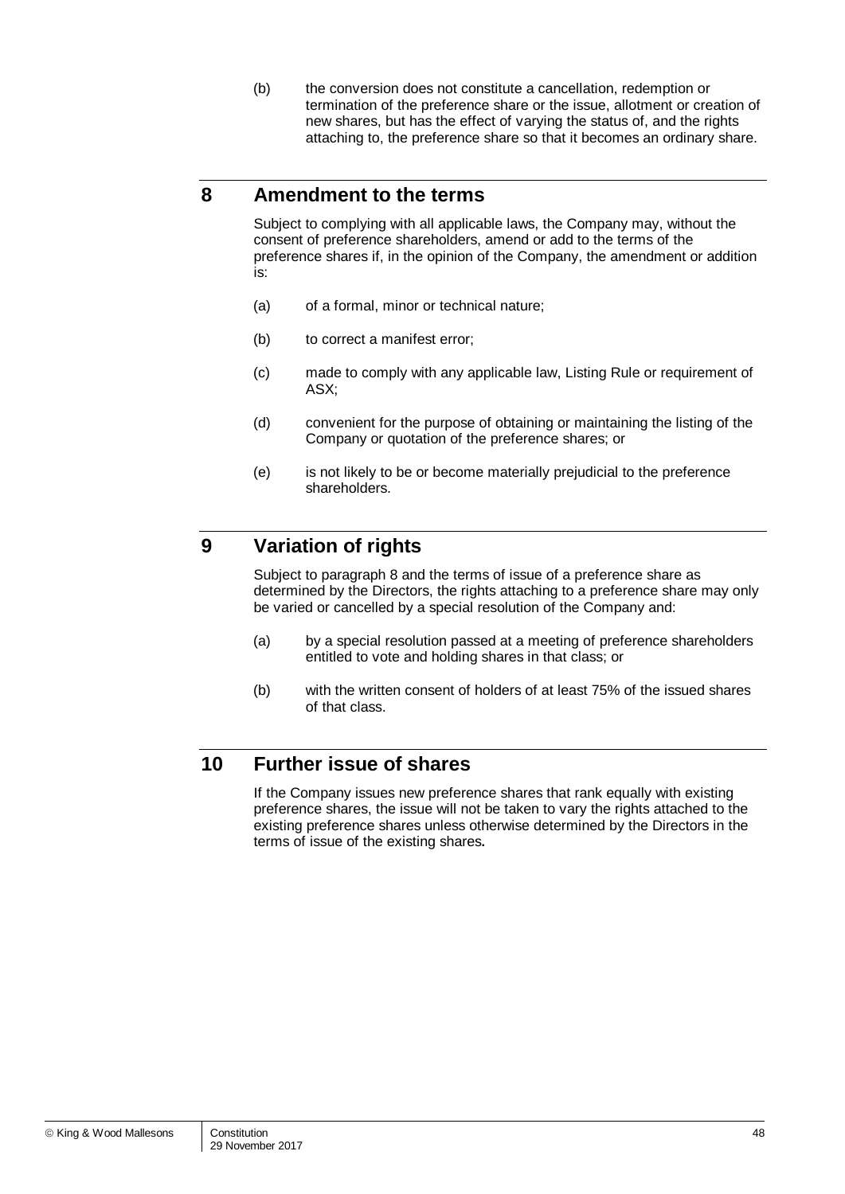(b) the conversion does not constitute a cancellation, redemption or termination of the preference share or the issue, allotment or creation of new shares, but has the effect of varying the status of, and the rights attaching to, the preference share so that it becomes an ordinary share.

## 8 Amendment to the terms

Subject to complying with all applicable laws, the Company may, without the consent of preference shareholders, amend or add to the terms of the preference shares if, in the opinion of the Company, the amendment or addition is:

(a) of a formal, minor or technical nature;

(b) to correct a manifest error;

(c) made to comply with any applicable law, Listing Rule or requirement of ASX;

(d) convenient for the purpose of obtaining or maintaining the listing of the Company or quotation of the preference shares; or

(e) is not likely to be or become materially prejudicial to the preference shareholders.

## 9 Variation of rights

Subject to paragraph 8 and the terms of issue of a preference share as determined by the Directors, the rights attaching to a preference share may only be varied or cancelled by a special resolution of the Company and:

(a) by a special resolution passed at a meeting of preference shareholders entitled to vote and holding shares in that class; or

(b) with the written consent of holders of at least 75% of the issued shares of that class.

## 10 Further issue of shares

If the Company issues new preference shares that rank equally with existing preference shares, the issue will not be taken to vary the rights attached to the existing preference shares unless otherwise determined by the Directors in the terms of issue of the existing shares**.**